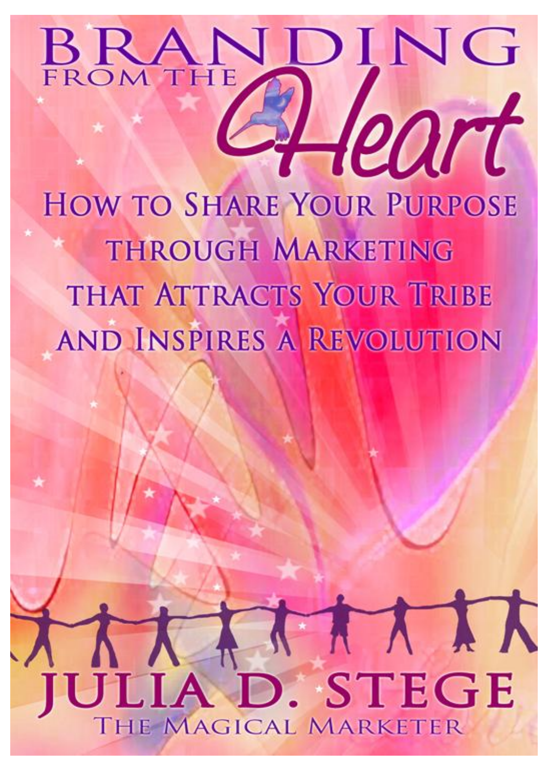# BRANDING FROM THE *Heart*

## How to Share Your Purpose through Marketing that Attracts Your Tribe and Inspires a Revolution

**JULIA D. STEGE**

The Magical Marketer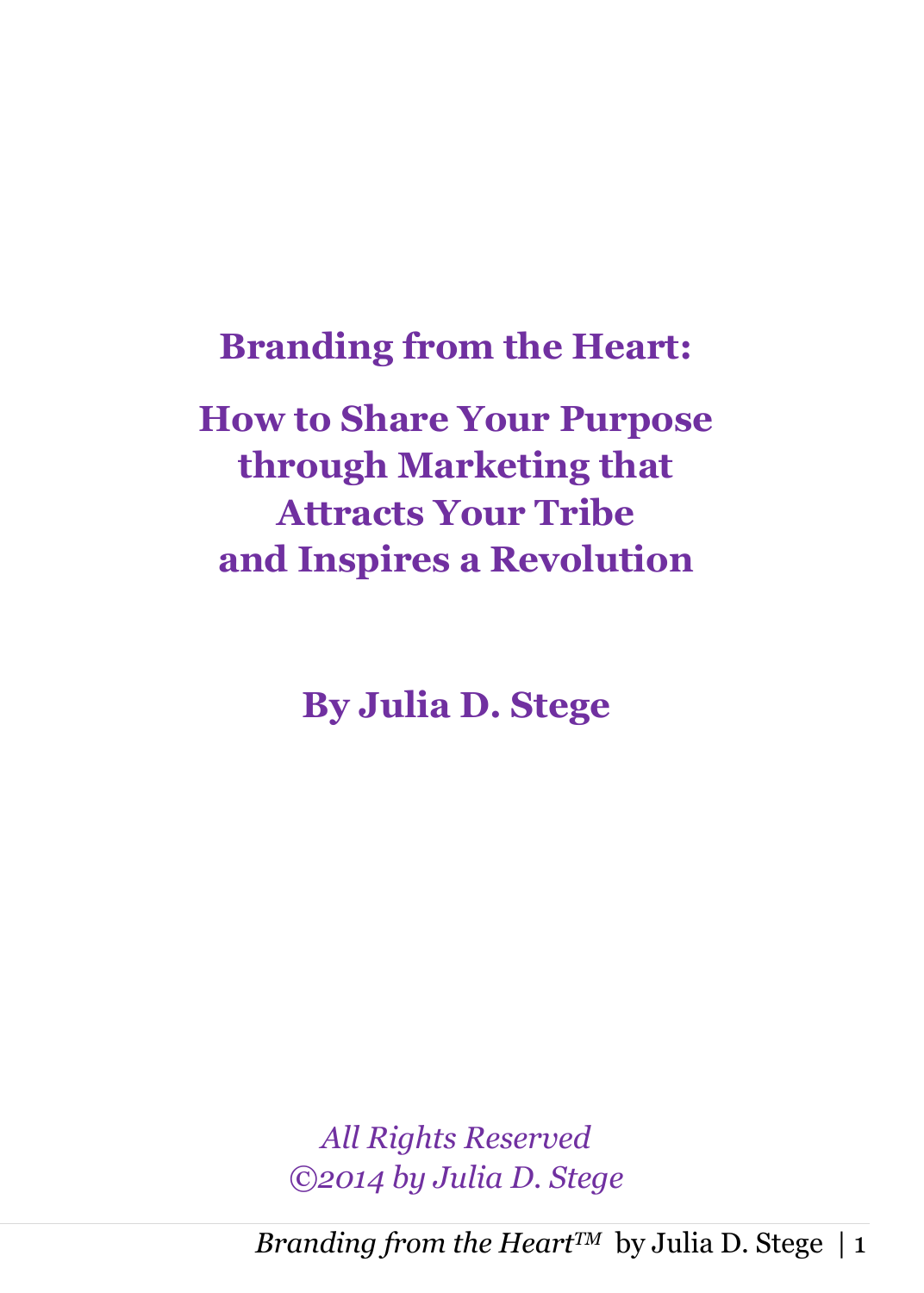# Branding from the Heart:

## How to Share Your Purpose through Marketing that Attracts Your Tribe and Inspires a Revolution

**By Julia D. Stege**

*All Rights Reserved*
*©2014 by Julia D. Stege*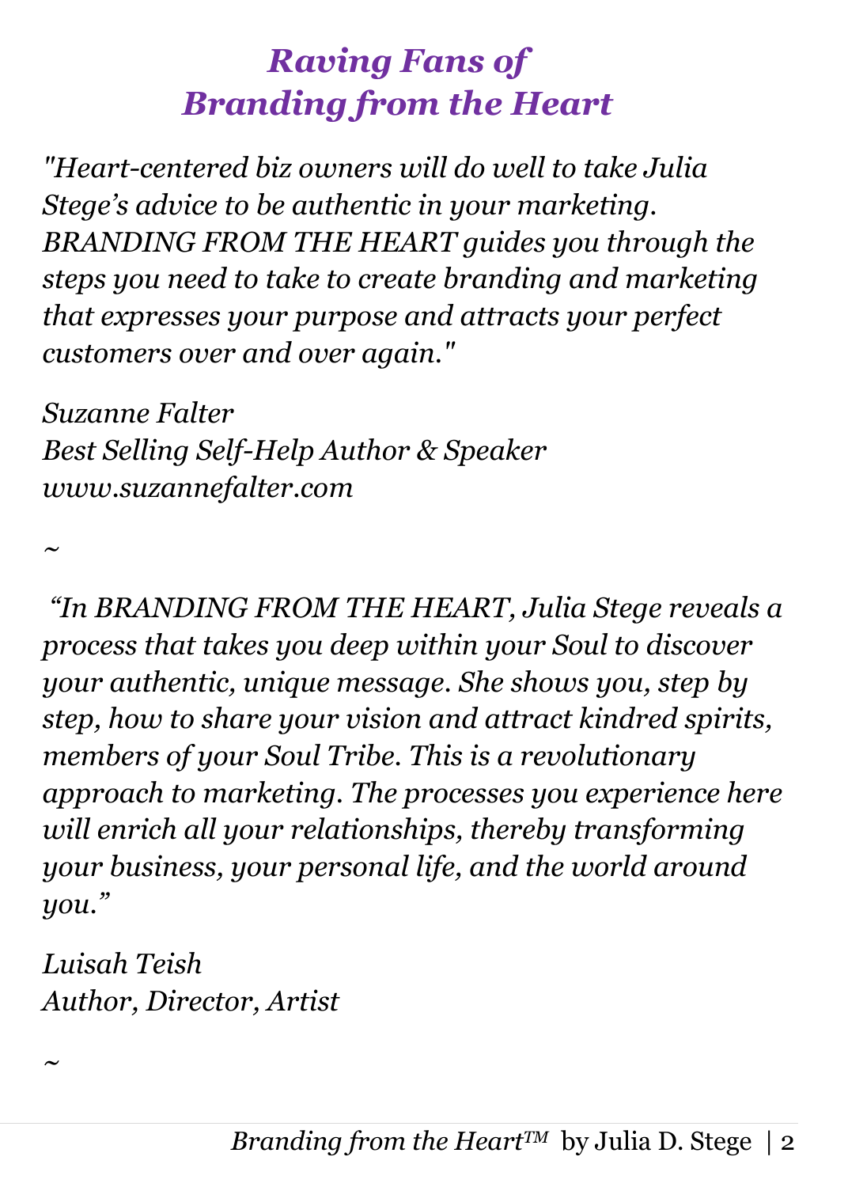# *Raving Fans of Branding from the Heart*

*"Heart-centered biz owners will do well to take Julia Stege's advice to be authentic in your marketing. BRANDING FROM THE HEART guides you through the steps you need to take to create branding and marketing that expresses your purpose and attracts your perfect customers over and over again."*

*Suzanne Falter*
*Best Selling Self-Help Author & Speaker*
*www.suzannefalter.com*

~

*"In BRANDING FROM THE HEART, Julia Stege reveals a process that takes you deep within your Soul to discover your authentic, unique message. She shows you, step by step, how to share your vision and attract kindred spirits, members of your Soul Tribe. This is a revolutionary approach to marketing. The processes you experience here will enrich all your relationships, thereby transforming your business, your personal life, and the world around you."*

*Luisah Teish*
*Author, Director, Artist*

~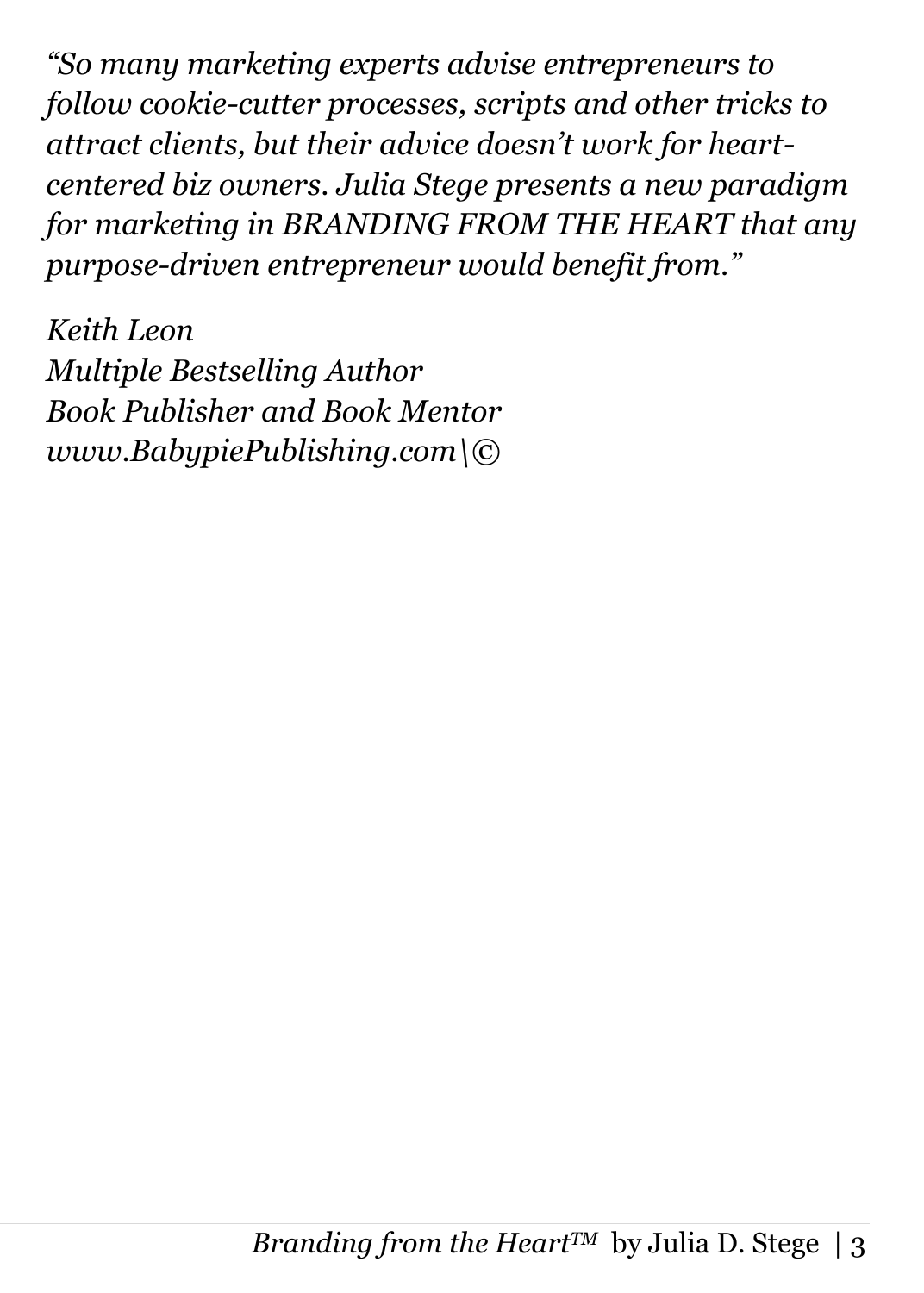*"So many marketing experts advise entrepreneurs to follow cookie-cutter processes, scripts and other tricks to attract clients, but their advice doesn't work for heart-centered biz owners. Julia Stege presents a new paradigm for marketing in BRANDING FROM THE HEART that any purpose-driven entrepreneur would benefit from."*

*Keith Leon*
*Multiple Bestselling Author*
*Book Publisher and Book Mentor*
*www.BabypiePublishing.com\©*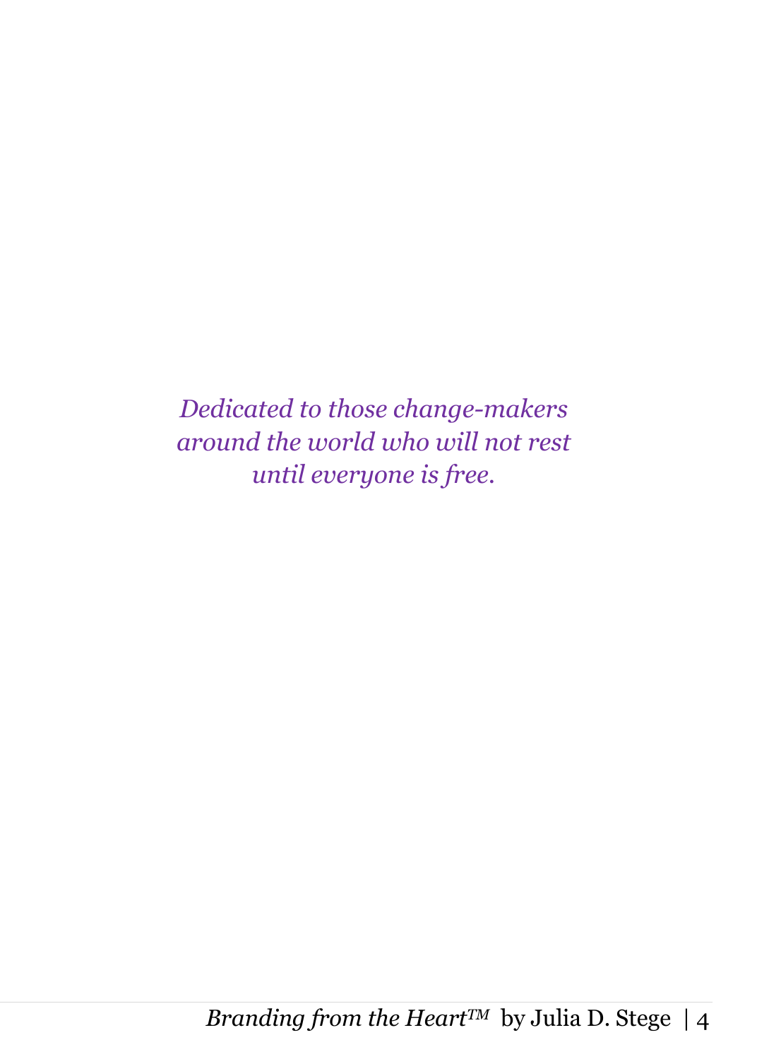*Dedicated to those change-makers around the world who will not rest until everyone is free.*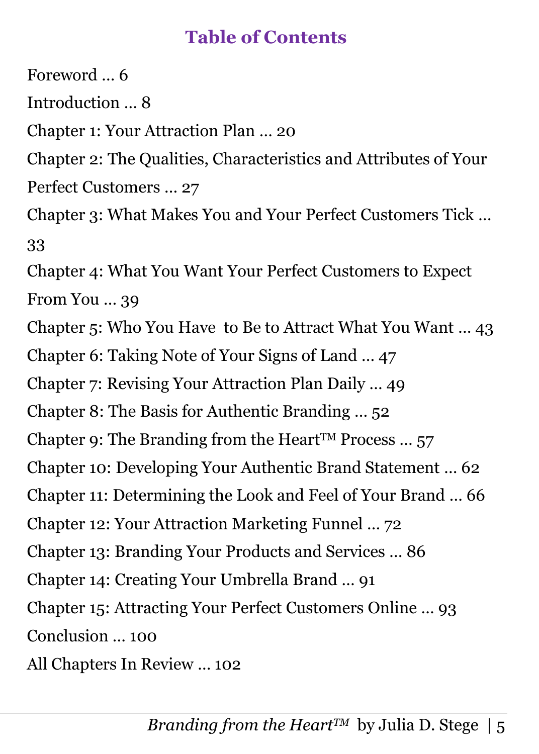# Table of Contents

Foreword ... 6

Introduction ... 8

Chapter 1: Your Attraction Plan ... 20

Chapter 2: The Qualities, Characteristics and Attributes of Your Perfect Customers ... 27

Chapter 3: What Makes You and Your Perfect Customers Tick ... 33

Chapter 4: What You Want Your Perfect Customers to Expect From You ... 39

Chapter 5: Who You Have to Be to Attract What You Want ... 43

Chapter 6: Taking Note of Your Signs of Land ... 47

Chapter 7: Revising Your Attraction Plan Daily ... 49

Chapter 8: The Basis for Authentic Branding ... 52

Chapter 9: The Branding from the Heart™ Process ... 57

Chapter 10: Developing Your Authentic Brand Statement ... 62

Chapter 11: Determining the Look and Feel of Your Brand ... 66

Chapter 12: Your Attraction Marketing Funnel ... 72

Chapter 13: Branding Your Products and Services ... 86

Chapter 14: Creating Your Umbrella Brand ... 91

Chapter 15: Attracting Your Perfect Customers Online ... 93

Conclusion ... 100

All Chapters In Review ... 102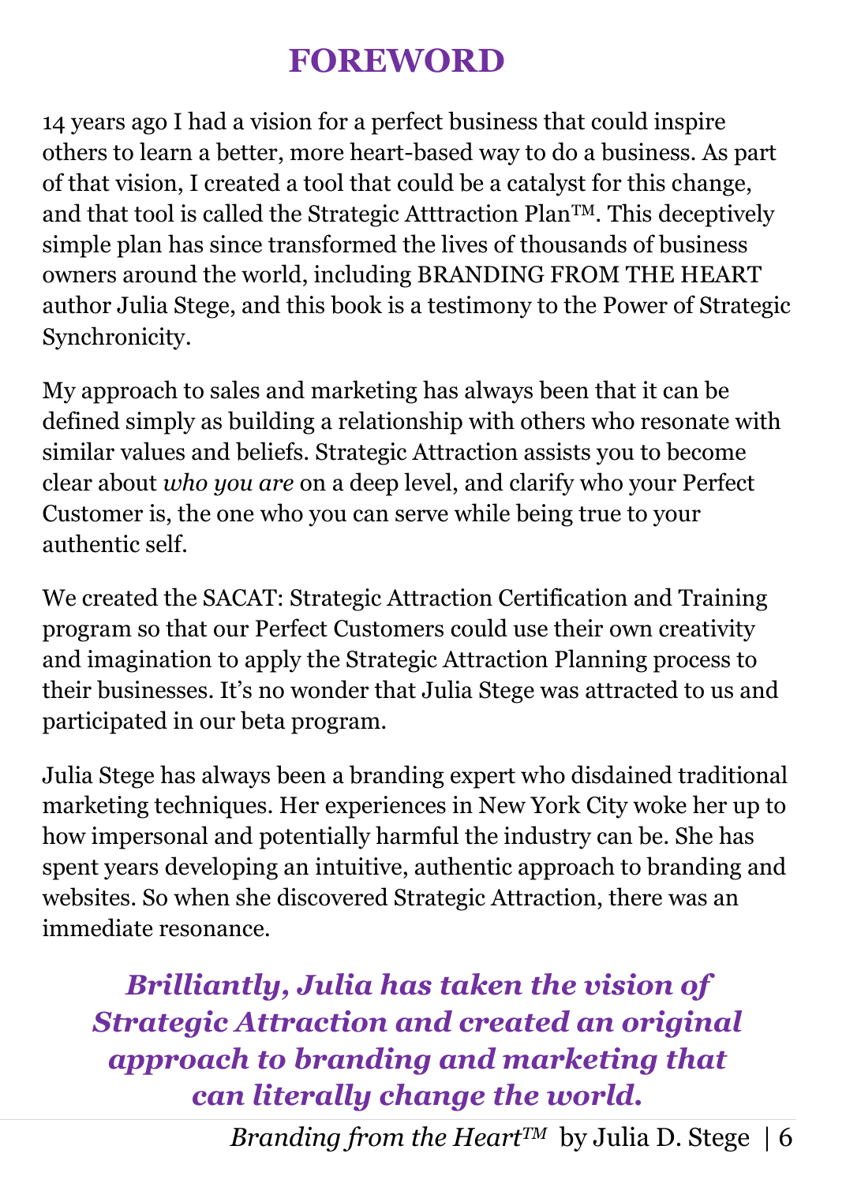# FOREWORD

14 years ago I had a vision for a perfect business that could inspire others to learn a better, more heart-based way to do a business. As part of that vision, I created a tool that could be a catalyst for this change, and that tool is called the Strategic Atttraction Plan™. This deceptively simple plan has since transformed the lives of thousands of business owners around the world, including BRANDING FROM THE HEART author Julia Stege, and this book is a testimony to the Power of Strategic Synchronicity.

My approach to sales and marketing has always been that it can be defined simply as building a relationship with others who resonate with similar values and beliefs. Strategic Attraction assists you to become clear about *who you are* on a deep level, and clarify who your Perfect Customer is, the one who you can serve while being true to your authentic self.

We created the SACAT: Strategic Attraction Certification and Training program so that our Perfect Customers could use their own creativity and imagination to apply the Strategic Attraction Planning process to their businesses. It's no wonder that Julia Stege was attracted to us and participated in our beta program.

Julia Stege has always been a branding expert who disdained traditional marketing techniques. Her experiences in New York City woke her up to how impersonal and potentially harmful the industry can be. She has spent years developing an intuitive, authentic approach to branding and websites. So when she discovered Strategic Attraction, there was an immediate resonance.

***Brilliantly, Julia has taken the vision of Strategic Attraction and created an original approach to branding and marketing that can literally change the world.***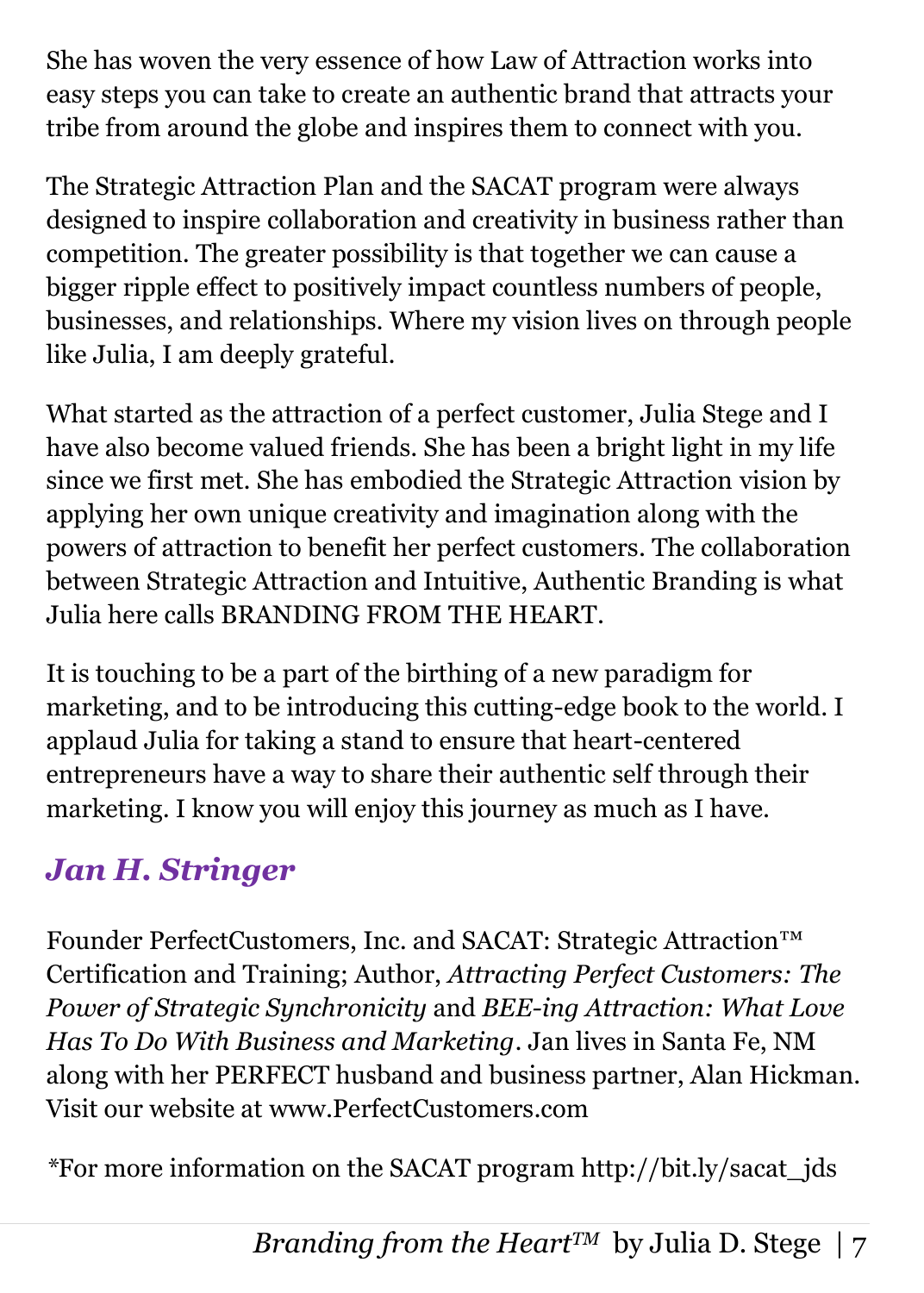She has woven the very essence of how Law of Attraction works into easy steps you can take to create an authentic brand that attracts your tribe from around the globe and inspires them to connect with you.

The Strategic Attraction Plan and the SACAT program were always designed to inspire collaboration and creativity in business rather than competition. The greater possibility is that together we can cause a bigger ripple effect to positively impact countless numbers of people, businesses, and relationships. Where my vision lives on through people like Julia, I am deeply grateful.

What started as the attraction of a perfect customer, Julia Stege and I have also become valued friends. She has been a bright light in my life since we first met. She has embodied the Strategic Attraction vision by applying her own unique creativity and imagination along with the powers of attraction to benefit her perfect customers. The collaboration between Strategic Attraction and Intuitive, Authentic Branding is what Julia here calls BRANDING FROM THE HEART.

It is touching to be a part of the birthing of a new paradigm for marketing, and to be introducing this cutting-edge book to the world. I applaud Julia for taking a stand to ensure that heart-centered entrepreneurs have a way to share their authentic self through their marketing. I know you will enjoy this journey as much as I have.

***Jan H. Stringer***

Founder PerfectCustomers, Inc. and SACAT: Strategic Attraction™ Certification and Training; Author, *Attracting Perfect Customers: The Power of Strategic Synchronicity* and *BEE-ing Attraction: What Love Has To Do With Business and Marketing*. Jan lives in Santa Fe, NM along with her PERFECT husband and business partner, Alan Hickman. Visit our website at www.PerfectCustomers.com

*For more information on the SACAT program http://bit.ly/sacat_jds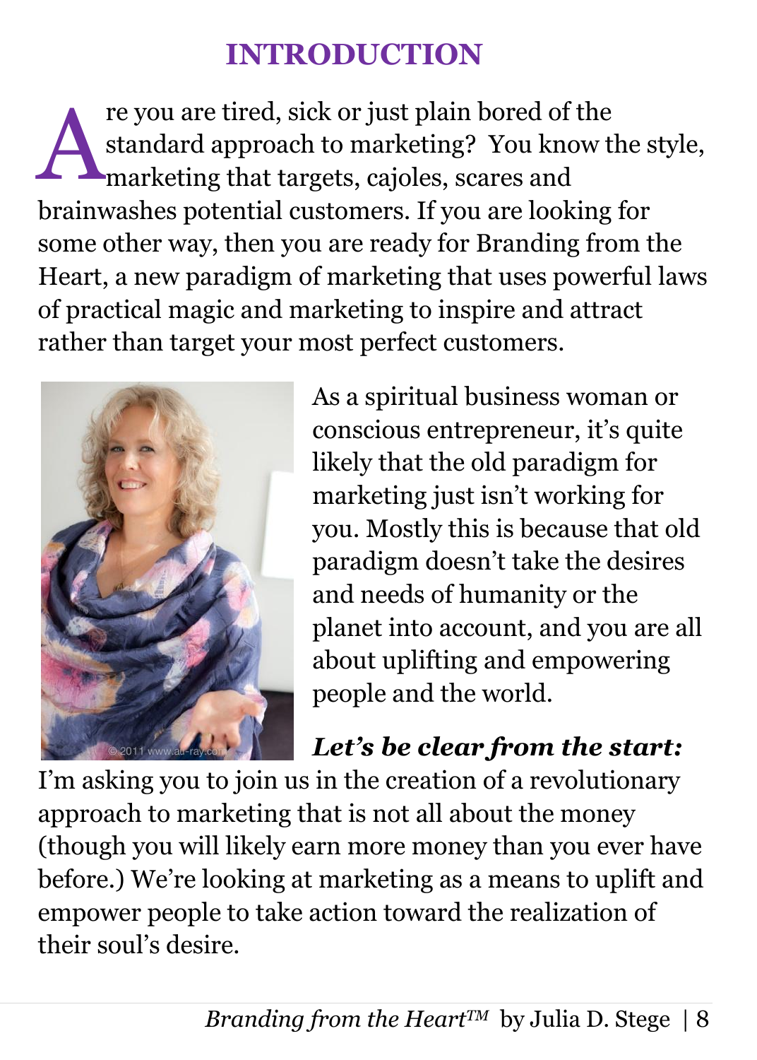# INTRODUCTION

Are you are tired, sick or just plain bored of the standard approach to marketing? You know the style, marketing that targets, cajoles, scares and brainwashes potential customers. If you are looking for some other way, then you are ready for Branding from the Heart, a new paradigm of marketing that uses powerful laws of practical magic and marketing to inspire and attract rather than target your most perfect customers.

As a spiritual business woman or conscious entrepreneur, it's quite likely that the old paradigm for marketing just isn't working for you. Mostly this is because that old paradigm doesn't take the desires and needs of humanity or the planet into account, and you are all about uplifting and empowering people and the world.

***Let's be clear from the start:*** I'm asking you to join us in the creation of a revolutionary approach to marketing that is not all about the money (though you will likely earn more money than you ever have before.) We're looking at marketing as a means to uplift and empower people to take action toward the realization of their soul's desire.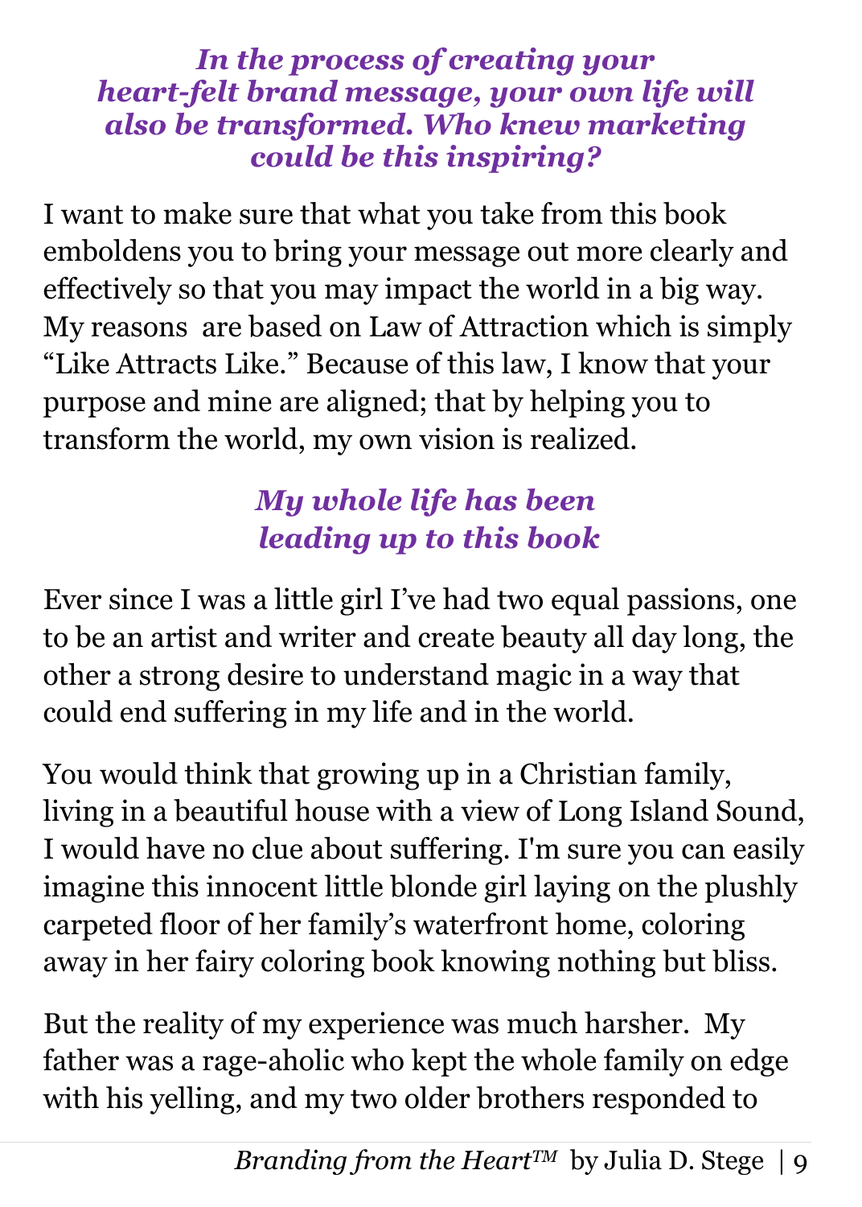***In the process of creating your heart-felt brand message, your own life will also be transformed. Who knew marketing could be this inspiring?***

I want to make sure that what you take from this book emboldens you to bring your message out more clearly and effectively so that you may impact the world in a big way. My reasons  are based on Law of Attraction which is simply "Like Attracts Like." Because of this law, I know that your purpose and mine are aligned; that by helping you to transform the world, my own vision is realized.

### *My whole life has been leading up to this book*

Ever since I was a little girl I've had two equal passions, one to be an artist and writer and create beauty all day long, the other a strong desire to understand magic in a way that could end suffering in my life and in the world.

You would think that growing up in a Christian family, living in a beautiful house with a view of Long Island Sound, I would have no clue about suffering. I'm sure you can easily imagine this innocent little blonde girl laying on the plushly carpeted floor of her family's waterfront home, coloring away in her fairy coloring book knowing nothing but bliss.

But the reality of my experience was much harsher.  My father was a rage-aholic who kept the whole family on edge with his yelling, and my two older brothers responded to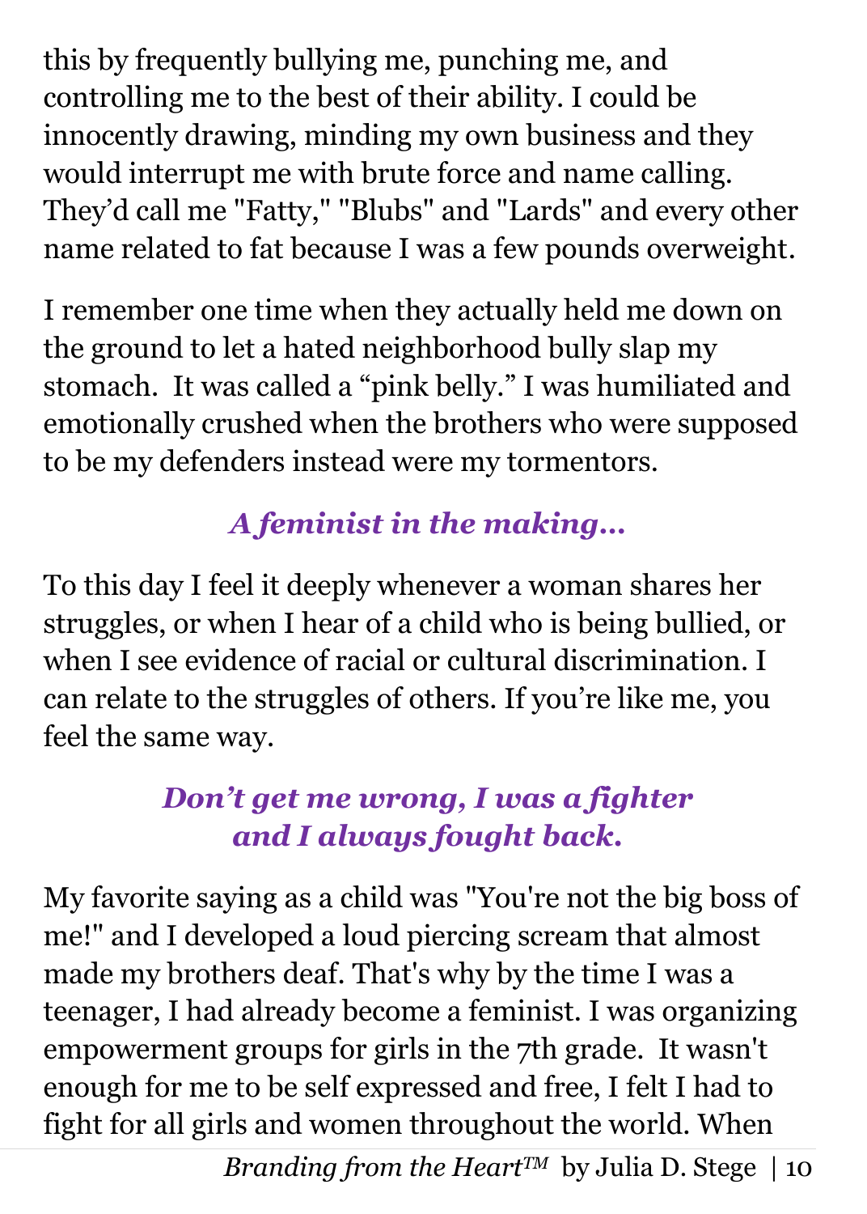this by frequently bullying me, punching me, and controlling me to the best of their ability. I could be innocently drawing, minding my own business and they would interrupt me with brute force and name calling. They'd call me "Fatty," "Blubs" and "Lards" and every other name related to fat because I was a few pounds overweight.

I remember one time when they actually held me down on the ground to let a hated neighborhood bully slap my stomach. It was called a "pink belly." I was humiliated and emotionally crushed when the brothers who were supposed to be my defenders instead were my tormentors.

### *A feminist in the making…*

To this day I feel it deeply whenever a woman shares her struggles, or when I hear of a child who is being bullied, or when I see evidence of racial or cultural discrimination. I can relate to the struggles of others. If you're like me, you feel the same way.

### *Don't get me wrong, I was a fighter and I always fought back.*

My favorite saying as a child was "You're not the big boss of me!" and I developed a loud piercing scream that almost made my brothers deaf. That's why by the time I was a teenager, I had already become a feminist. I was organizing empowerment groups for girls in the 7th grade. It wasn't enough for me to be self expressed and free, I felt I had to fight for all girls and women throughout the world. When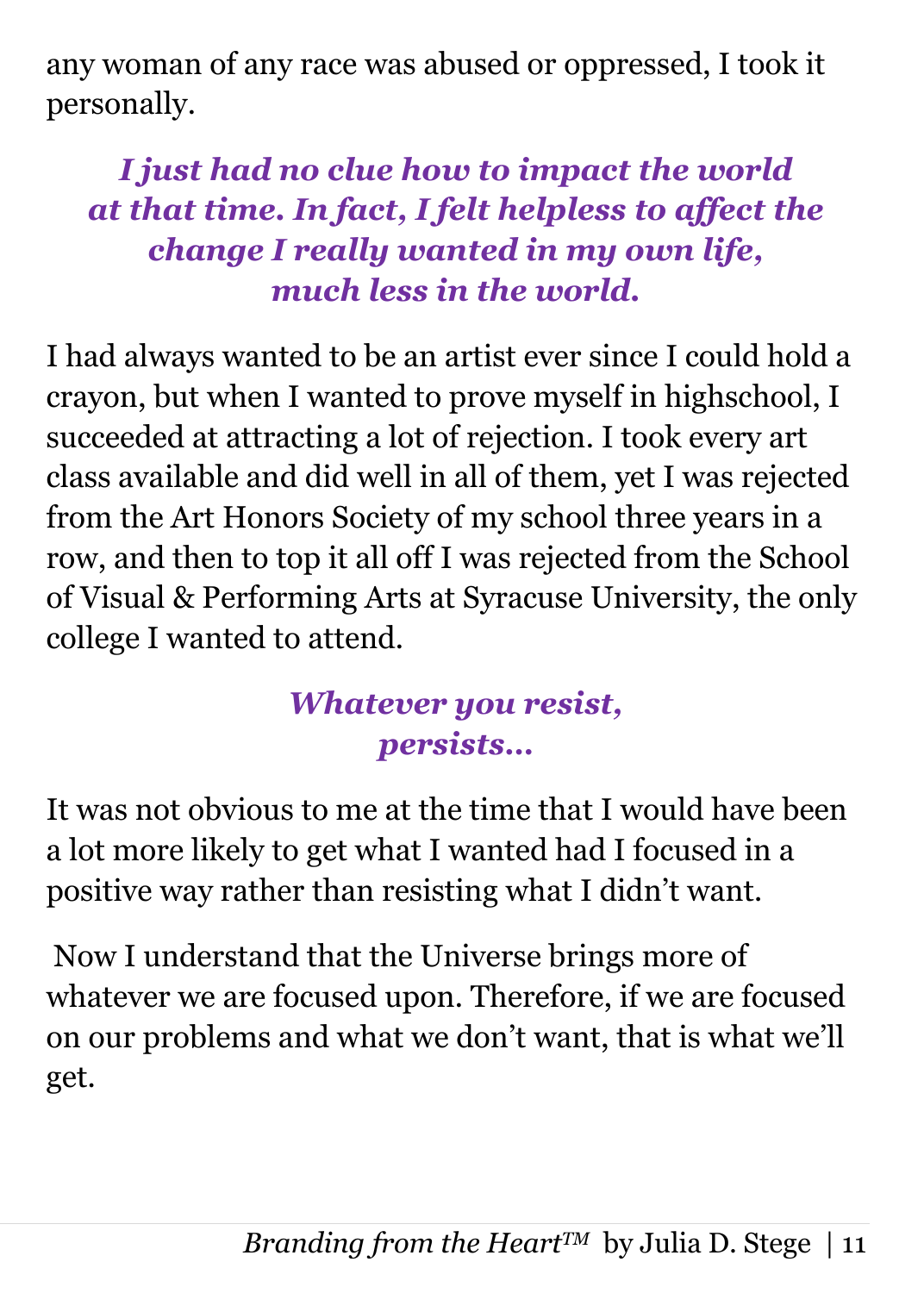any woman of any race was abused or oppressed, I took it personally.

***I just had no clue how to impact the world at that time. In fact, I felt helpless to affect the change I really wanted in my own life, much less in the world.***

I had always wanted to be an artist ever since I could hold a crayon, but when I wanted to prove myself in highschool, I succeeded at attracting a lot of rejection. I took every art class available and did well in all of them, yet I was rejected from the Art Honors Society of my school three years in a row, and then to top it all off I was rejected from the School of Visual & Performing Arts at Syracuse University, the only college I wanted to attend.

***Whatever you resist, persists…***

It was not obvious to me at the time that I would have been a lot more likely to get what I wanted had I focused in a positive way rather than resisting what I didn't want.

Now I understand that the Universe brings more of whatever we are focused upon. Therefore, if we are focused on our problems and what we don't want, that is what we'll get.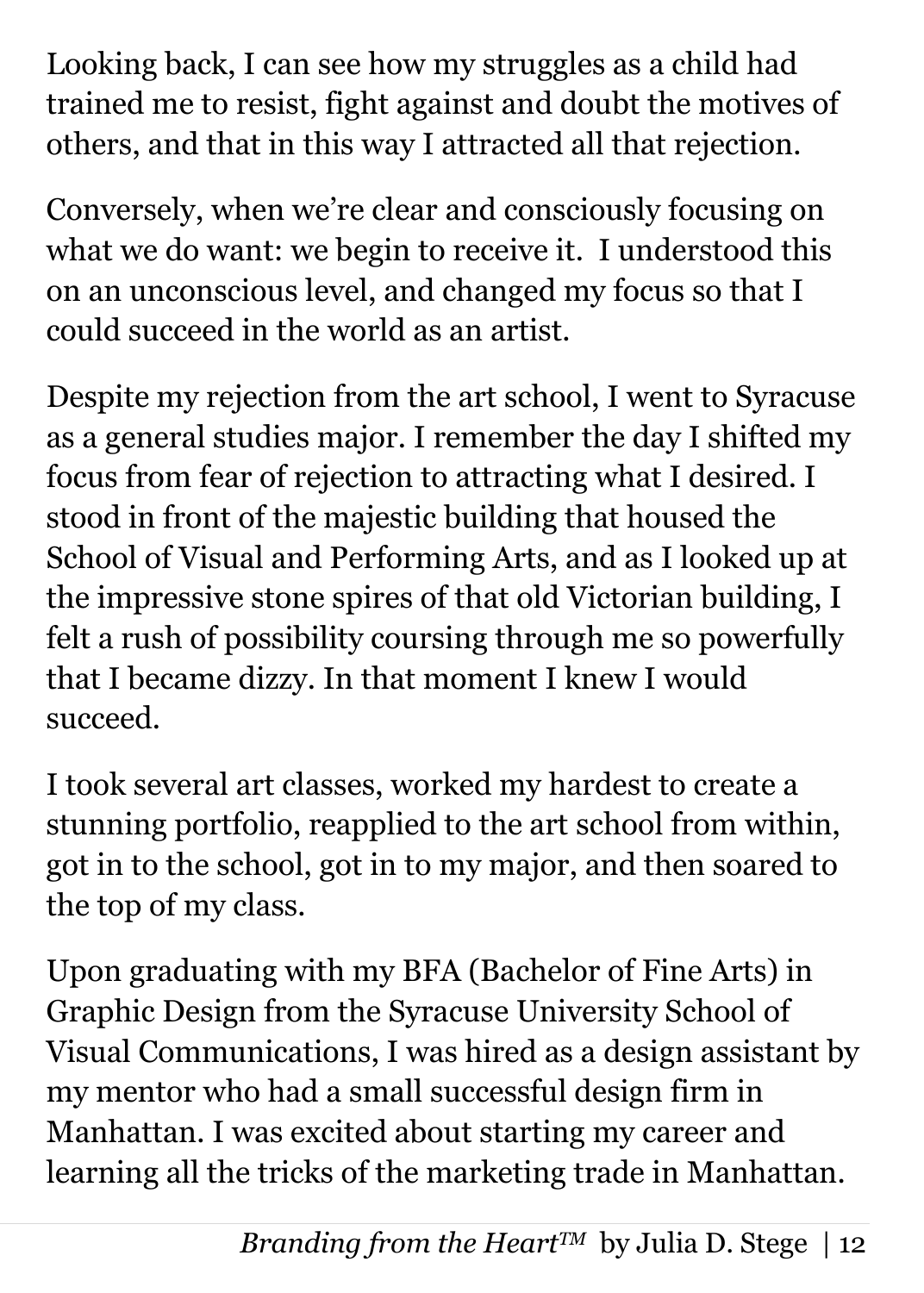Looking back, I can see how my struggles as a child had trained me to resist, fight against and doubt the motives of others, and that in this way I attracted all that rejection.

Conversely, when we're clear and consciously focusing on what we do want: we begin to receive it.  I understood this on an unconscious level, and changed my focus so that I could succeed in the world as an artist.

Despite my rejection from the art school, I went to Syracuse as a general studies major. I remember the day I shifted my focus from fear of rejection to attracting what I desired. I stood in front of the majestic building that housed the School of Visual and Performing Arts, and as I looked up at the impressive stone spires of that old Victorian building, I felt a rush of possibility coursing through me so powerfully that I became dizzy. In that moment I knew I would succeed.

I took several art classes, worked my hardest to create a stunning portfolio, reapplied to the art school from within, got in to the school, got in to my major, and then soared to the top of my class.

Upon graduating with my BFA (Bachelor of Fine Arts) in Graphic Design from the Syracuse University School of Visual Communications, I was hired as a design assistant by my mentor who had a small successful design firm in Manhattan. I was excited about starting my career and learning all the tricks of the marketing trade in Manhattan.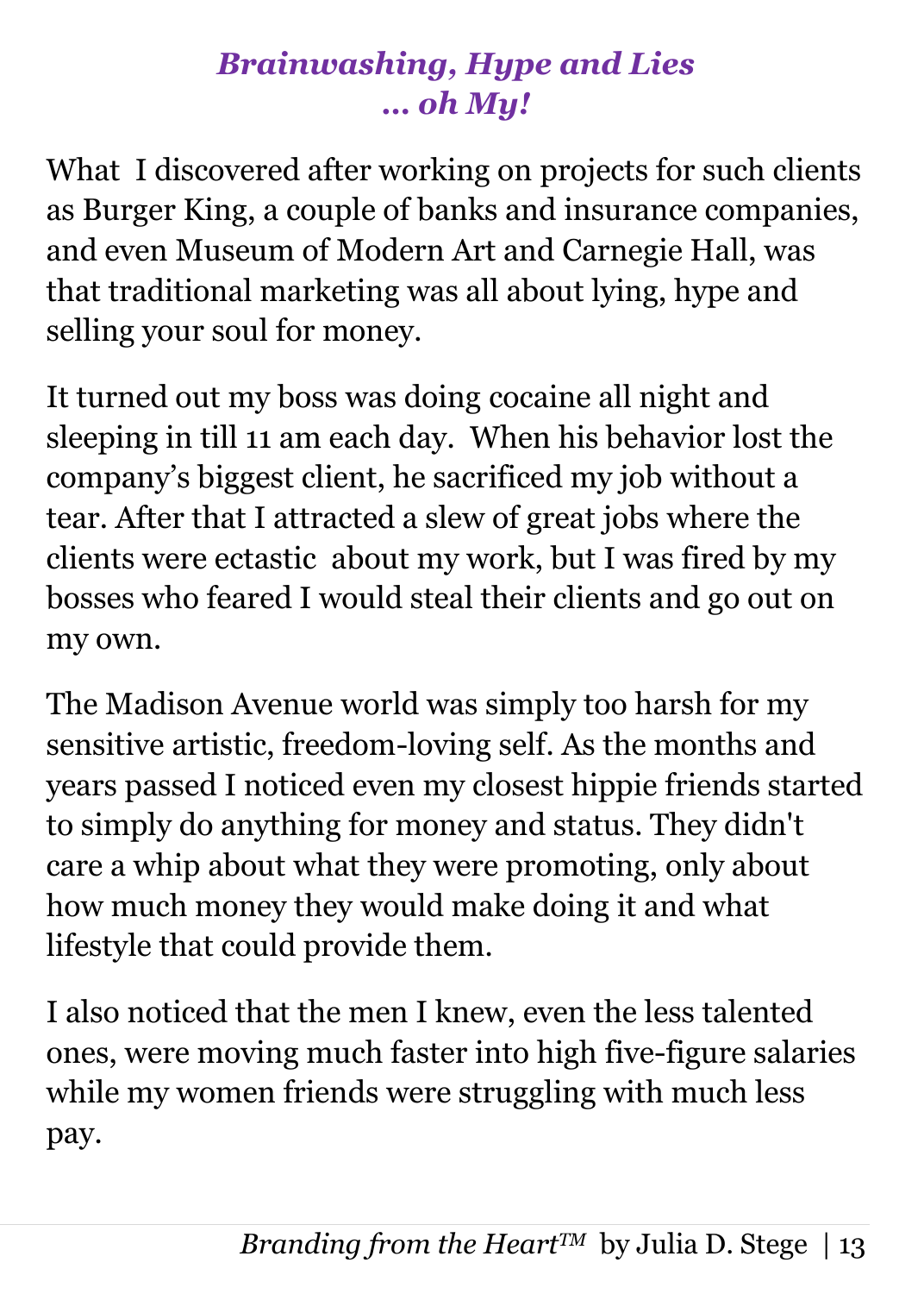## *Brainwashing, Hype and Lies … oh My!*

What I discovered after working on projects for such clients as Burger King, a couple of banks and insurance companies, and even Museum of Modern Art and Carnegie Hall, was that traditional marketing was all about lying, hype and selling your soul for money.

It turned out my boss was doing cocaine all night and sleeping in till 11 am each day. When his behavior lost the company's biggest client, he sacrificed my job without a tear. After that I attracted a slew of great jobs where the clients were ectastic about my work, but I was fired by my bosses who feared I would steal their clients and go out on my own.

The Madison Avenue world was simply too harsh for my sensitive artistic, freedom-loving self. As the months and years passed I noticed even my closest hippie friends started to simply do anything for money and status. They didn't care a whip about what they were promoting, only about how much money they would make doing it and what lifestyle that could provide them.

I also noticed that the men I knew, even the less talented ones, were moving much faster into high five-figure salaries while my women friends were struggling with much less pay.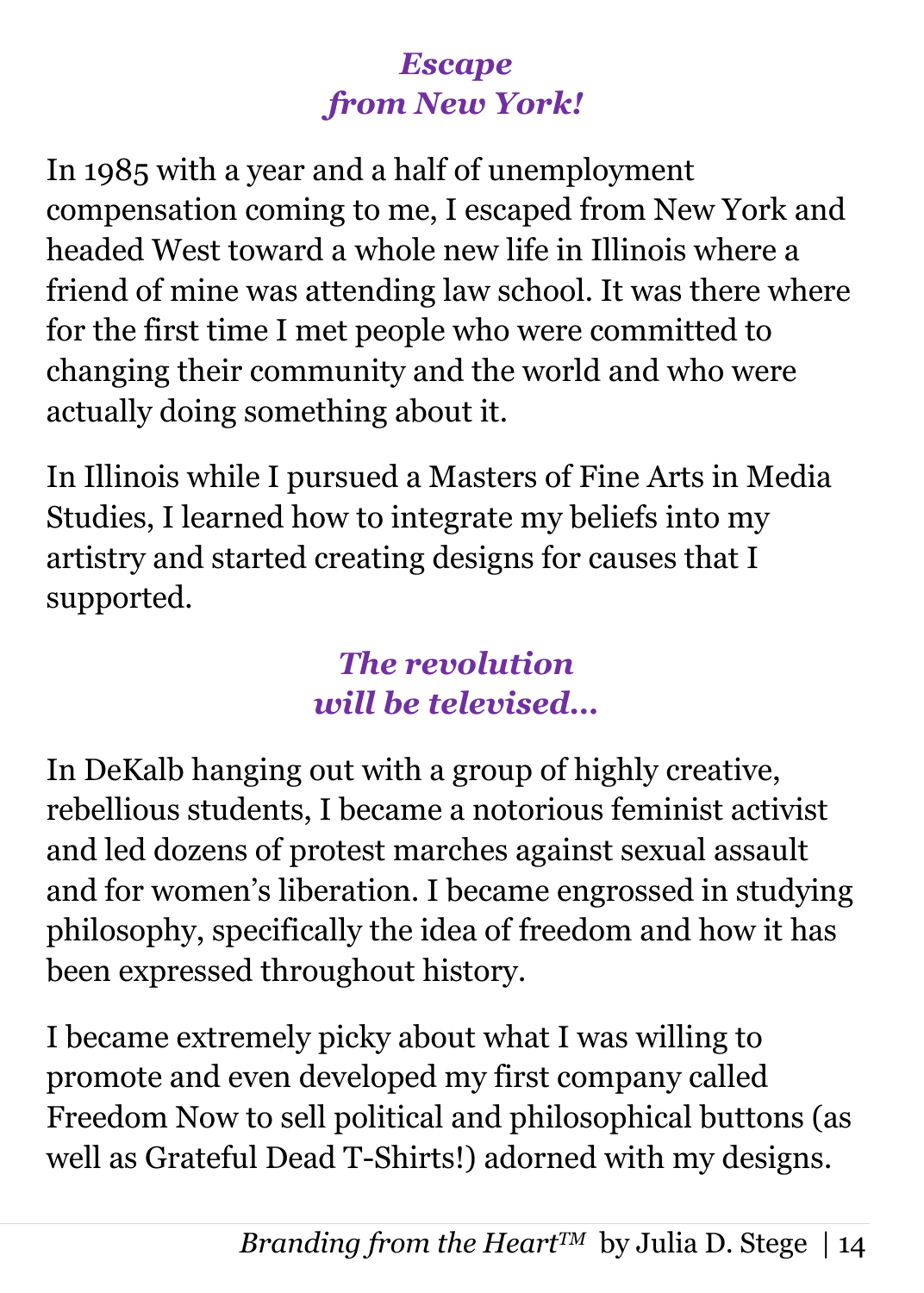## *Escape from New York!*

In 1985 with a year and a half of unemployment compensation coming to me, I escaped from New York and headed West toward a whole new life in Illinois where a friend of mine was attending law school. It was there where for the first time I met people who were committed to changing their community and the world and who were actually doing something about it.

In Illinois while I pursued a Masters of Fine Arts in Media Studies, I learned how to integrate my beliefs into my artistry and started creating designs for causes that I supported.

## *The revolution will be televised…*

In DeKalb hanging out with a group of highly creative, rebellious students, I became a notorious feminist activist and led dozens of protest marches against sexual assault and for women's liberation. I became engrossed in studying philosophy, specifically the idea of freedom and how it has been expressed throughout history.

I became extremely picky about what I was willing to promote and even developed my first company called Freedom Now to sell political and philosophical buttons (as well as Grateful Dead T-Shirts!) adorned with my designs.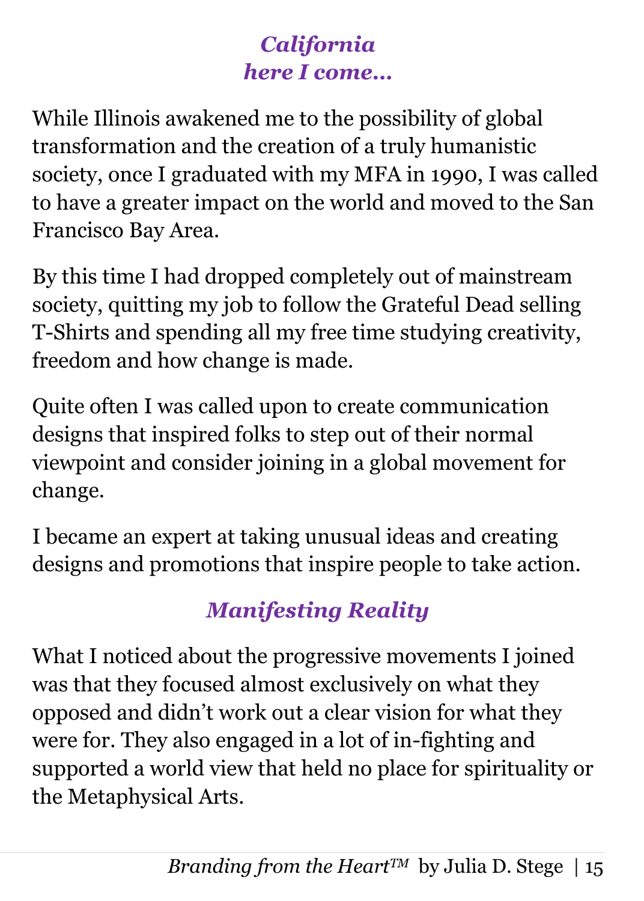## *California here I come…*

While Illinois awakened me to the possibility of global transformation and the creation of a truly humanistic society, once I graduated with my MFA in 1990, I was called to have a greater impact on the world and moved to the San Francisco Bay Area.

By this time I had dropped completely out of mainstream society, quitting my job to follow the Grateful Dead selling T-Shirts and spending all my free time studying creativity, freedom and how change is made.

Quite often I was called upon to create communication designs that inspired folks to step out of their normal viewpoint and consider joining in a global movement for change.

I became an expert at taking unusual ideas and creating designs and promotions that inspire people to take action.

## *Manifesting Reality*

What I noticed about the progressive movements I joined was that they focused almost exclusively on what they opposed and didn't work out a clear vision for what they were for. They also engaged in a lot of in-fighting and supported a world view that held no place for spirituality or the Metaphysical Arts.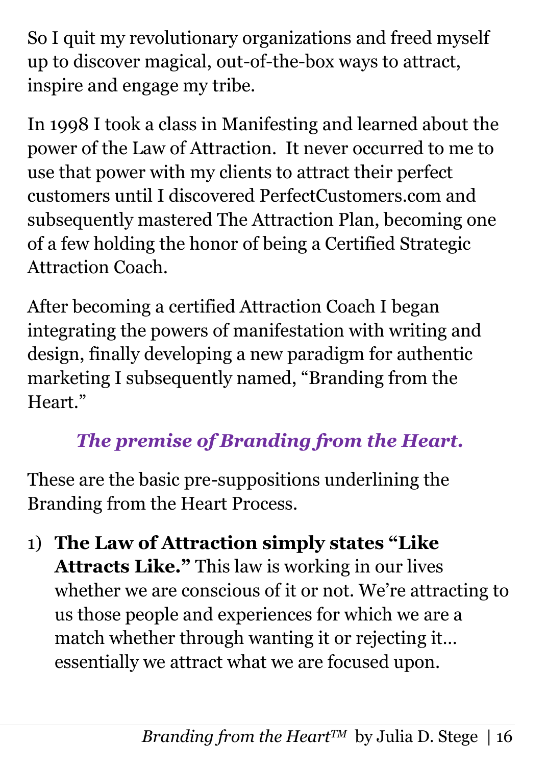So I quit my revolutionary organizations and freed myself up to discover magical, out-of-the-box ways to attract, inspire and engage my tribe.

In 1998 I took a class in Manifesting and learned about the power of the Law of Attraction. It never occurred to me to use that power with my clients to attract their perfect customers until I discovered PerfectCustomers.com and subsequently mastered The Attraction Plan, becoming one of a few holding the honor of being a Certified Strategic Attraction Coach.

After becoming a certified Attraction Coach I began integrating the powers of manifestation with writing and design, finally developing a new paradigm for authentic marketing I subsequently named, "Branding from the Heart."

### *The premise of Branding from the Heart.*

These are the basic pre-suppositions underlining the Branding from the Heart Process.

1) **The Law of Attraction simply states "Like Attracts Like."** This law is working in our lives whether we are conscious of it or not. We're attracting to us those people and experiences for which we are a match whether through wanting it or rejecting it… essentially we attract what we are focused upon.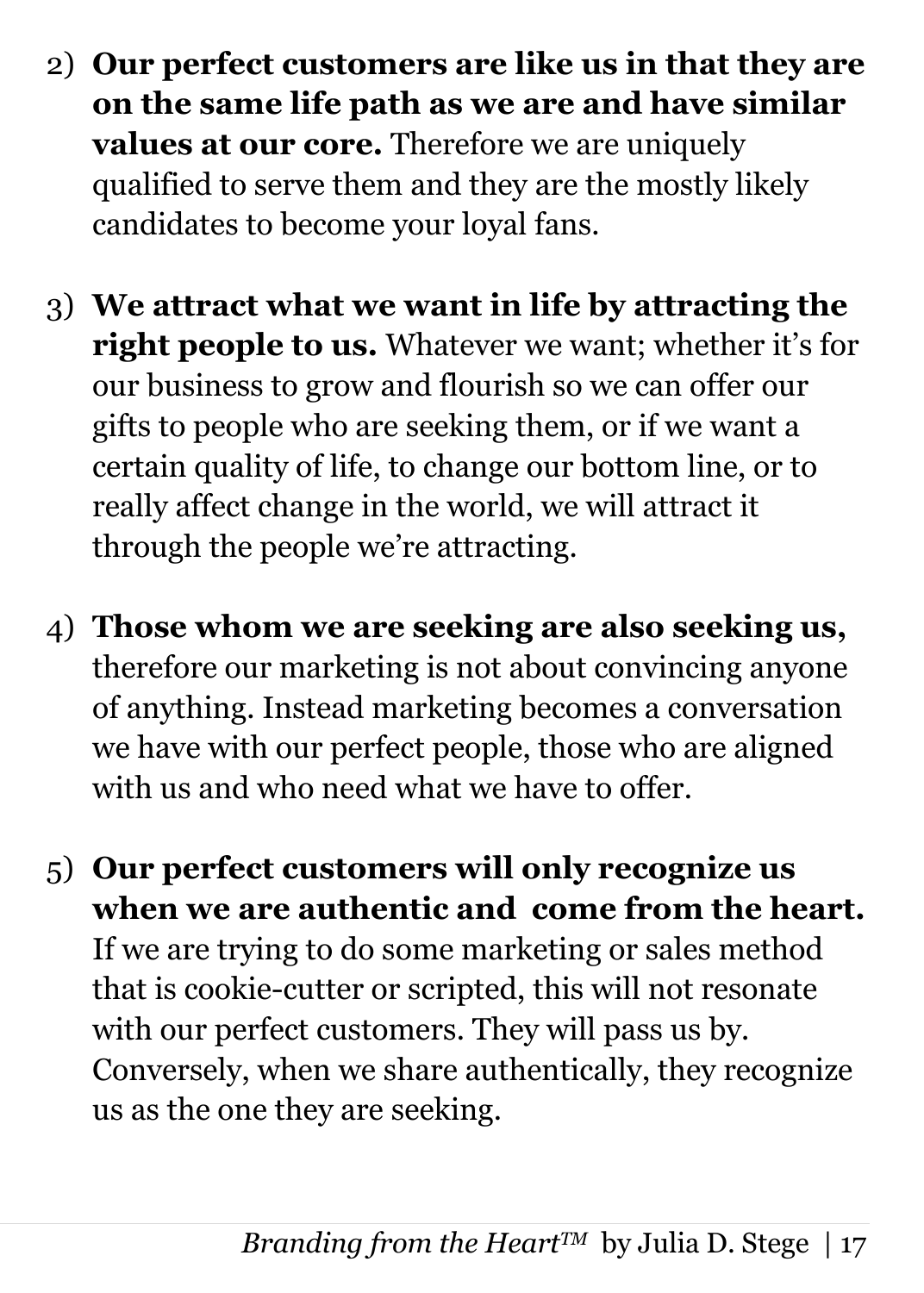2) **Our perfect customers are like us in that they are on the same life path as we are and have similar values at our core.** Therefore we are uniquely qualified to serve them and they are the mostly likely candidates to become your loyal fans.

3) **We attract what we want in life by attracting the right people to us.** Whatever we want; whether it's for our business to grow and flourish so we can offer our gifts to people who are seeking them, or if we want a certain quality of life, to change our bottom line, or to really affect change in the world, we will attract it through the people we're attracting.

4) **Those whom we are seeking are also seeking us,** therefore our marketing is not about convincing anyone of anything. Instead marketing becomes a conversation we have with our perfect people, those who are aligned with us and who need what we have to offer.

5) **Our perfect customers will only recognize us when we are authentic and come from the heart.** If we are trying to do some marketing or sales method that is cookie-cutter or scripted, this will not resonate with our perfect customers. They will pass us by. Conversely, when we share authentically, they recognize us as the one they are seeking.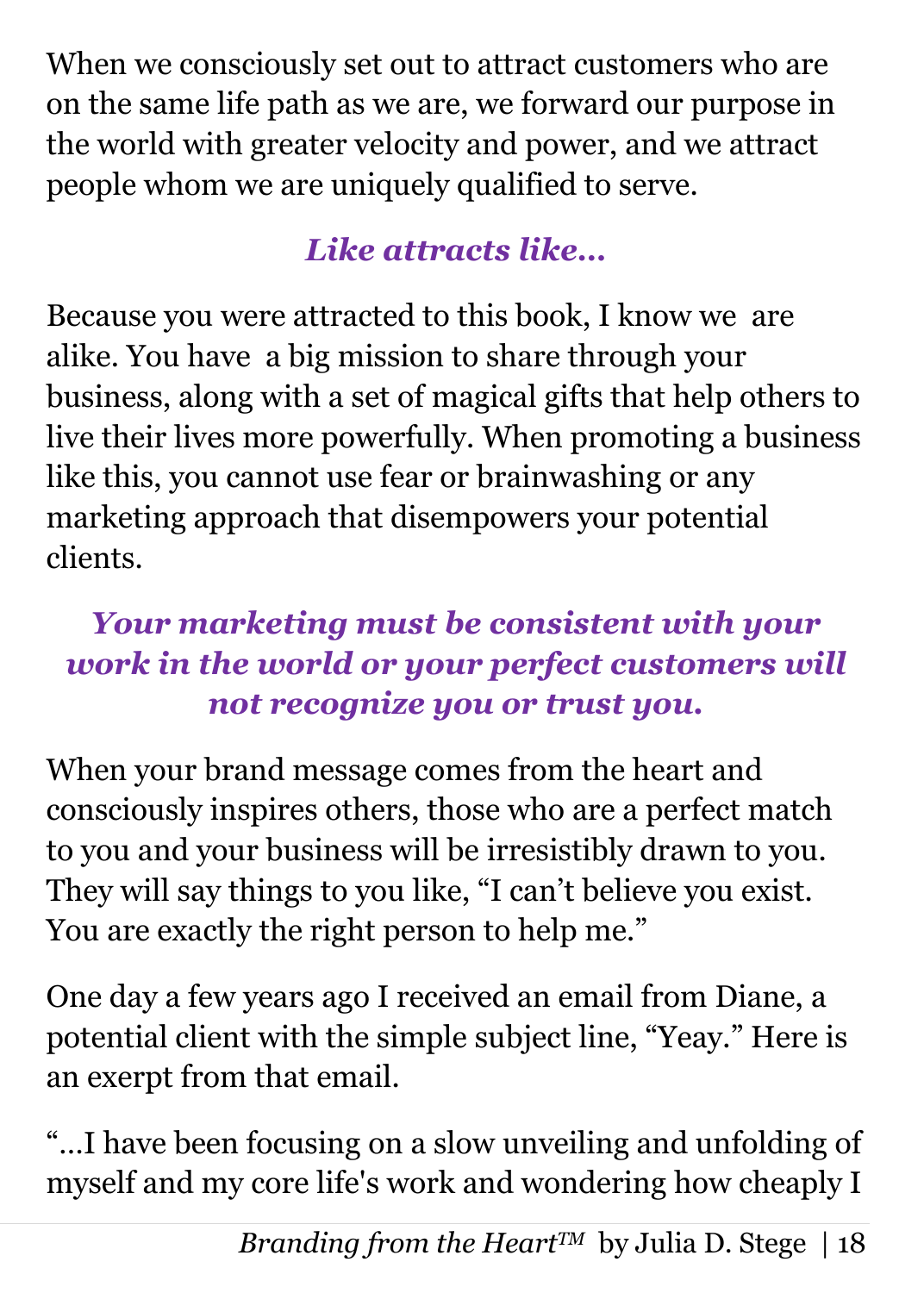When we consciously set out to attract customers who are on the same life path as we are, we forward our purpose in the world with greater velocity and power, and we attract people whom we are uniquely qualified to serve.

***Like attracts like…***

Because you were attracted to this book, I know we are alike. You have a big mission to share through your business, along with a set of magical gifts that help others to live their lives more powerfully. When promoting a business like this, you cannot use fear or brainwashing or any marketing approach that disempowers your potential clients.

***Your marketing must be consistent with your work in the world or your perfect customers will not recognize you or trust you.***

When your brand message comes from the heart and consciously inspires others, those who are a perfect match to you and your business will be irresistibly drawn to you. They will say things to you like, “I can’t believe you exist. You are exactly the right person to help me.”

One day a few years ago I received an email from Diane, a potential client with the simple subject line, “Yeay.” Here is an exerpt from that email.

“…I have been focusing on a slow unveiling and unfolding of myself and my core life's work and wondering how cheaply I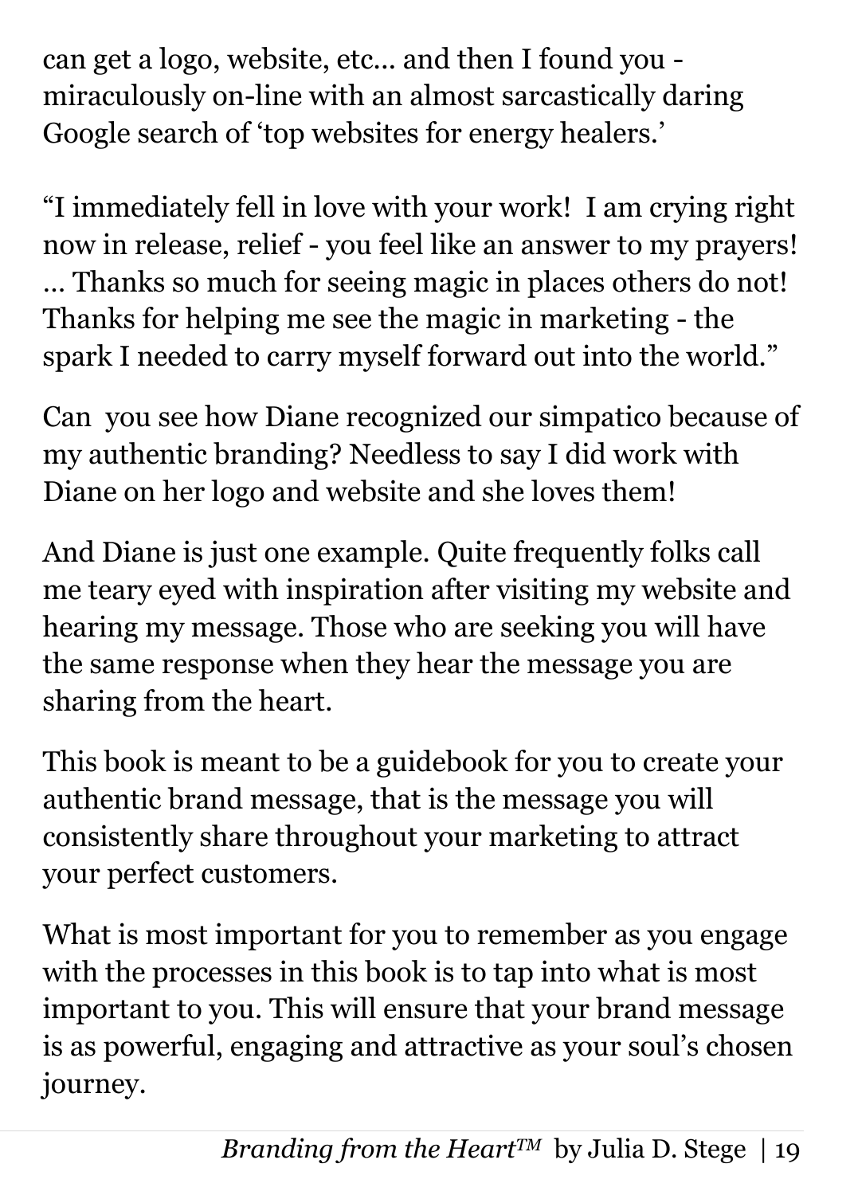can get a logo, website, etc… and then I found you - miraculously on-line with an almost sarcastically daring Google search of 'top websites for energy healers.'

"I immediately fell in love with your work! I am crying right now in release, relief - you feel like an answer to my prayers! … Thanks so much for seeing magic in places others do not! Thanks for helping me see the magic in marketing - the spark I needed to carry myself forward out into the world."

Can you see how Diane recognized our simpatico because of my authentic branding? Needless to say I did work with Diane on her logo and website and she loves them!

And Diane is just one example. Quite frequently folks call me teary eyed with inspiration after visiting my website and hearing my message. Those who are seeking you will have the same response when they hear the message you are sharing from the heart.

This book is meant to be a guidebook for you to create your authentic brand message, that is the message you will consistently share throughout your marketing to attract your perfect customers.

What is most important for you to remember as you engage with the processes in this book is to tap into what is most important to you. This will ensure that your brand message is as powerful, engaging and attractive as your soul's chosen journey.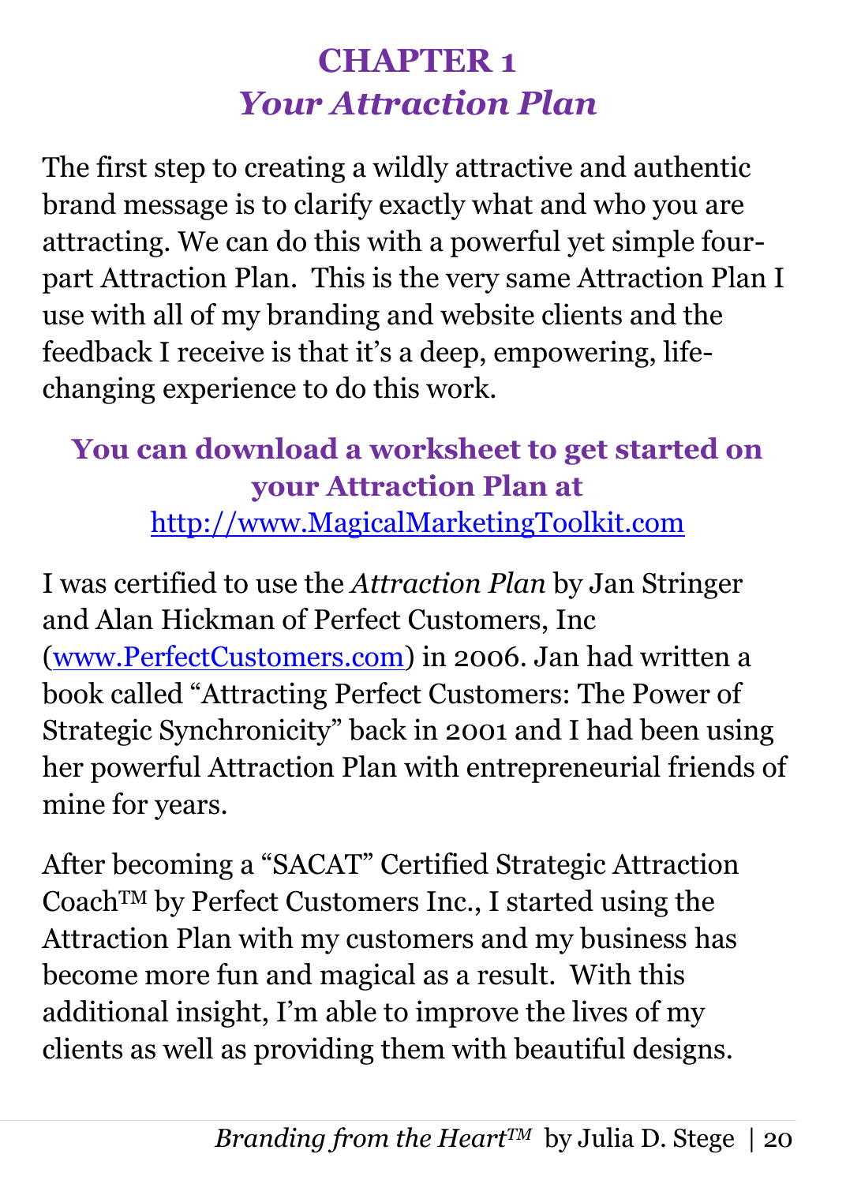# CHAPTER 1
## *Your Attraction Plan*

The first step to creating a wildly attractive and authentic brand message is to clarify exactly what and who you are attracting. We can do this with a powerful yet simple four-part Attraction Plan. This is the very same Attraction Plan I use with all of my branding and website clients and the feedback I receive is that it's a deep, empowering, life-changing experience to do this work.

**You can download a worksheet to get started on your Attraction Plan at**
[http://www.MagicalMarketingToolkit.com](http://www.MagicalMarketingToolkit.com)

I was certified to use the *Attraction Plan* by Jan Stringer and Alan Hickman of Perfect Customers, Inc ([www.PerfectCustomers.com](http://www.PerfectCustomers.com)) in 2006. Jan had written a book called "Attracting Perfect Customers: The Power of Strategic Synchronicity" back in 2001 and I had been using her powerful Attraction Plan with entrepreneurial friends of mine for years.

After becoming a "SACAT" Certified Strategic Attraction Coach™ by Perfect Customers Inc., I started using the Attraction Plan with my customers and my business has become more fun and magical as a result. With this additional insight, I'm able to improve the lives of my clients as well as providing them with beautiful designs.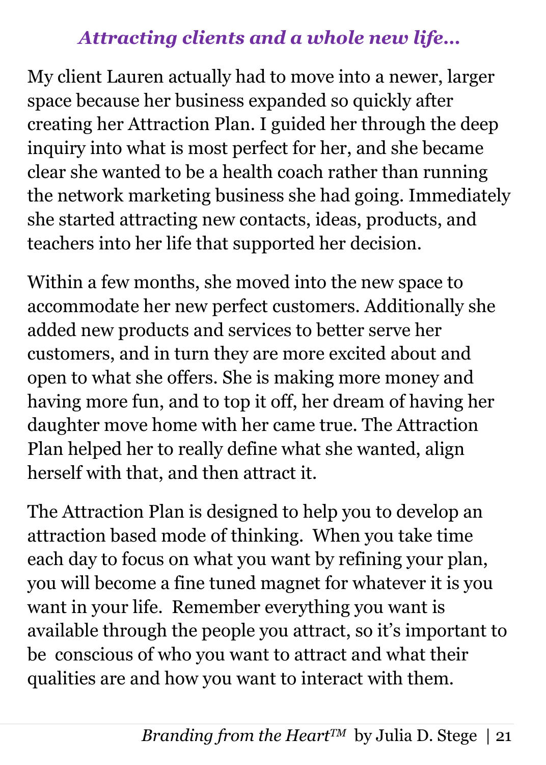### *Attracting clients and a whole new life…*

My client Lauren actually had to move into a newer, larger space because her business expanded so quickly after creating her Attraction Plan. I guided her through the deep inquiry into what is most perfect for her, and she became clear she wanted to be a health coach rather than running the network marketing business she had going. Immediately she started attracting new contacts, ideas, products, and teachers into her life that supported her decision.

Within a few months, she moved into the new space to accommodate her new perfect customers. Additionally she added new products and services to better serve her customers, and in turn they are more excited about and open to what she offers. She is making more money and having more fun, and to top it off, her dream of having her daughter move home with her came true. The Attraction Plan helped her to really define what she wanted, align herself with that, and then attract it.

The Attraction Plan is designed to help you to develop an attraction based mode of thinking. When you take time each day to focus on what you want by refining your plan, you will become a fine tuned magnet for whatever it is you want in your life. Remember everything you want is available through the people you attract, so it's important to be conscious of who you want to attract and what their qualities are and how you want to interact with them.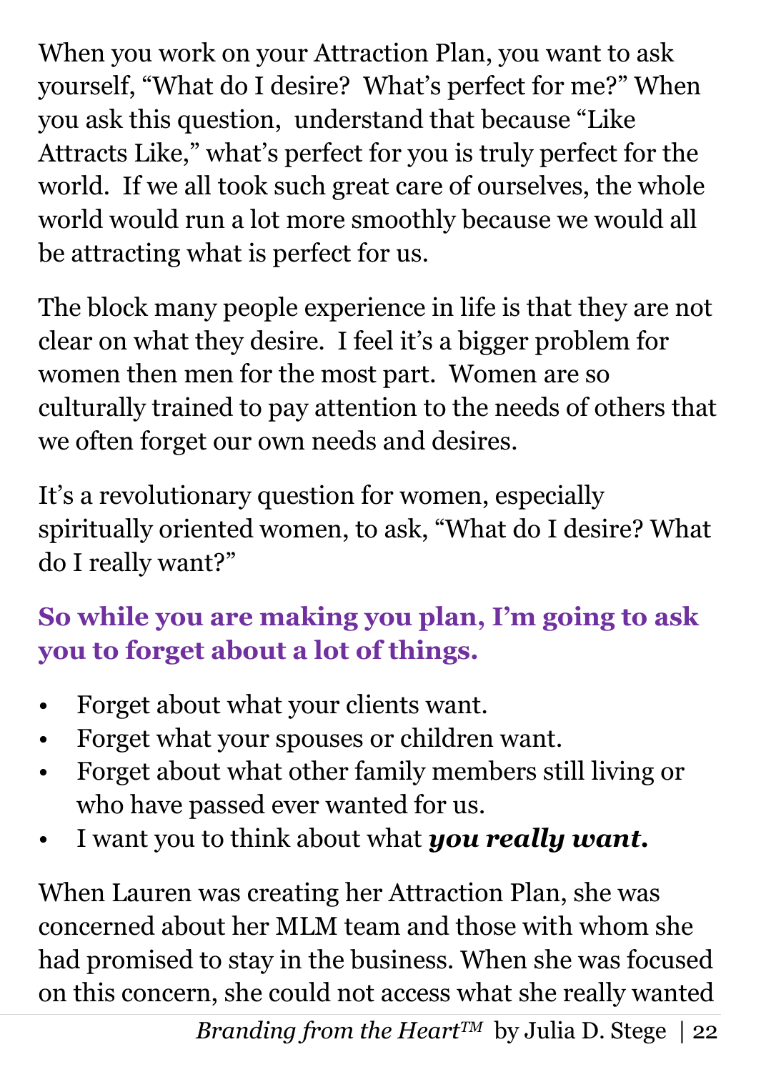When you work on your Attraction Plan, you want to ask yourself, “What do I desire?  What’s perfect for me?” When you ask this question,  understand that because “Like Attracts Like,” what’s perfect for you is truly perfect for the world.  If we all took such great care of ourselves, the whole world would run a lot more smoothly because we would all be attracting what is perfect for us.

The block many people experience in life is that they are not clear on what they desire.  I feel it’s a bigger problem for women then men for the most part.  Women are so culturally trained to pay attention to the needs of others that we often forget our own needs and desires.

It’s a revolutionary question for women, especially spiritually oriented women, to ask, “What do I desire? What do I really want?”

**So while you are making you plan, I’m going to ask you to forget about a lot of things.**

- Forget about what your clients want.
- Forget what your spouses or children want.
- Forget about what other family members still living or who have passed ever wanted for us.
- I want you to think about what ***you really want.***

When Lauren was creating her Attraction Plan, she was concerned about her MLM team and those with whom she had promised to stay in the business. When she was focused on this concern, she could not access what she really wanted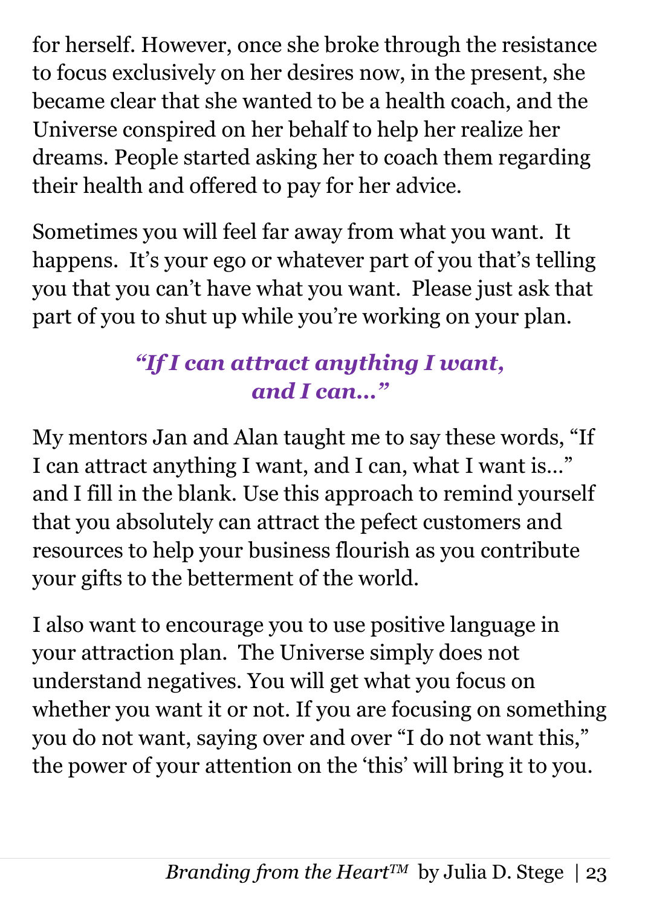for herself. However, once she broke through the resistance to focus exclusively on her desires now, in the present, she became clear that she wanted to be a health coach, and the Universe conspired on her behalf to help her realize her dreams. People started asking her to coach them regarding their health and offered to pay for her advice.

Sometimes you will feel far away from what you want. It happens. It's your ego or whatever part of you that's telling you that you can't have what you want. Please just ask that part of you to shut up while you're working on your plan.

### *"If I can attract anything I want, and I can…"*

My mentors Jan and Alan taught me to say these words, "If I can attract anything I want, and I can, what I want is…" and I fill in the blank. Use this approach to remind yourself that you absolutely can attract the pefect customers and resources to help your business flourish as you contribute your gifts to the betterment of the world.

I also want to encourage you to use positive language in your attraction plan. The Universe simply does not understand negatives. You will get what you focus on whether you want it or not. If you are focusing on something you do not want, saying over and over "I do not want this," the power of your attention on the 'this' will bring it to you.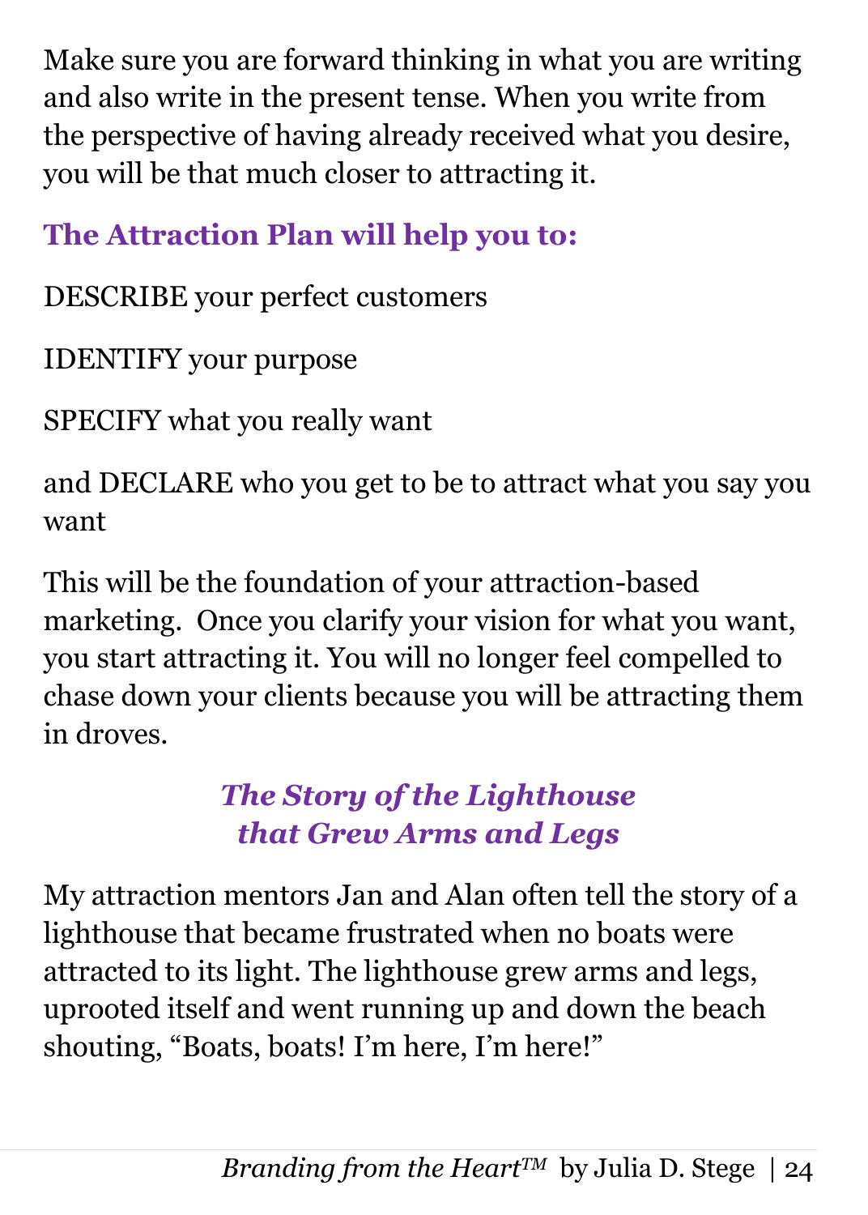Make sure you are forward thinking in what you are writing and also write in the present tense. When you write from the perspective of having already received what you desire, you will be that much closer to attracting it.

### The Attraction Plan will help you to:

DESCRIBE your perfect customers

IDENTIFY your purpose

SPECIFY what you really want

and DECLARE who you get to be to attract what you say you want

This will be the foundation of your attraction-based marketing. Once you clarify your vision for what you want, you start attracting it. You will no longer feel compelled to chase down your clients because you will be attracting them in droves.

### *The Story of the Lighthouse that Grew Arms and Legs*

My attraction mentors Jan and Alan often tell the story of a lighthouse that became frustrated when no boats were attracted to its light. The lighthouse grew arms and legs, uprooted itself and went running up and down the beach shouting, "Boats, boats! I'm here, I'm here!"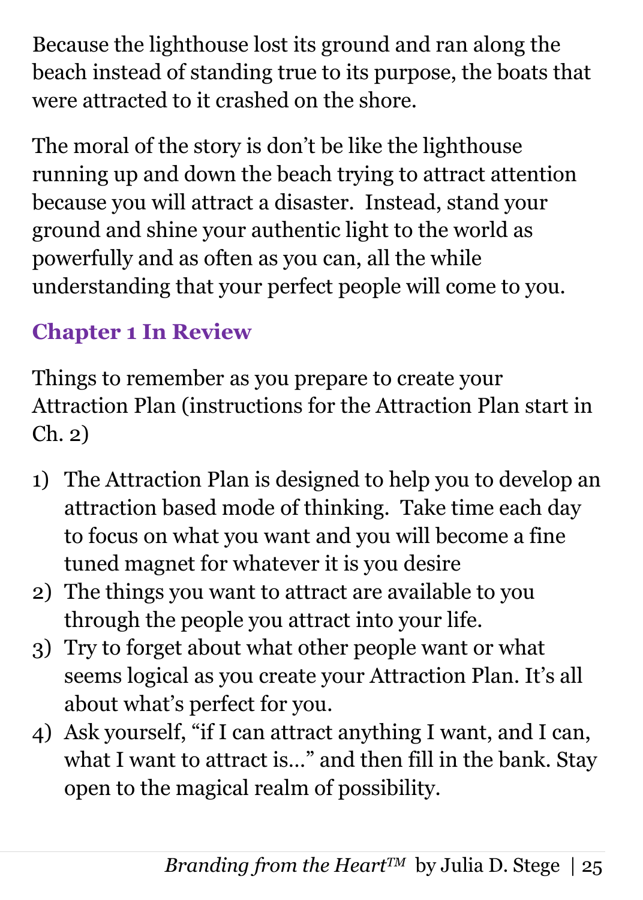Because the lighthouse lost its ground and ran along the beach instead of standing true to its purpose, the boats that were attracted to it crashed on the shore.

The moral of the story is don't be like the lighthouse running up and down the beach trying to attract attention because you will attract a disaster. Instead, stand your ground and shine your authentic light to the world as powerfully and as often as you can, all the while understanding that your perfect people will come to you.

## Chapter 1 In Review

Things to remember as you prepare to create your Attraction Plan (instructions for the Attraction Plan start in Ch. 2)

1) The Attraction Plan is designed to help you to develop an attraction based mode of thinking. Take time each day to focus on what you want and you will become a fine tuned magnet for whatever it is you desire
2) The things you want to attract are available to you through the people you attract into your life.
3) Try to forget about what other people want or what seems logical as you create your Attraction Plan. It's all about what's perfect for you.
4) Ask yourself, "if I can attract anything I want, and I can, what I want to attract is…" and then fill in the bank. Stay open to the magical realm of possibility.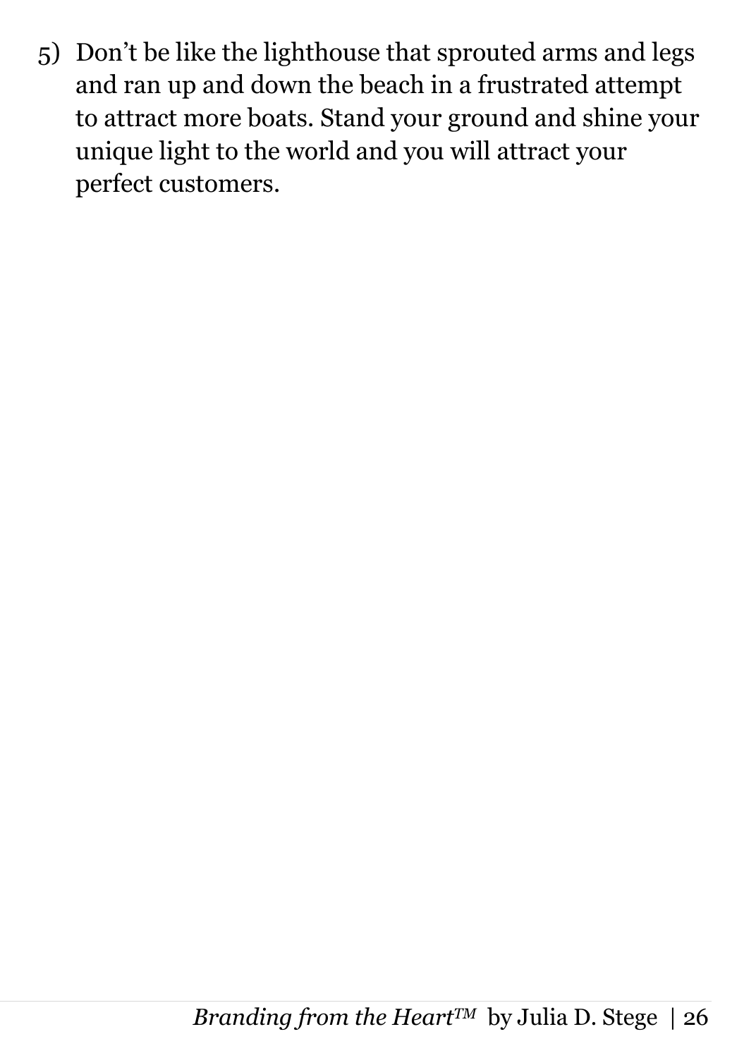5) Don’t be like the lighthouse that sprouted arms and legs and ran up and down the beach in a frustrated attempt to attract more boats. Stand your ground and shine your unique light to the world and you will attract your perfect customers.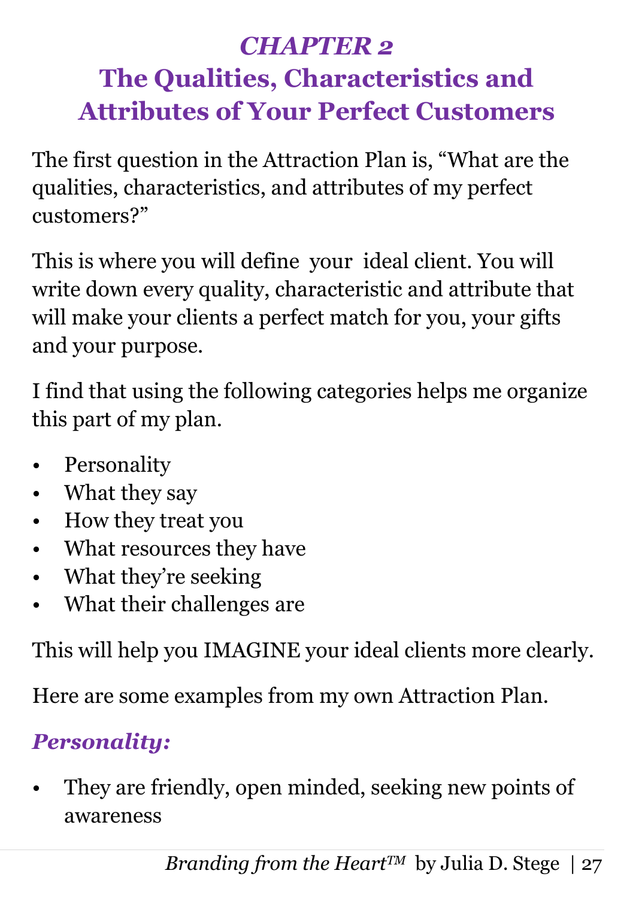# *CHAPTER 2*
# The Qualities, Characteristics and Attributes of Your Perfect Customers

The first question in the Attraction Plan is, "What are the qualities, characteristics, and attributes of my perfect customers?"

This is where you will define your ideal client. You will write down every quality, characteristic and attribute that will make your clients a perfect match for you, your gifts and your purpose.

I find that using the following categories helps me organize this part of my plan.

- Personality
- What they say
- How they treat you
- What resources they have
- What they're seeking
- What their challenges are

This will help you IMAGINE your ideal clients more clearly.

Here are some examples from my own Attraction Plan.

### *Personality:*

- They are friendly, open minded, seeking new points of awareness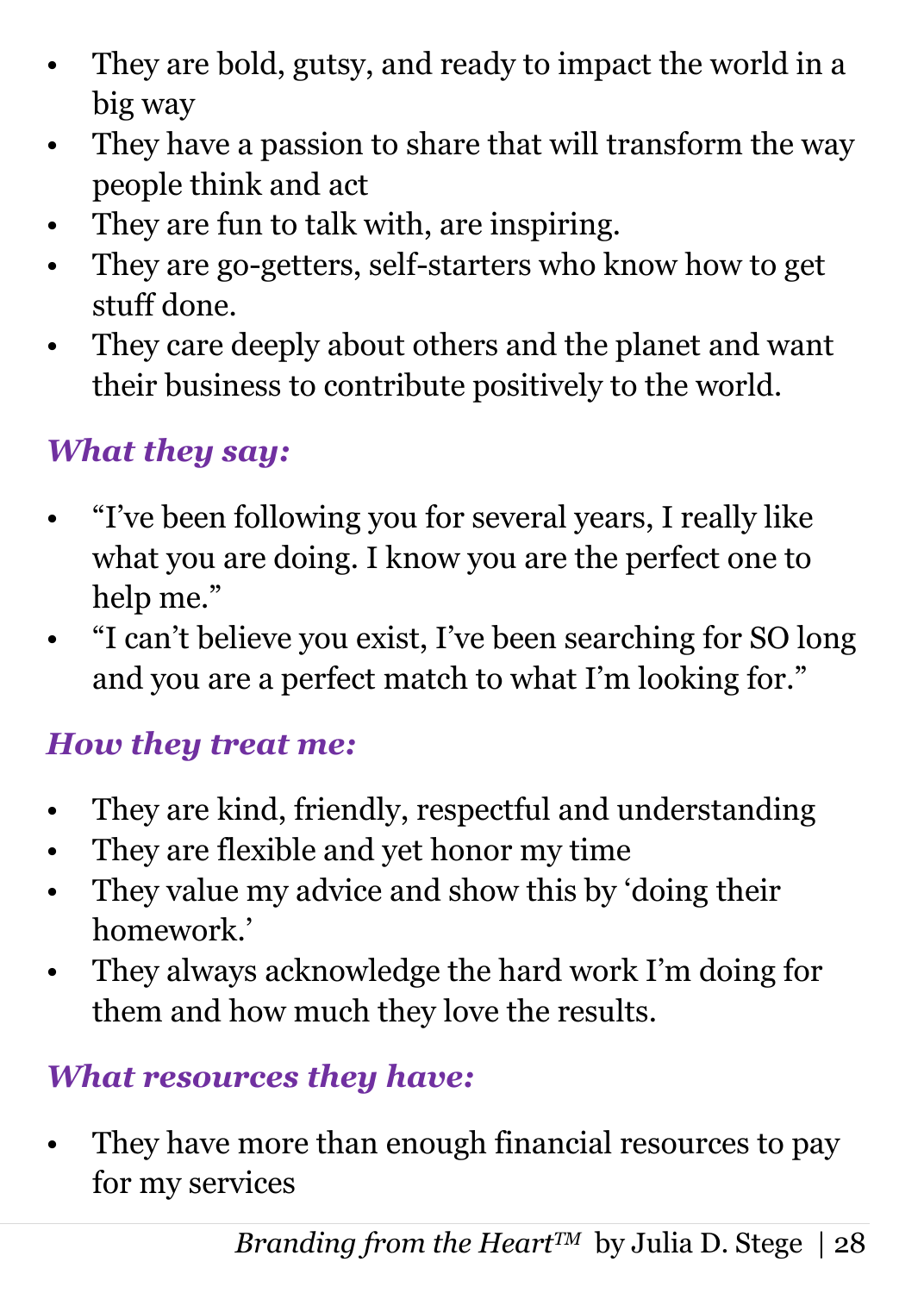- They are bold, gutsy, and ready to impact the world in a big way
- They have a passion to share that will transform the way people think and act
- They are fun to talk with, are inspiring.
- They are go-getters, self-starters who know how to get stuff done.
- They care deeply about others and the planet and want their business to contribute positively to the world.

### *What they say:*

- "I've been following you for several years, I really like what you are doing. I know you are the perfect one to help me."
- "I can't believe you exist, I've been searching for SO long and you are a perfect match to what I'm looking for."

### *How they treat me:*

- They are kind, friendly, respectful and understanding
- They are flexible and yet honor my time
- They value my advice and show this by 'doing their homework.'
- They always acknowledge the hard work I'm doing for them and how much they love the results.

### *What resources they have:*

- They have more than enough financial resources to pay for my services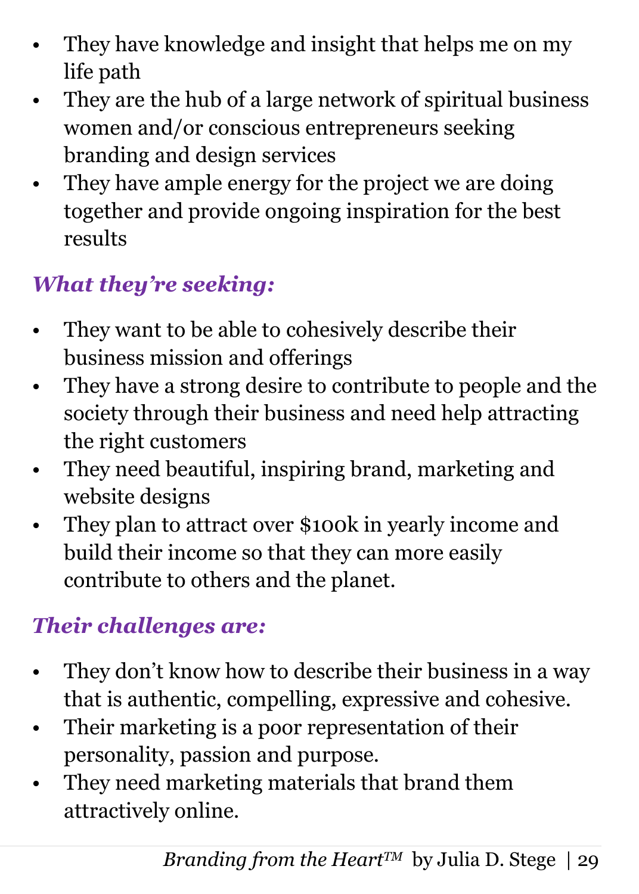- They have knowledge and insight that helps me on my life path
- They are the hub of a large network of spiritual business women and/or conscious entrepreneurs seeking branding and design services
- They have ample energy for the project we are doing together and provide ongoing inspiration for the best results

### *What they're seeking:*

- They want to be able to cohesively describe their business mission and offerings
- They have a strong desire to contribute to people and the society through their business and need help attracting the right customers
- They need beautiful, inspiring brand, marketing and website designs
- They plan to attract over $100k in yearly income and build their income so that they can more easily contribute to others and the planet.

### *Their challenges are:*

- They don't know how to describe their business in a way that is authentic, compelling, expressive and cohesive.
- Their marketing is a poor representation of their personality, passion and purpose.
- They need marketing materials that brand them attractively online.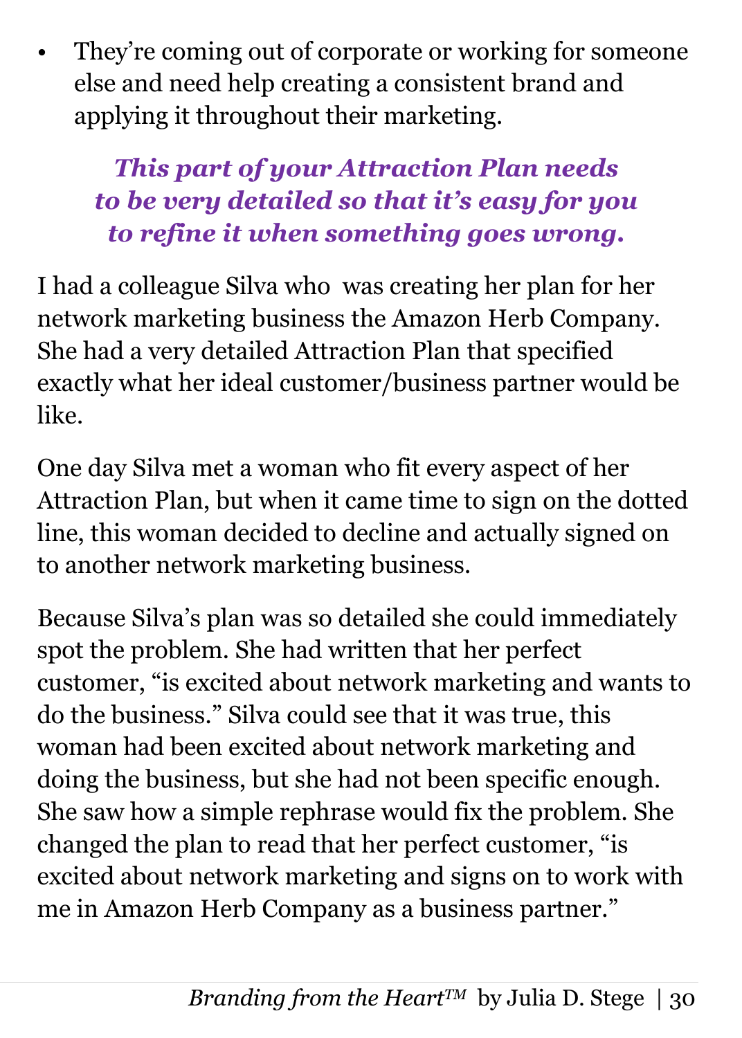- They're coming out of corporate or working for someone else and need help creating a consistent brand and applying it throughout their marketing.

***This part of your Attraction Plan needs to be very detailed so that it's easy for you to refine it when something goes wrong.***

I had a colleague Silva who was creating her plan for her network marketing business the Amazon Herb Company. She had a very detailed Attraction Plan that specified exactly what her ideal customer/business partner would be like.

One day Silva met a woman who fit every aspect of her Attraction Plan, but when it came time to sign on the dotted line, this woman decided to decline and actually signed on to another network marketing business.

Because Silva's plan was so detailed she could immediately spot the problem. She had written that her perfect customer, "is excited about network marketing and wants to do the business." Silva could see that it was true, this woman had been excited about network marketing and doing the business, but she had not been specific enough. She saw how a simple rephrase would fix the problem. She changed the plan to read that her perfect customer, "is excited about network marketing and signs on to work with me in Amazon Herb Company as a business partner."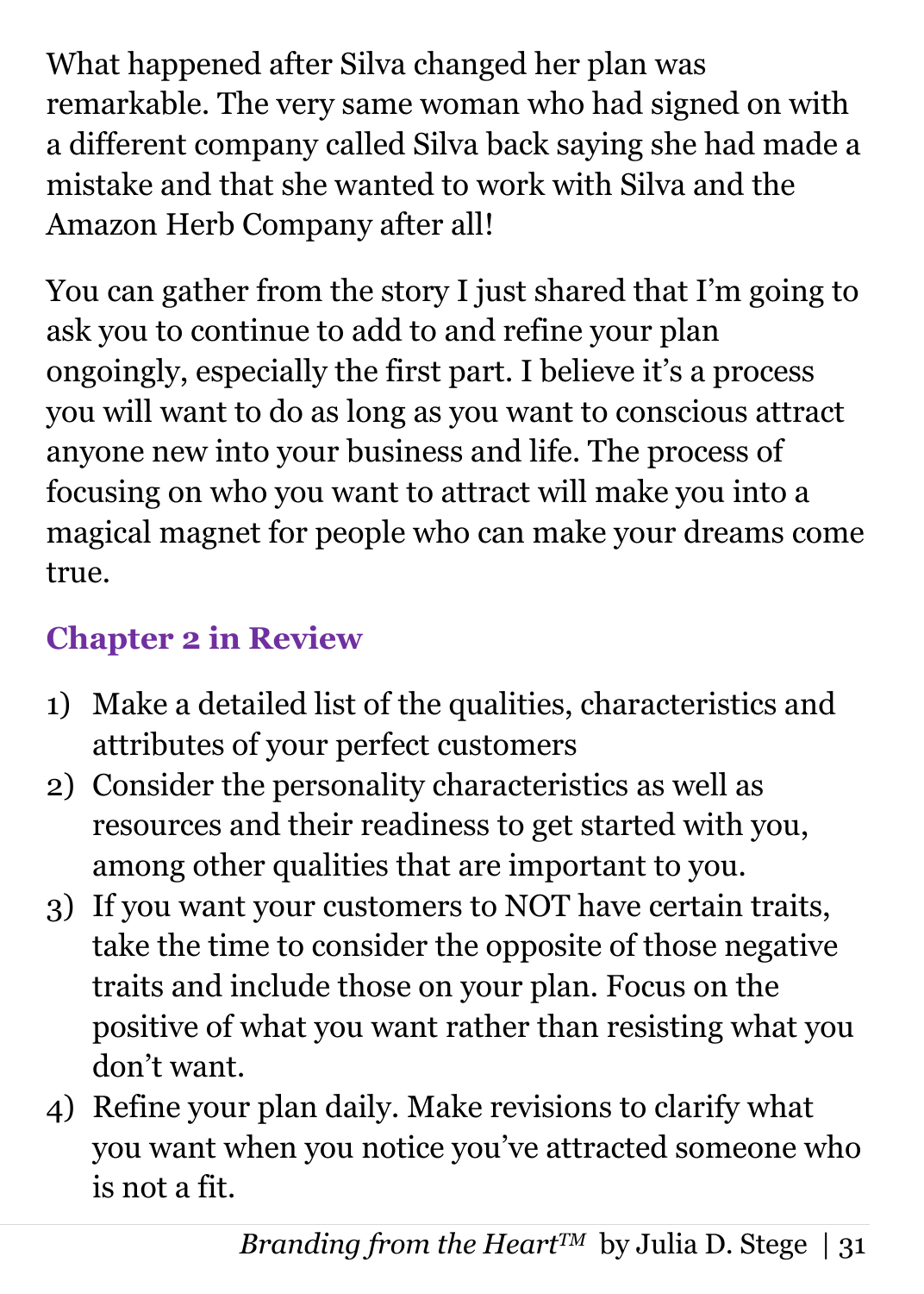What happened after Silva changed her plan was remarkable. The very same woman who had signed on with a different company called Silva back saying she had made a mistake and that she wanted to work with Silva and the Amazon Herb Company after all!

You can gather from the story I just shared that I'm going to ask you to continue to add to and refine your plan ongoingly, especially the first part. I believe it's a process you will want to do as long as you want to conscious attract anyone new into your business and life. The process of focusing on who you want to attract will make you into a magical magnet for people who can make your dreams come true.

## Chapter 2 in Review

1) Make a detailed list of the qualities, characteristics and attributes of your perfect customers
2) Consider the personality characteristics as well as resources and their readiness to get started with you, among other qualities that are important to you.
3) If you want your customers to NOT have certain traits, take the time to consider the opposite of those negative traits and include those on your plan. Focus on the positive of what you want rather than resisting what you don't want.
4) Refine your plan daily. Make revisions to clarify what you want when you notice you've attracted someone who is not a fit.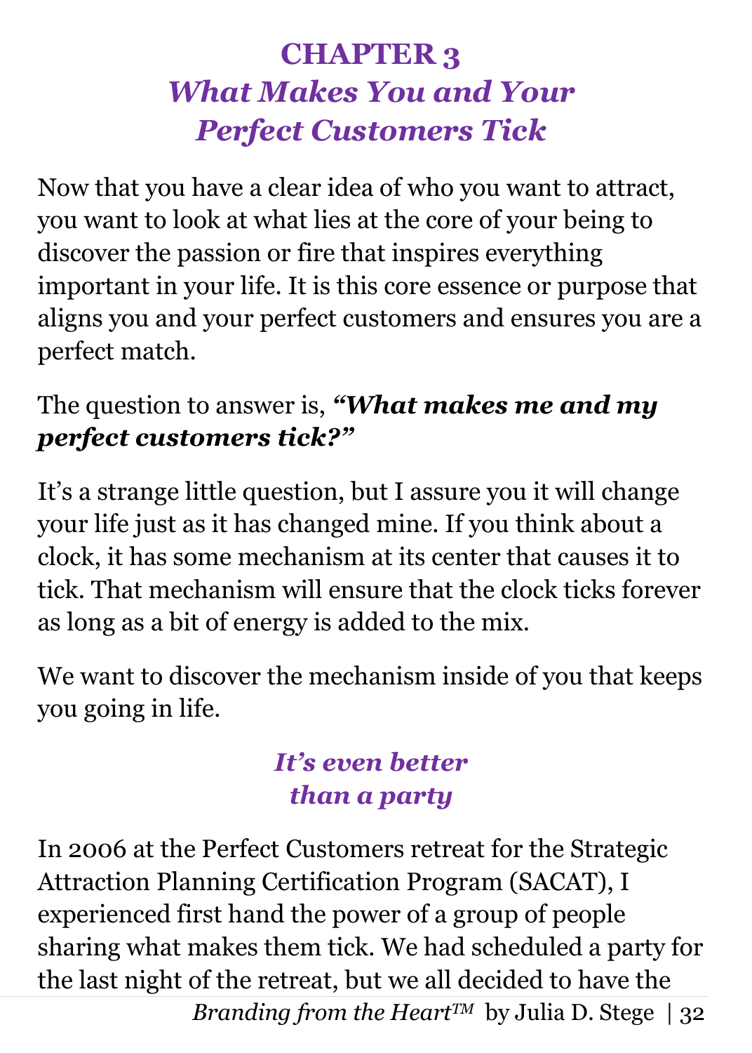# CHAPTER 3
## *What Makes You and Your Perfect Customers Tick*

Now that you have a clear idea of who you want to attract, you want to look at what lies at the core of your being to discover the passion or fire that inspires everything important in your life. It is this core essence or purpose that aligns you and your perfect customers and ensures you are a perfect match.

The question to answer is, ***"What makes me and my perfect customers tick?"***

It's a strange little question, but I assure you it will change your life just as it has changed mine. If you think about a clock, it has some mechanism at its center that causes it to tick. That mechanism will ensure that the clock ticks forever as long as a bit of energy is added to the mix.

We want to discover the mechanism inside of you that keeps you going in life.

### *It's even better than a party*

In 2006 at the Perfect Customers retreat for the Strategic Attraction Planning Certification Program (SACAT), I experienced first hand the power of a group of people sharing what makes them tick. We had scheduled a party for the last night of the retreat, but we all decided to have the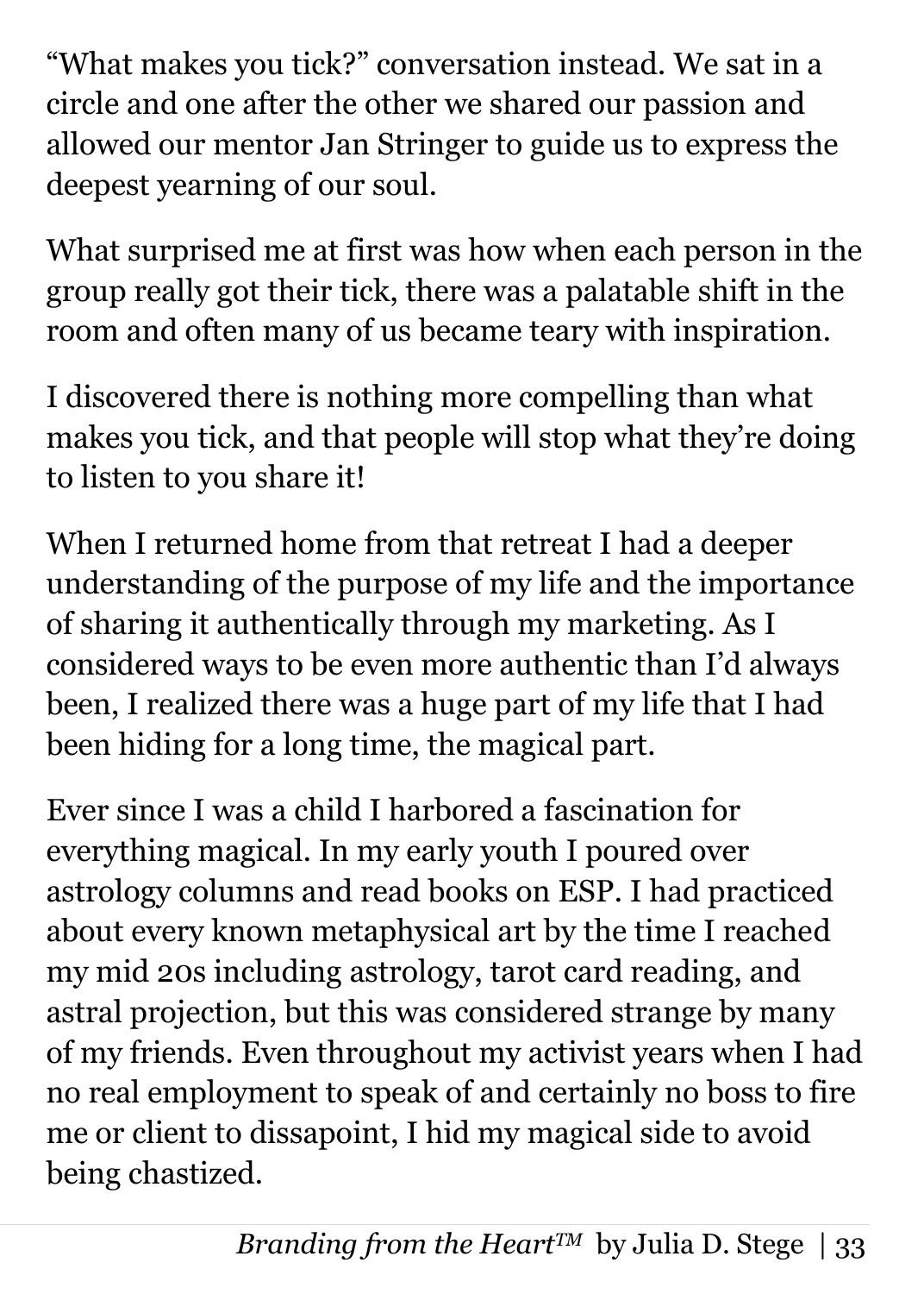"What makes you tick?" conversation instead. We sat in a circle and one after the other we shared our passion and allowed our mentor Jan Stringer to guide us to express the deepest yearning of our soul.

What surprised me at first was how when each person in the group really got their tick, there was a palatable shift in the room and often many of us became teary with inspiration.

I discovered there is nothing more compelling than what makes you tick, and that people will stop what they're doing to listen to you share it!

When I returned home from that retreat I had a deeper understanding of the purpose of my life and the importance of sharing it authentically through my marketing. As I considered ways to be even more authentic than I'd always been, I realized there was a huge part of my life that I had been hiding for a long time, the magical part.

Ever since I was a child I harbored a fascination for everything magical. In my early youth I poured over astrology columns and read books on ESP. I had practiced about every known metaphysical art by the time I reached my mid 20s including astrology, tarot card reading, and astral projection, but this was considered strange by many of my friends. Even throughout my activist years when I had no real employment to speak of and certainly no boss to fire me or client to dissapoint, I hid my magical side to avoid being chastized.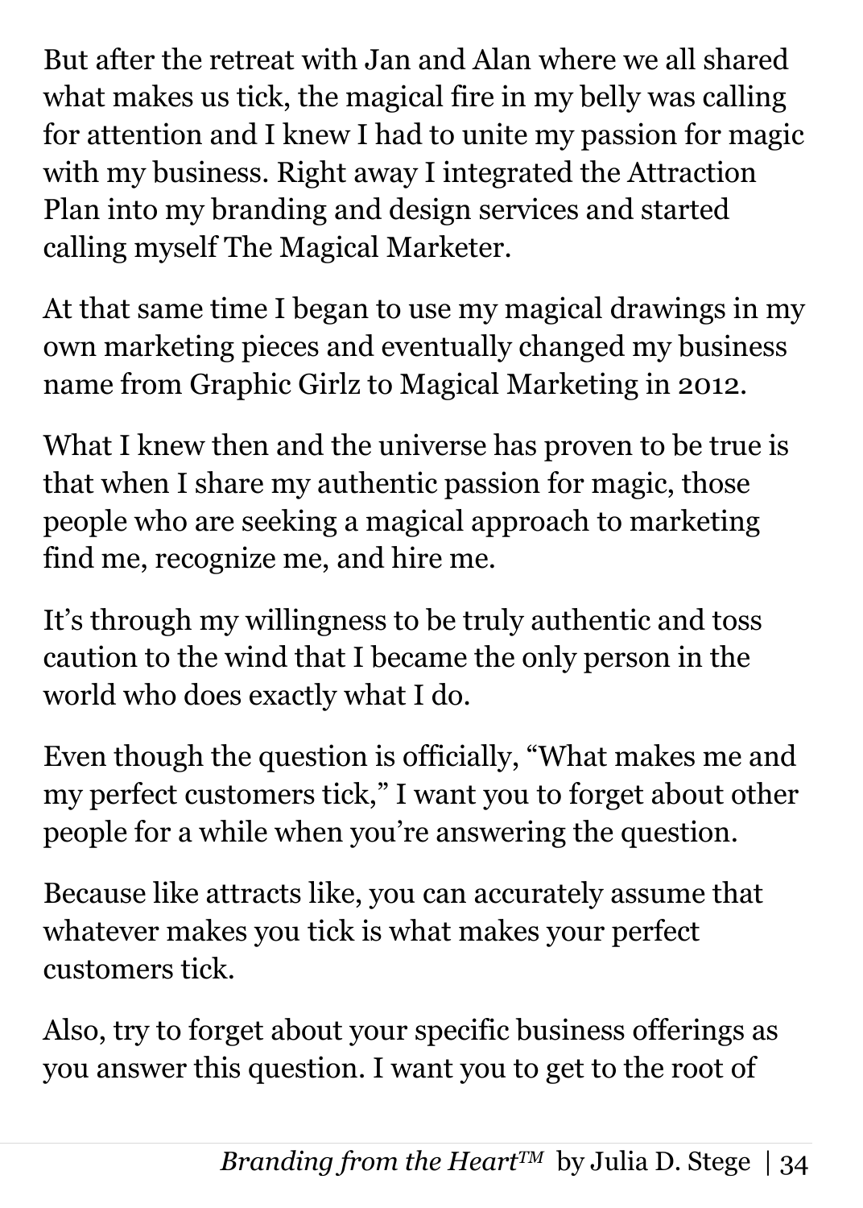But after the retreat with Jan and Alan where we all shared what makes us tick, the magical fire in my belly was calling for attention and I knew I had to unite my passion for magic with my business. Right away I integrated the Attraction Plan into my branding and design services and started calling myself The Magical Marketer.

At that same time I began to use my magical drawings in my own marketing pieces and eventually changed my business name from Graphic Girlz to Magical Marketing in 2012.

What I knew then and the universe has proven to be true is that when I share my authentic passion for magic, those people who are seeking a magical approach to marketing find me, recognize me, and hire me.

It's through my willingness to be truly authentic and toss caution to the wind that I became the only person in the world who does exactly what I do.

Even though the question is officially, "What makes me and my perfect customers tick," I want you to forget about other people for a while when you're answering the question.

Because like attracts like, you can accurately assume that whatever makes you tick is what makes your perfect customers tick.

Also, try to forget about your specific business offerings as you answer this question. I want you to get to the root of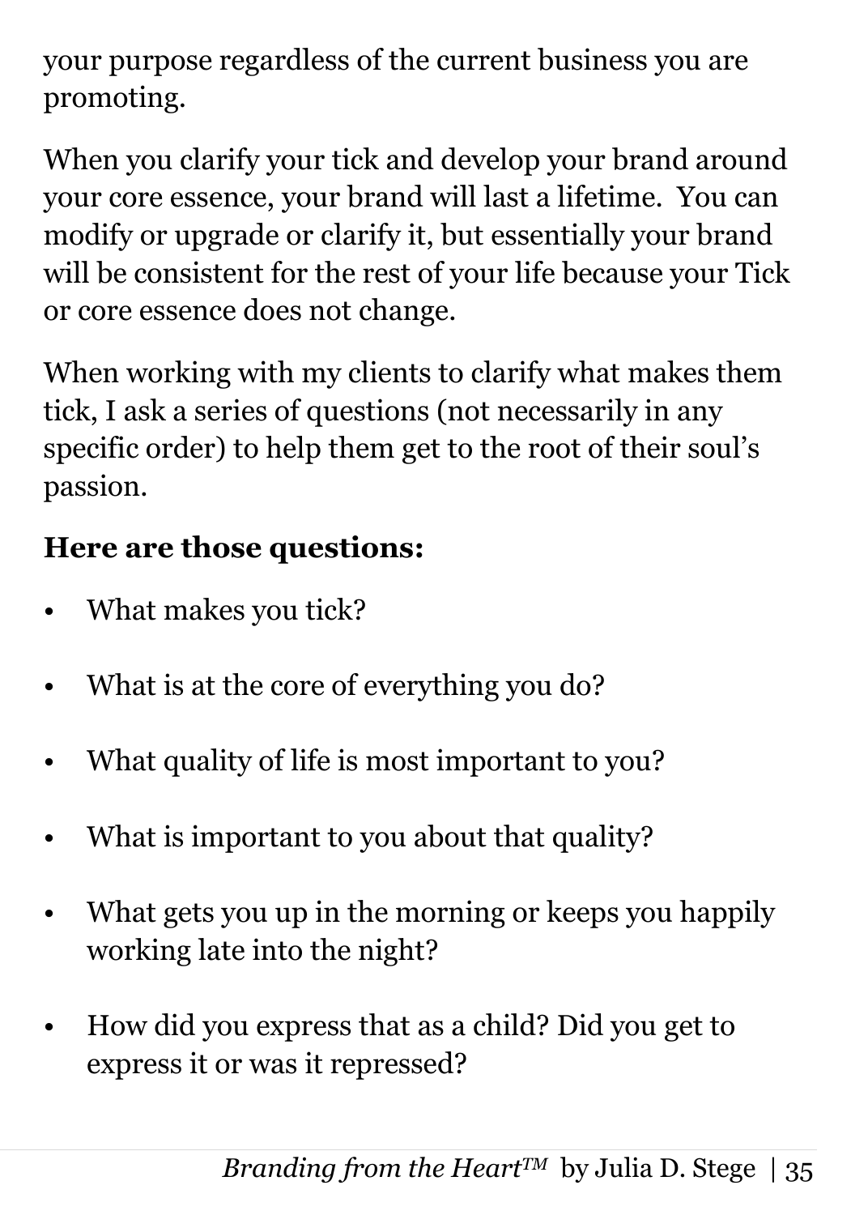your purpose regardless of the current business you are promoting.

When you clarify your tick and develop your brand around your core essence, your brand will last a lifetime. You can modify or upgrade or clarify it, but essentially your brand will be consistent for the rest of your life because your Tick or core essence does not change.

When working with my clients to clarify what makes them tick, I ask a series of questions (not necessarily in any specific order) to help them get to the root of their soul's passion.

**Here are those questions:**

- What makes you tick?
- What is at the core of everything you do?
- What quality of life is most important to you?
- What is important to you about that quality?
- What gets you up in the morning or keeps you happily working late into the night?
- How did you express that as a child? Did you get to express it or was it repressed?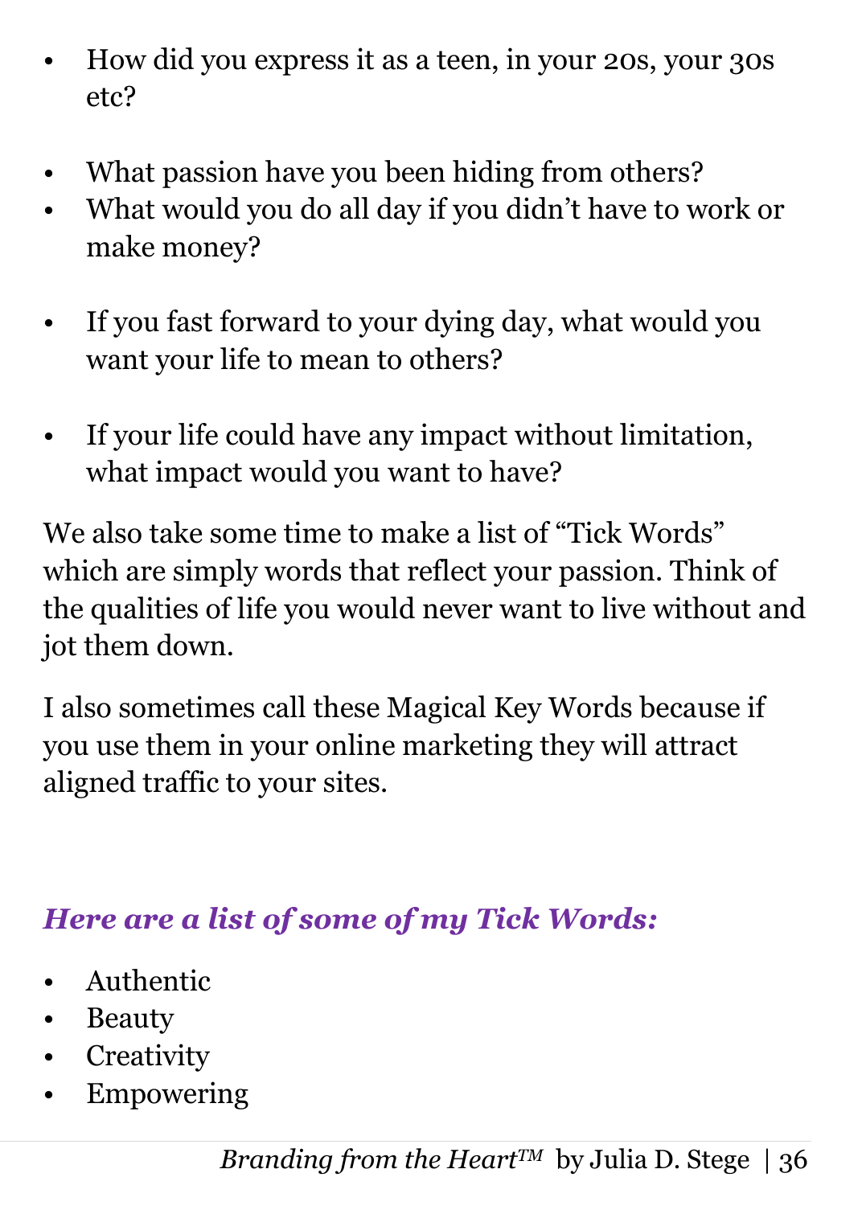- How did you express it as a teen, in your 20s, your 30s etc?

- What passion have you been hiding from others?
- What would you do all day if you didn't have to work or make money?

- If you fast forward to your dying day, what would you want your life to mean to others?

- If your life could have any impact without limitation, what impact would you want to have?

We also take some time to make a list of "Tick Words" which are simply words that reflect your passion. Think of the qualities of life you would never want to live without and jot them down.

I also sometimes call these Magical Key Words because if you use them in your online marketing they will attract aligned traffic to your sites.

### *Here are a list of some of my Tick Words:*

- Authentic
- Beauty
- Creativity
- Empowering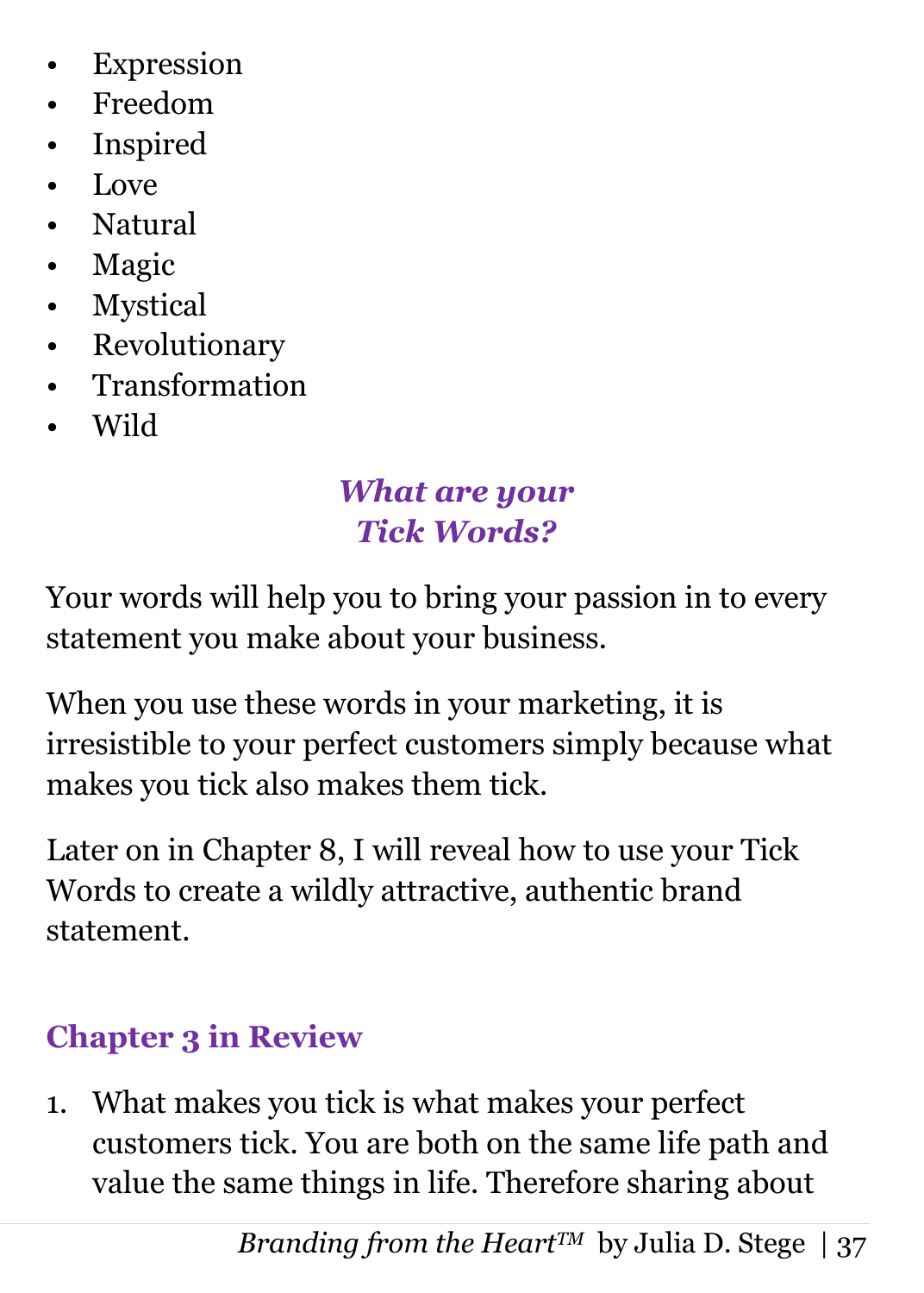- Expression
- Freedom
- Inspired
- Love
- Natural
- Magic
- Mystical
- Revolutionary
- Transformation
- Wild

***What are your Tick Words?***

Your words will help you to bring your passion in to every statement you make about your business.

When you use these words in your marketing, it is irresistible to your perfect customers simply because what makes you tick also makes them tick.

Later on in Chapter 8, I will reveal how to use your Tick Words to create a wildly attractive, authentic brand statement.

## Chapter 3 in Review

1. What makes you tick is what makes your perfect customers tick. You are both on the same life path and value the same things in life. Therefore sharing about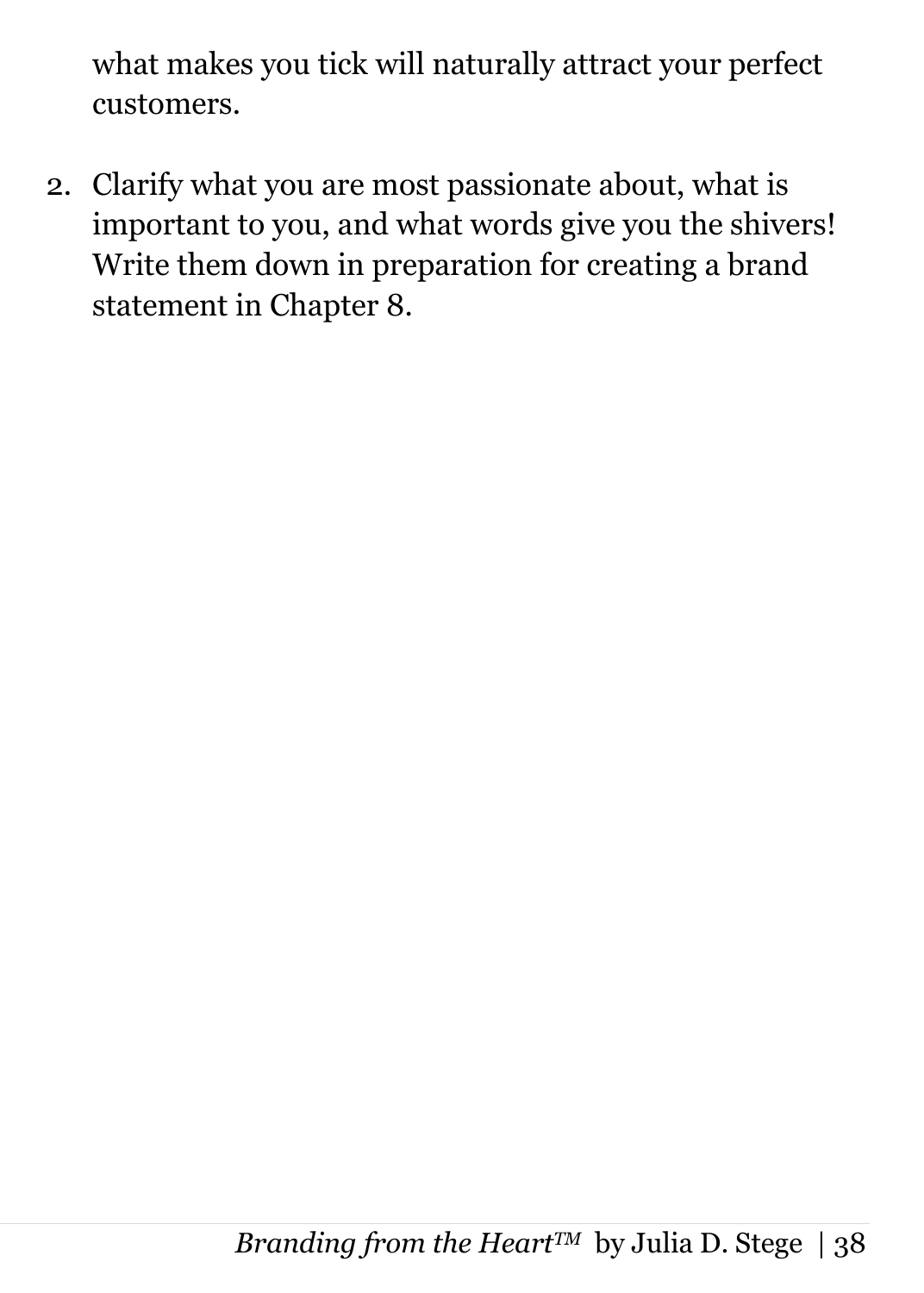what makes you tick will naturally attract your perfect customers.

2. Clarify what you are most passionate about, what is important to you, and what words give you the shivers! Write them down in preparation for creating a brand statement in Chapter 8.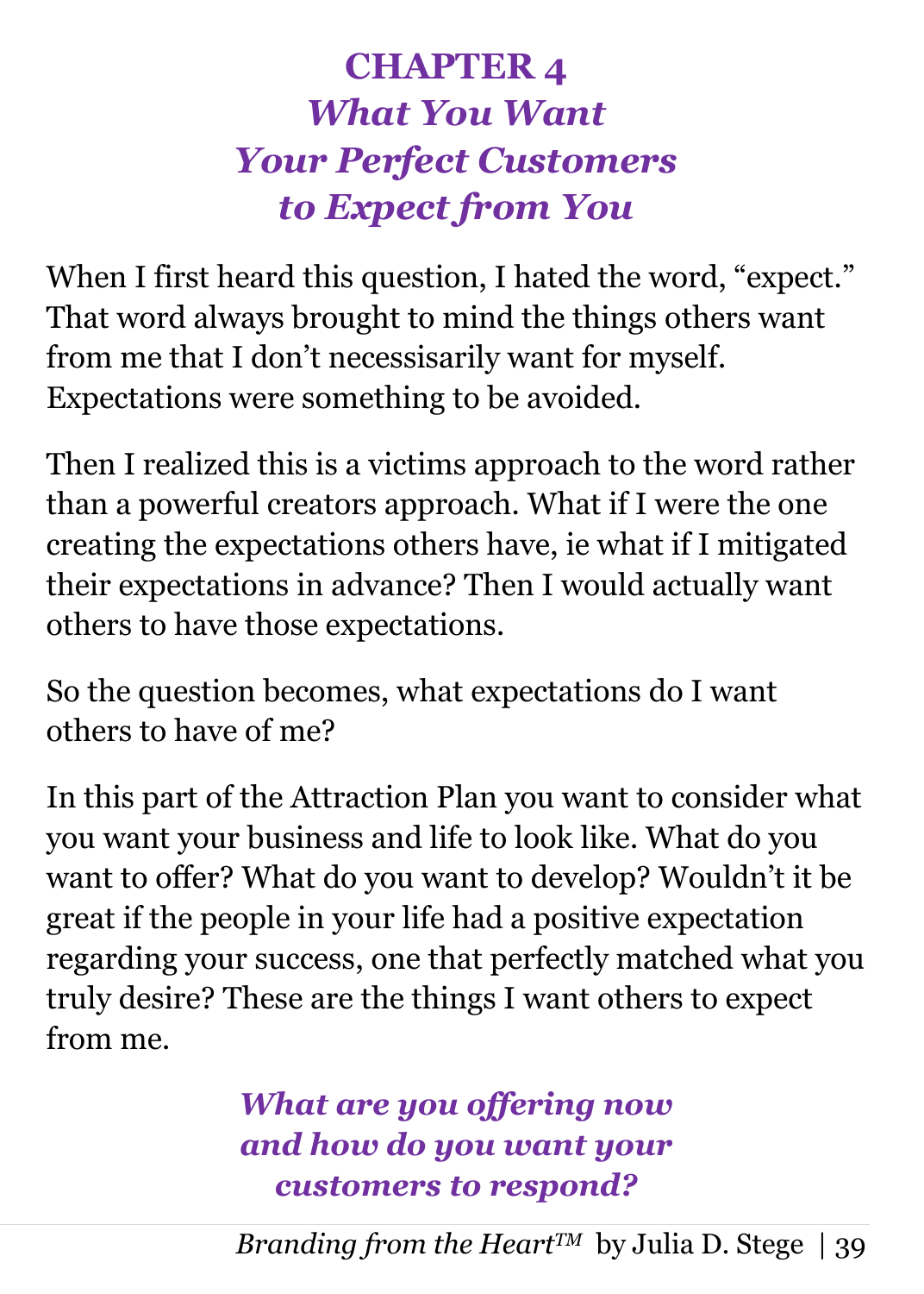# CHAPTER 4
## *What You Want Your Perfect Customers to Expect from You*

When I first heard this question, I hated the word, "expect." That word always brought to mind the things others want from me that I don't necessisarily want for myself. Expectations were something to be avoided.

Then I realized this is a victims approach to the word rather than a powerful creators approach. What if I were the one creating the expectations others have, ie what if I mitigated their expectations in advance? Then I would actually want others to have those expectations.

So the question becomes, what expectations do I want others to have of me?

In this part of the Attraction Plan you want to consider what you want your business and life to look like. What do you want to offer? What do you want to develop? Wouldn't it be great if the people in your life had a positive expectation regarding your success, one that perfectly matched what you truly desire? These are the things I want others to expect from me.

***What are you offering now and how do you want your customers to respond?***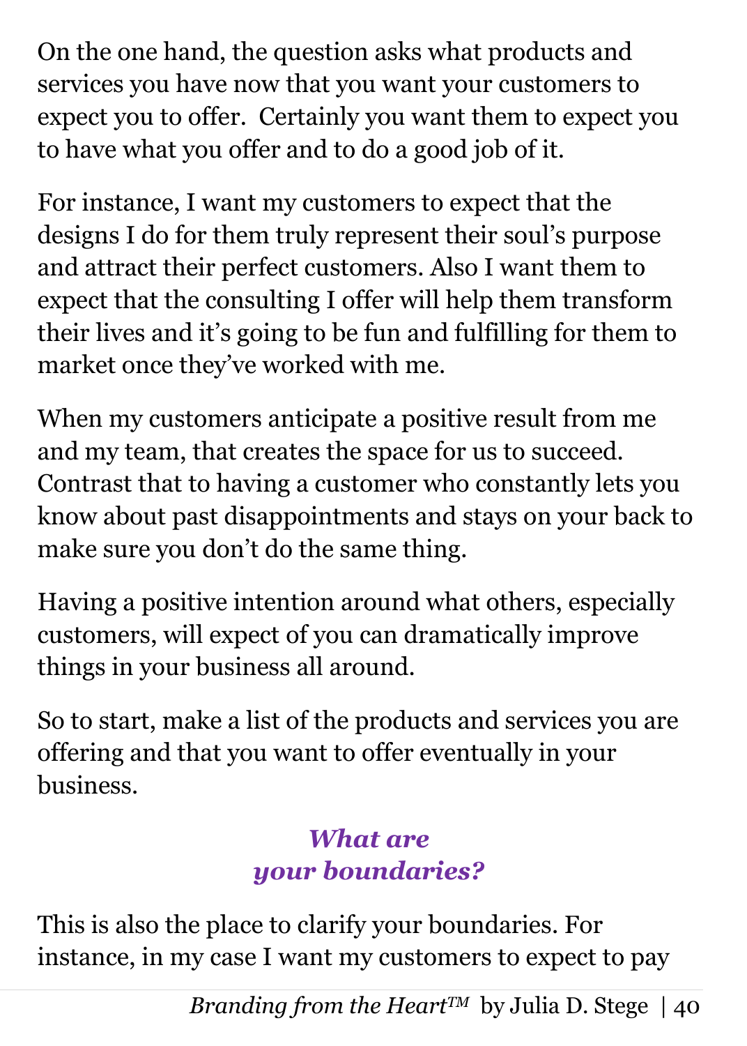On the one hand, the question asks what products and services you have now that you want your customers to expect you to offer. Certainly you want them to expect you to have what you offer and to do a good job of it.

For instance, I want my customers to expect that the designs I do for them truly represent their soul's purpose and attract their perfect customers. Also I want them to expect that the consulting I offer will help them transform their lives and it's going to be fun and fulfilling for them to market once they've worked with me.

When my customers anticipate a positive result from me and my team, that creates the space for us to succeed. Contrast that to having a customer who constantly lets you know about past disappointments and stays on your back to make sure you don't do the same thing.

Having a positive intention around what others, especially customers, will expect of you can dramatically improve things in your business all around.

So to start, make a list of the products and services you are offering and that you want to offer eventually in your business.

### *What are your boundaries?*

This is also the place to clarify your boundaries. For instance, in my case I want my customers to expect to pay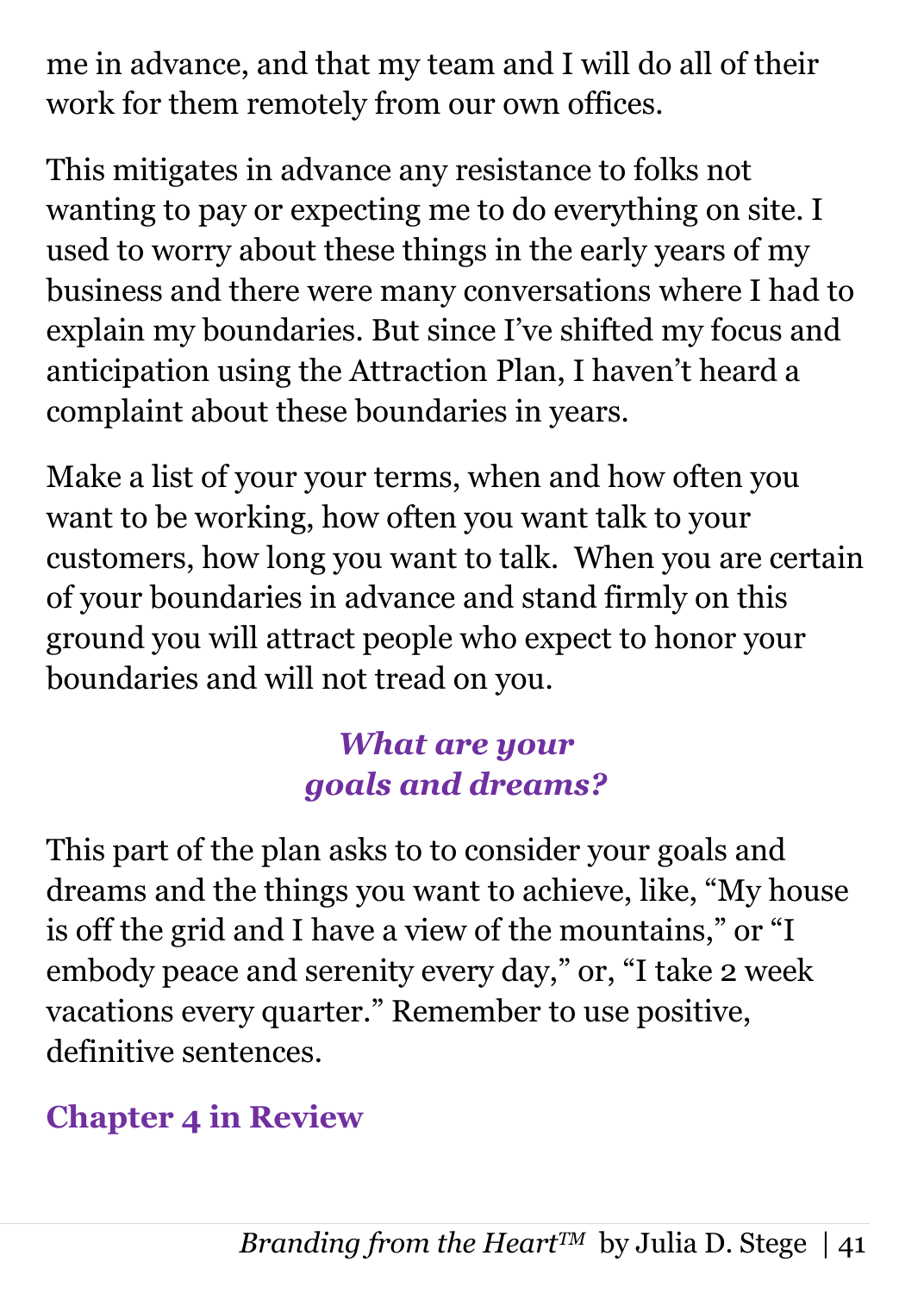me in advance, and that my team and I will do all of their work for them remotely from our own offices.

This mitigates in advance any resistance to folks not wanting to pay or expecting me to do everything on site. I used to worry about these things in the early years of my business and there were many conversations where I had to explain my boundaries. But since I've shifted my focus and anticipation using the Attraction Plan, I haven't heard a complaint about these boundaries in years.

Make a list of your your terms, when and how often you want to be working, how often you want talk to your customers, how long you want to talk.  When you are certain of your boundaries in advance and stand firmly on this ground you will attract people who expect to honor your boundaries and will not tread on you.

### *What are your goals and dreams?*

This part of the plan asks to to consider your goals and dreams and the things you want to achieve, like, "My house is off the grid and I have a view of the mountains," or "I embody peace and serenity every day," or, "I take 2 week vacations every quarter." Remember to use positive, definitive sentences.

## Chapter 4 in Review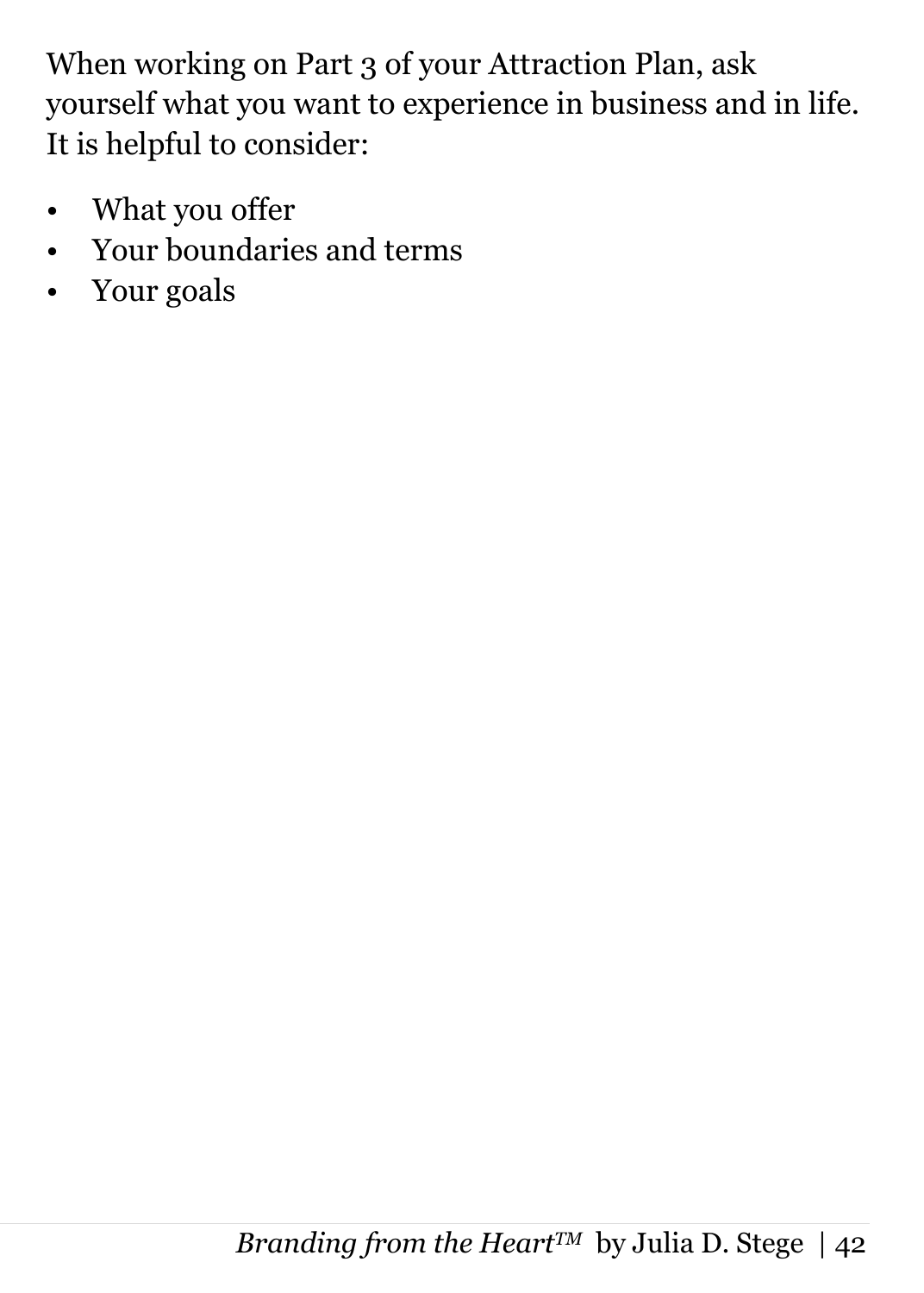When working on Part 3 of your Attraction Plan, ask yourself what you want to experience in business and in life. It is helpful to consider:

- What you offer
- Your boundaries and terms
- Your goals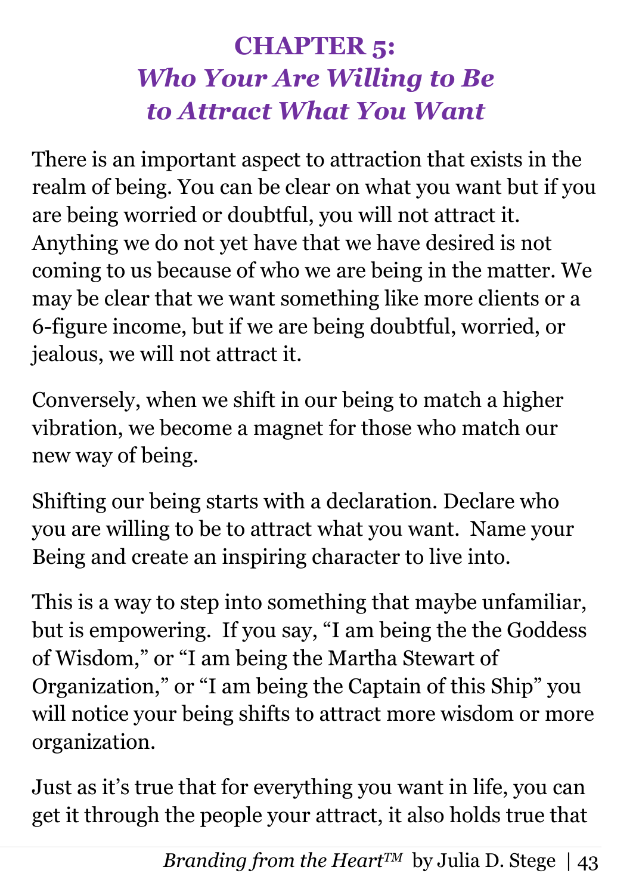# CHAPTER 5:
## *Who Your Are Willing to Be to Attract What You Want*

There is an important aspect to attraction that exists in the realm of being. You can be clear on what you want but if you are being worried or doubtful, you will not attract it. Anything we do not yet have that we have desired is not coming to us because of who we are being in the matter. We may be clear that we want something like more clients or a 6-figure income, but if we are being doubtful, worried, or jealous, we will not attract it.

Conversely, when we shift in our being to match a higher vibration, we become a magnet for those who match our new way of being.

Shifting our being starts with a declaration. Declare who you are willing to be to attract what you want. Name your Being and create an inspiring character to live into.

This is a way to step into something that maybe unfamiliar, but is empowering. If you say, "I am being the the Goddess of Wisdom," or "I am being the Martha Stewart of Organization," or "I am being the Captain of this Ship" you will notice your being shifts to attract more wisdom or more organization.

Just as it's true that for everything you want in life, you can get it through the people your attract, it also holds true that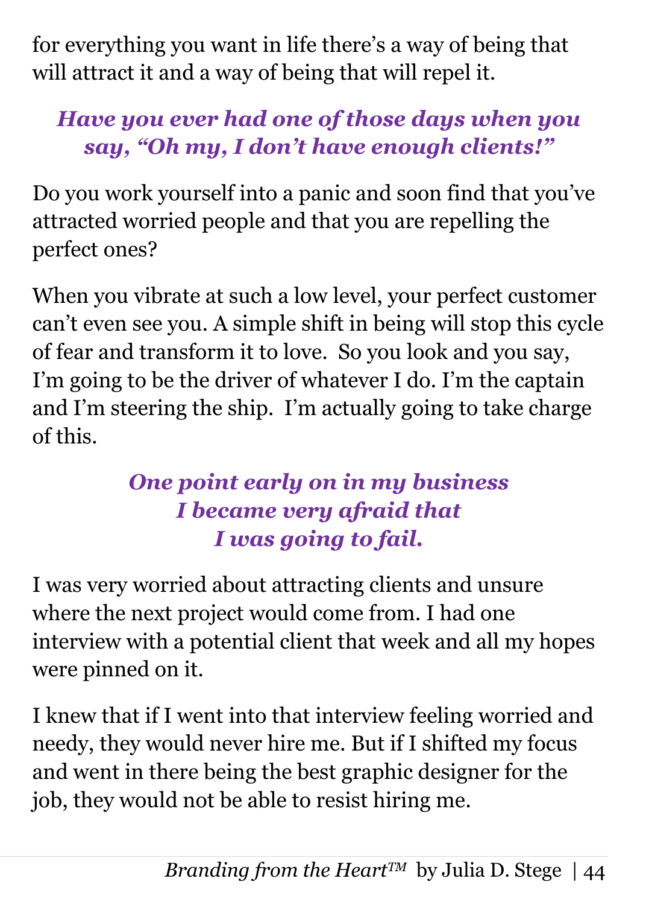for everything you want in life there's a way of being that will attract it and a way of being that will repel it.

***Have you ever had one of those days when you say, "Oh my, I don't have enough clients!"***

Do you work yourself into a panic and soon find that you've attracted worried people and that you are repelling the perfect ones?

When you vibrate at such a low level, your perfect customer can't even see you. A simple shift in being will stop this cycle of fear and transform it to love. So you look and you say, I'm going to be the driver of whatever I do. I'm the captain and I'm steering the ship. I'm actually going to take charge of this.

***One point early on in my business I became very afraid that I was going to fail.***

I was very worried about attracting clients and unsure where the next project would come from. I had one interview with a potential client that week and all my hopes were pinned on it.

I knew that if I went into that interview feeling worried and needy, they would never hire me. But if I shifted my focus and went in there being the best graphic designer for the job, they would not be able to resist hiring me.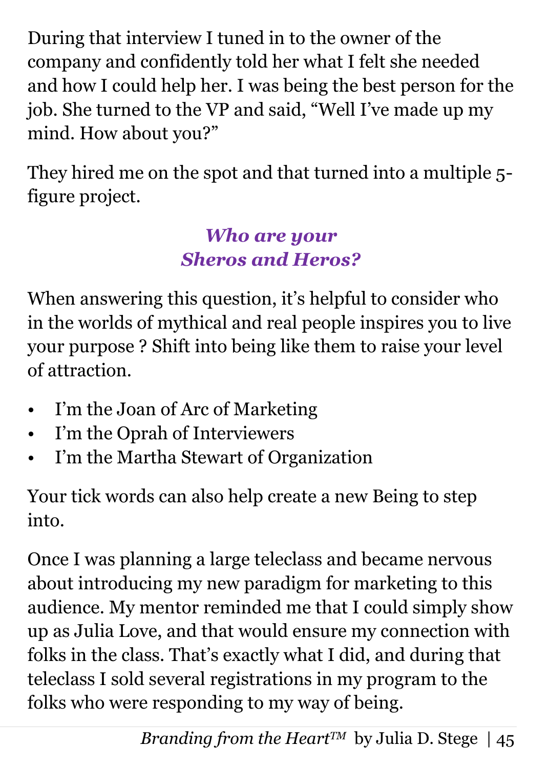During that interview I tuned in to the owner of the company and confidently told her what I felt she needed and how I could help her. I was being the best person for the job. She turned to the VP and said, “Well I’ve made up my mind. How about you?”

They hired me on the spot and that turned into a multiple 5-figure project.

### *Who are your Sheros and Heros?*

When answering this question, it’s helpful to consider who in the worlds of mythical and real people inspires you to live your purpose ? Shift into being like them to raise your level of attraction.

- I’m the Joan of Arc of Marketing
- I’m the Oprah of Interviewers
- I’m the Martha Stewart of Organization

Your tick words can also help create a new Being to step into.

Once I was planning a large teleclass and became nervous about introducing my new paradigm for marketing to this audience. My mentor reminded me that I could simply show up as Julia Love, and that would ensure my connection with folks in the class. That’s exactly what I did, and during that teleclass I sold several registrations in my program to the folks who were responding to my way of being.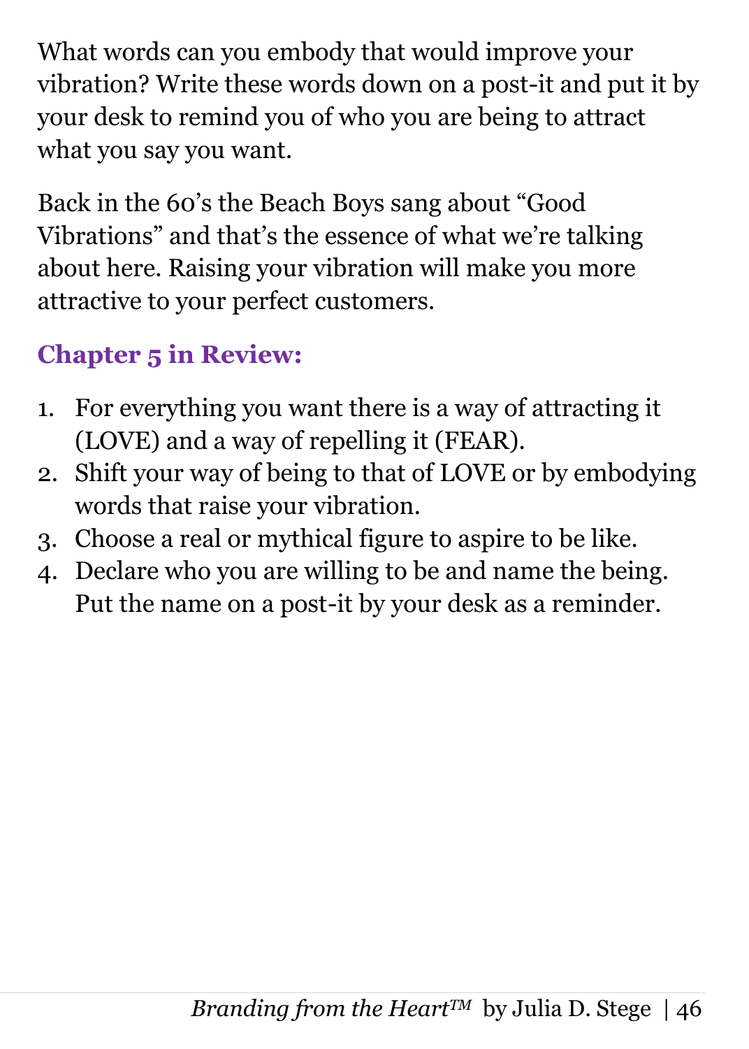What words can you embody that would improve your vibration? Write these words down on a post-it and put it by your desk to remind you of who you are being to attract what you say you want.

Back in the 60's the Beach Boys sang about "Good Vibrations" and that's the essence of what we're talking about here. Raising your vibration will make you more attractive to your perfect customers.

### Chapter 5 in Review:

1. For everything you want there is a way of attracting it (LOVE) and a way of repelling it (FEAR).
2. Shift your way of being to that of LOVE or by embodying words that raise your vibration.
3. Choose a real or mythical figure to aspire to be like.
4. Declare who you are willing to be and name the being. Put the name on a post-it by your desk as a reminder.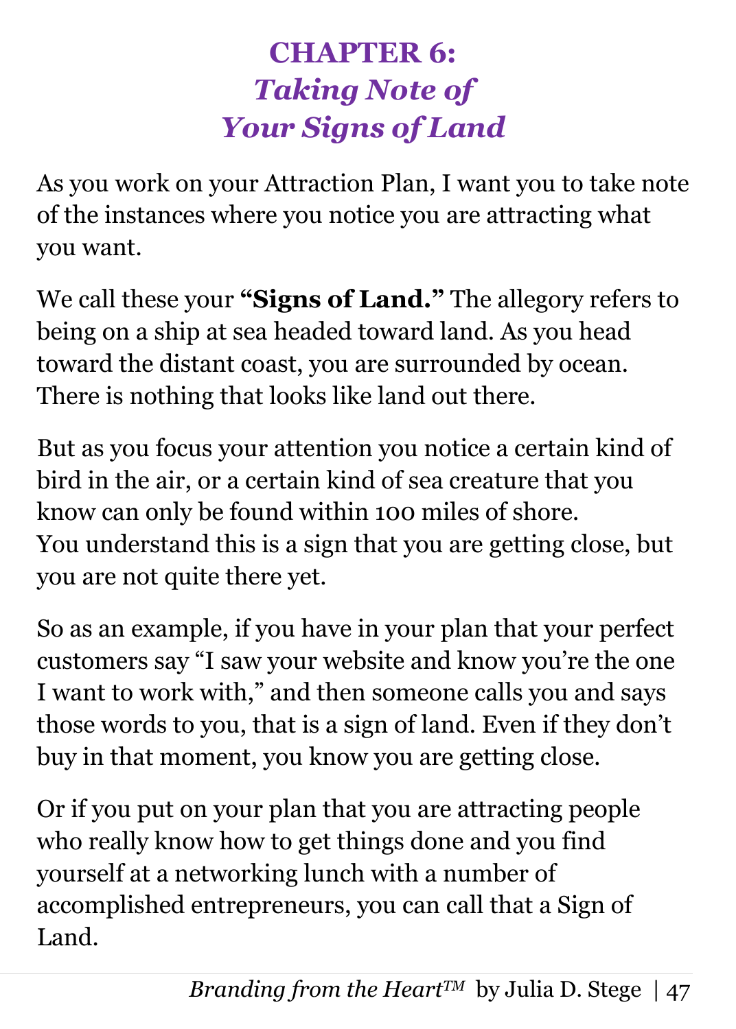# CHAPTER 6: *Taking Note of Your Signs of Land*

As you work on your Attraction Plan, I want you to take note of the instances where you notice you are attracting what you want.

We call these your **"Signs of Land."** The allegory refers to being on a ship at sea headed toward land. As you head toward the distant coast, you are surrounded by ocean. There is nothing that looks like land out there.

But as you focus your attention you notice a certain kind of bird in the air, or a certain kind of sea creature that you know can only be found within 100 miles of shore. You understand this is a sign that you are getting close, but you are not quite there yet.

So as an example, if you have in your plan that your perfect customers say "I saw your website and know you're the one I want to work with," and then someone calls you and says those words to you, that is a sign of land. Even if they don't buy in that moment, you know you are getting close.

Or if you put on your plan that you are attracting people who really know how to get things done and you find yourself at a networking lunch with a number of accomplished entrepreneurs, you can call that a Sign of Land.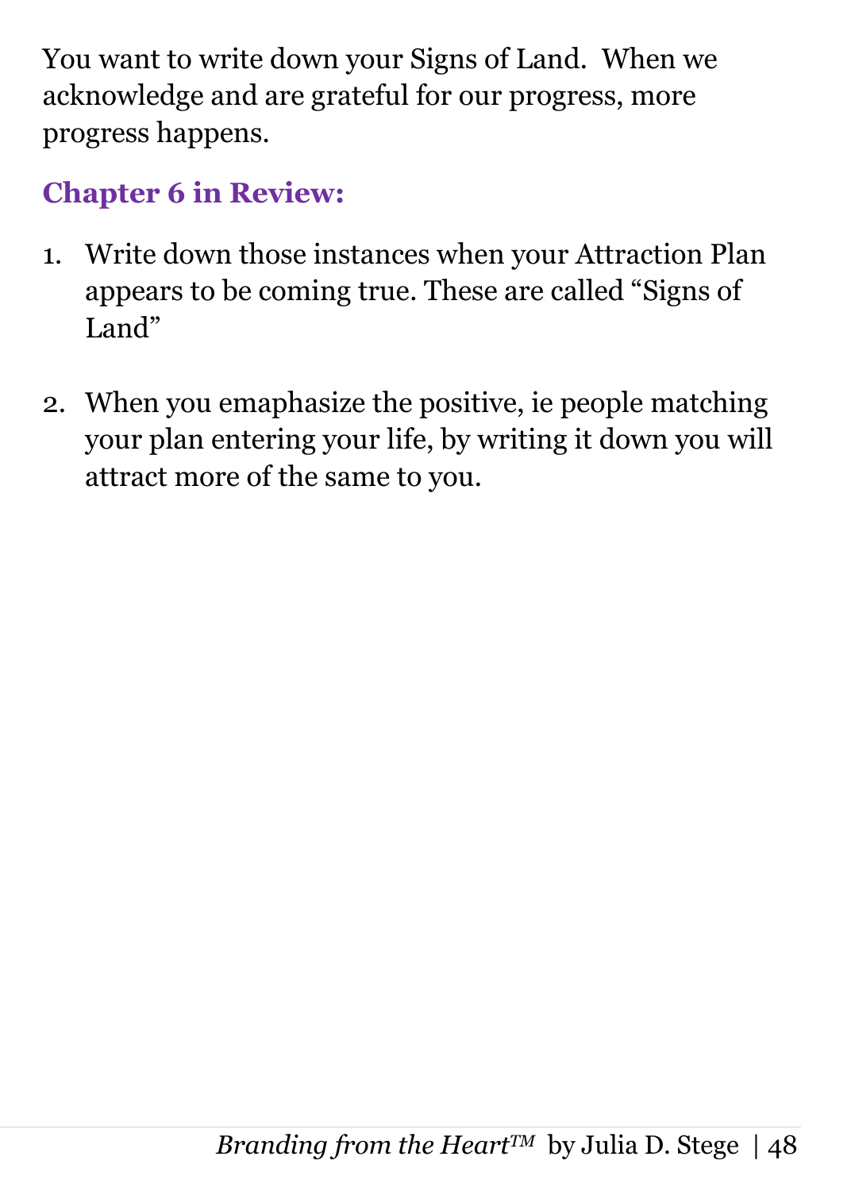You want to write down your Signs of Land. When we acknowledge and are grateful for our progress, more progress happens.

## Chapter 6 in Review:

1. Write down those instances when your Attraction Plan appears to be coming true. These are called "Signs of Land"

2. When you emaphasize the positive, ie people matching your plan entering your life, by writing it down you will attract more of the same to you.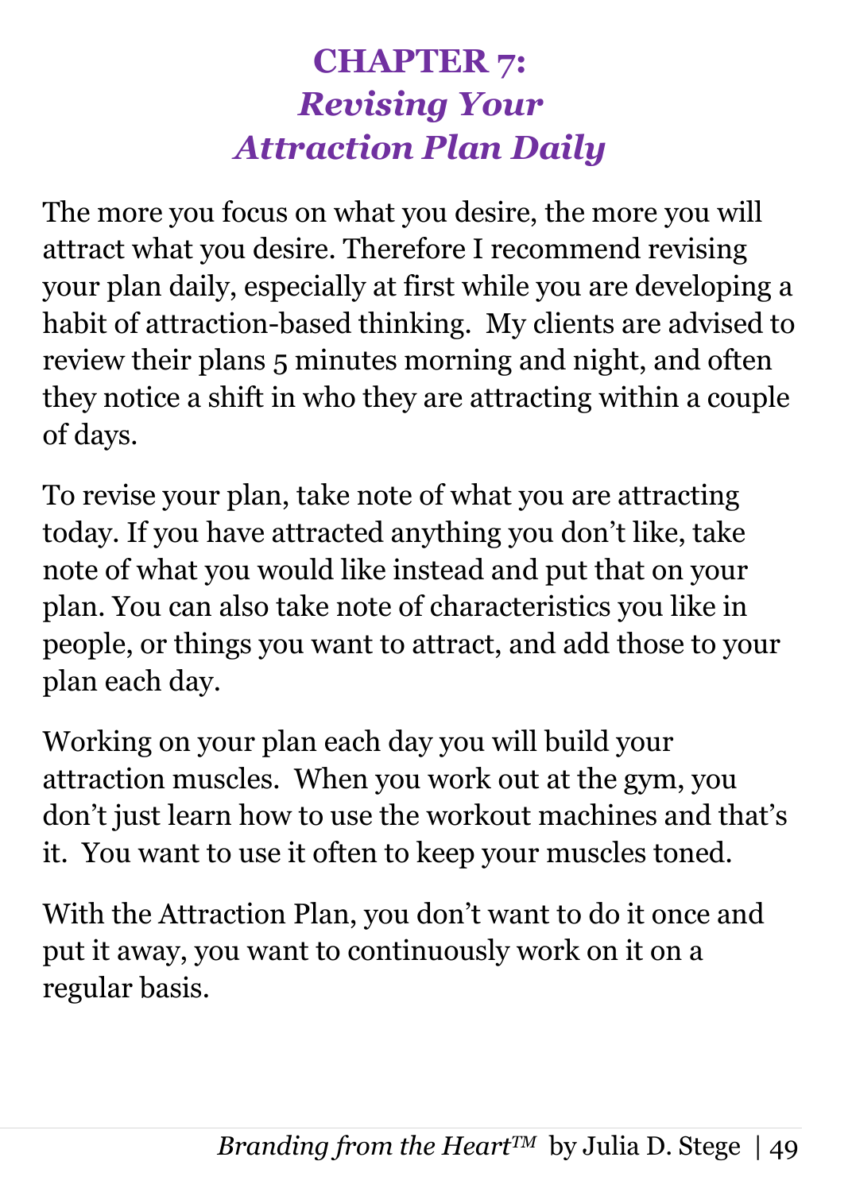# CHAPTER 7: *Revising Your Attraction Plan Daily*

The more you focus on what you desire, the more you will attract what you desire. Therefore I recommend revising your plan daily, especially at first while you are developing a habit of attraction-based thinking.  My clients are advised to review their plans 5 minutes morning and night, and often they notice a shift in who they are attracting within a couple of days.

To revise your plan, take note of what you are attracting today. If you have attracted anything you don't like, take note of what you would like instead and put that on your plan. You can also take note of characteristics you like in people, or things you want to attract, and add those to your plan each day.

Working on your plan each day you will build your attraction muscles.  When you work out at the gym, you don't just learn how to use the workout machines and that's it.  You want to use it often to keep your muscles toned.

With the Attraction Plan, you don't want to do it once and put it away, you want to continuously work on it on a regular basis.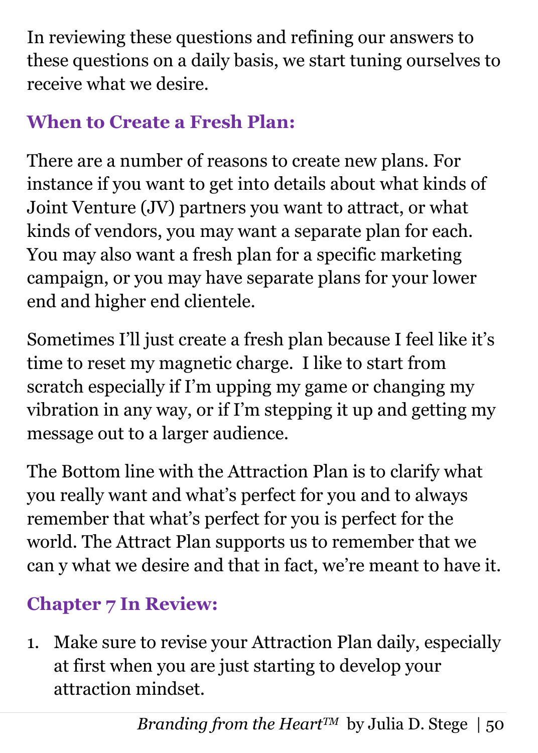In reviewing these questions and refining our answers to these questions on a daily basis, we start tuning ourselves to receive what we desire.

## When to Create a Fresh Plan:

There are a number of reasons to create new plans. For instance if you want to get into details about what kinds of Joint Venture (JV) partners you want to attract, or what kinds of vendors, you may want a separate plan for each. You may also want a fresh plan for a specific marketing campaign, or you may have separate plans for your lower end and higher end clientele.

Sometimes I'll just create a fresh plan because I feel like it's time to reset my magnetic charge. I like to start from scratch especially if I'm upping my game or changing my vibration in any way, or if I'm stepping it up and getting my message out to a larger audience.

The Bottom line with the Attraction Plan is to clarify what you really want and what's perfect for you and to always remember that what's perfect for you is perfect for the world. The Attract Plan supports us to remember that we can y what we desire and that in fact, we're meant to have it.

## Chapter 7 In Review:

1. Make sure to revise your Attraction Plan daily, especially at first when you are just starting to develop your attraction mindset.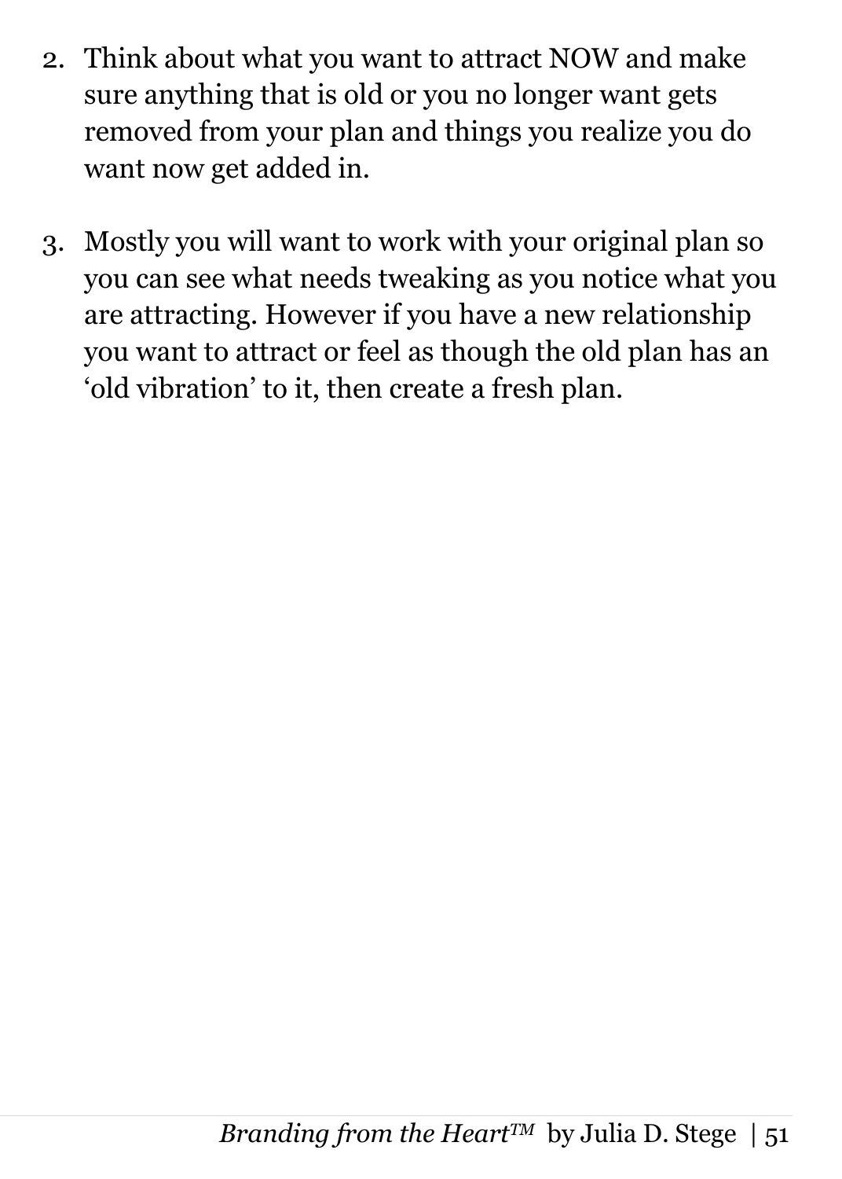2. Think about what you want to attract NOW and make sure anything that is old or you no longer want gets removed from your plan and things you realize you do want now get added in.

3. Mostly you will want to work with your original plan so you can see what needs tweaking as you notice what you are attracting. However if you have a new relationship you want to attract or feel as though the old plan has an 'old vibration' to it, then create a fresh plan.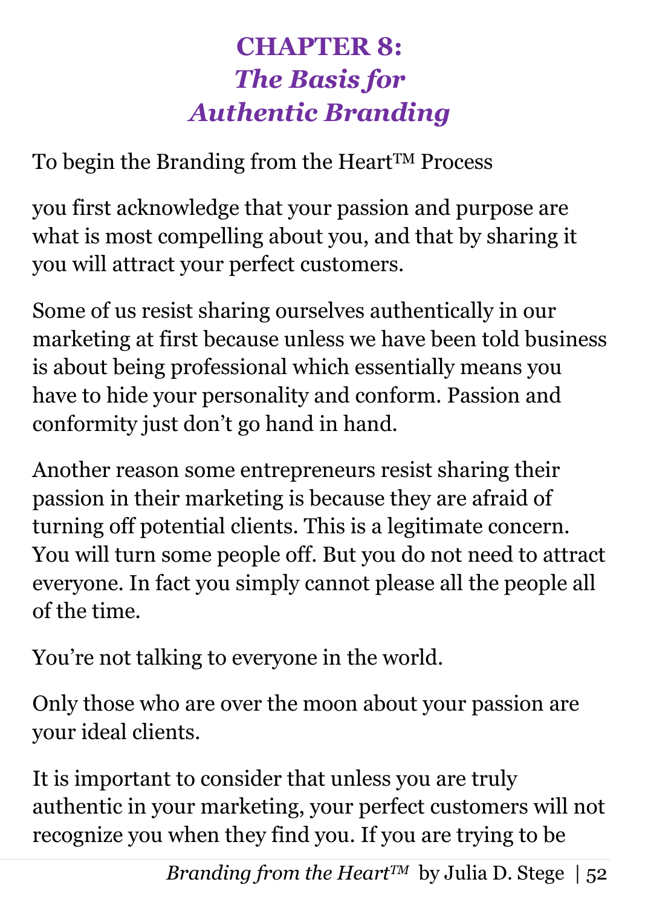# CHAPTER 8: *The Basis for Authentic Branding*

To begin the Branding from the Heart™ Process

you first acknowledge that your passion and purpose are what is most compelling about you, and that by sharing it you will attract your perfect customers.

Some of us resist sharing ourselves authentically in our marketing at first because unless we have been told business is about being professional which essentially means you have to hide your personality and conform. Passion and conformity just don't go hand in hand.

Another reason some entrepreneurs resist sharing their passion in their marketing is because they are afraid of turning off potential clients. This is a legitimate concern. You will turn some people off. But you do not need to attract everyone. In fact you simply cannot please all the people all of the time.

You're not talking to everyone in the world.

Only those who are over the moon about your passion are your ideal clients.

It is important to consider that unless you are truly authentic in your marketing, your perfect customers will not recognize you when they find you. If you are trying to be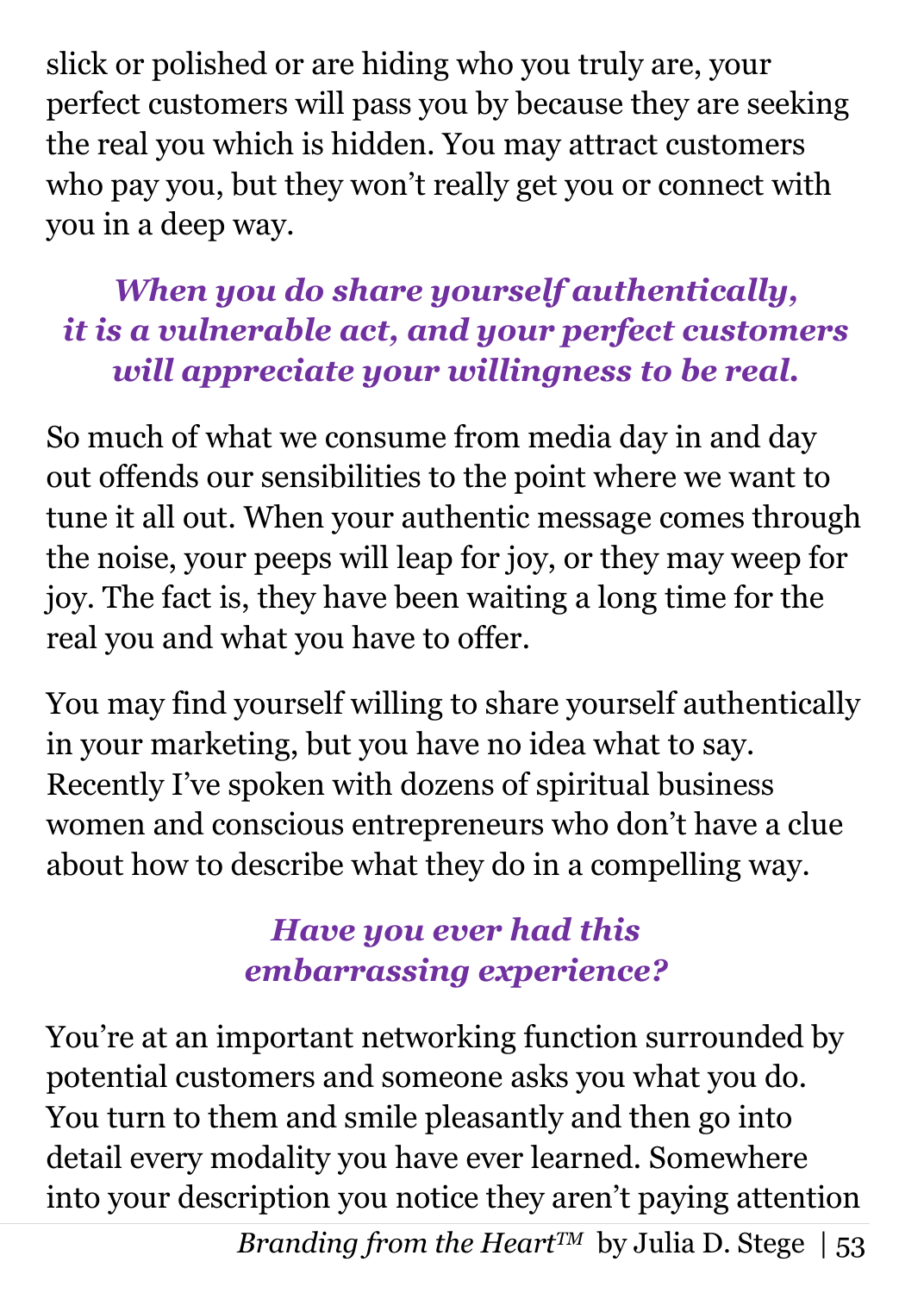slick or polished or are hiding who you truly are, your perfect customers will pass you by because they are seeking the real you which is hidden. You may attract customers who pay you, but they won't really get you or connect with you in a deep way.

***When you do share yourself authentically, it is a vulnerable act, and your perfect customers will appreciate your willingness to be real.***

So much of what we consume from media day in and day out offends our sensibilities to the point where we want to tune it all out. When your authentic message comes through the noise, your peeps will leap for joy, or they may weep for joy. The fact is, they have been waiting a long time for the real you and what you have to offer.

You may find yourself willing to share yourself authentically in your marketing, but you have no idea what to say. Recently I've spoken with dozens of spiritual business women and conscious entrepreneurs who don't have a clue about how to describe what they do in a compelling way.

***Have you ever had this embarrassing experience?***

You're at an important networking function surrounded by potential customers and someone asks you what you do. You turn to them and smile pleasantly and then go into detail every modality you have ever learned. Somewhere into your description you notice they aren't paying attention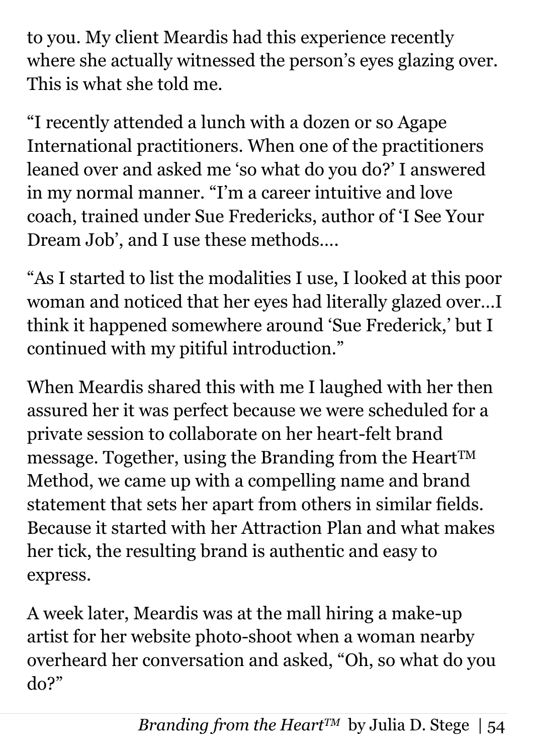to you. My client Meardis had this experience recently where she actually witnessed the person's eyes glazing over. This is what she told me.

"I recently attended a lunch with a dozen or so Agape International practitioners. When one of the practitioners leaned over and asked me 'so what do you do?' I answered in my normal manner. "I'm a career intuitive and love coach, trained under Sue Fredericks, author of 'I See Your Dream Job', and I use these methods….

"As I started to list the modalities I use, I looked at this poor woman and noticed that her eyes had literally glazed over…I think it happened somewhere around 'Sue Frederick,' but I continued with my pitiful introduction."

When Meardis shared this with me I laughed with her then assured her it was perfect because we were scheduled for a private session to collaborate on her heart-felt brand message. Together, using the Branding from the Heart™ Method, we came up with a compelling name and brand statement that sets her apart from others in similar fields. Because it started with her Attraction Plan and what makes her tick, the resulting brand is authentic and easy to express.

A week later, Meardis was at the mall hiring a make-up artist for her website photo-shoot when a woman nearby overheard her conversation and asked, "Oh, so what do you do?"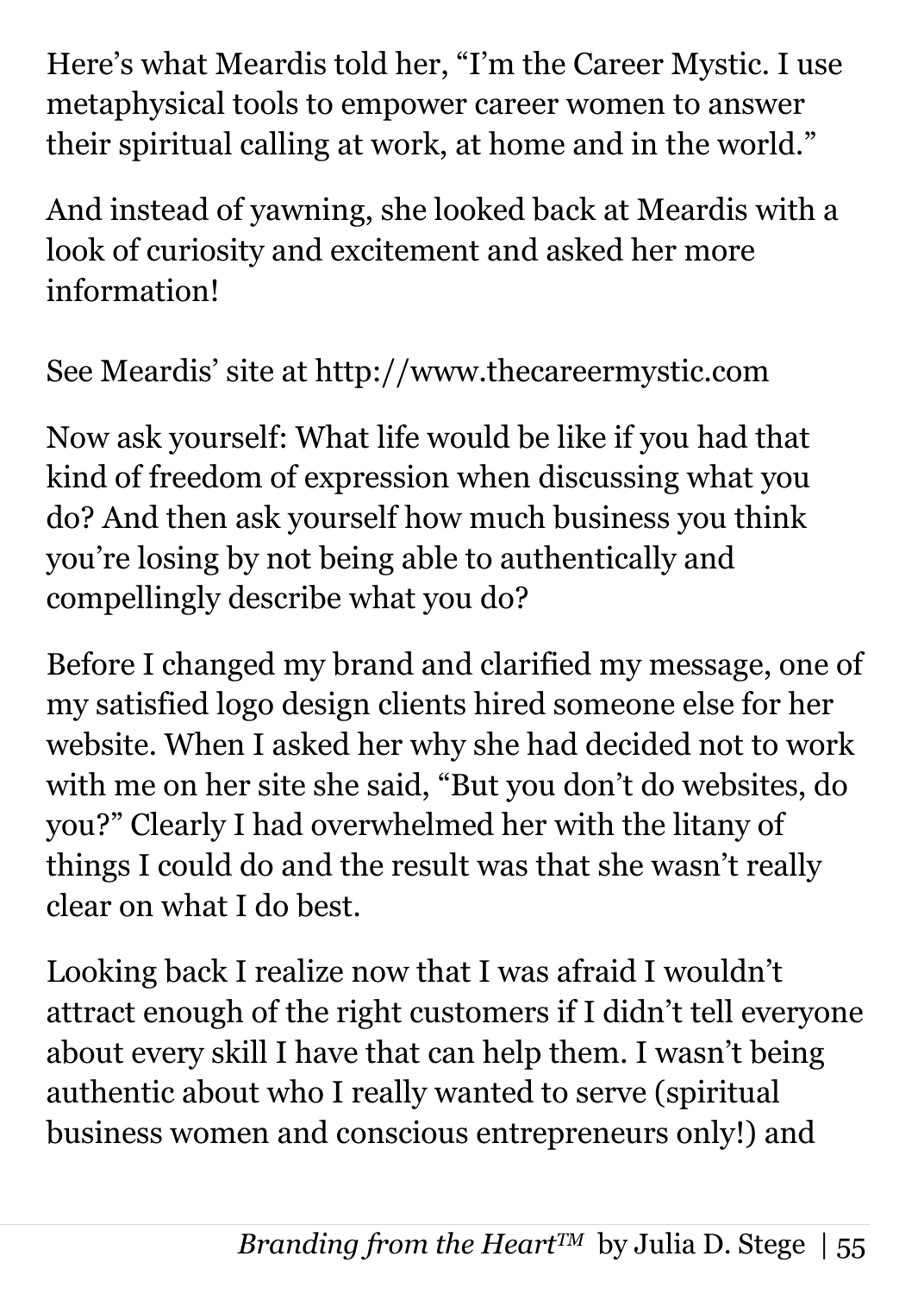Here's what Meardis told her, "I'm the Career Mystic. I use metaphysical tools to empower career women to answer their spiritual calling at work, at home and in the world."

And instead of yawning, she looked back at Meardis with a look of curiosity and excitement and asked her more information!

See Meardis' site at http://www.thecareermystic.com

Now ask yourself: What life would be like if you had that kind of freedom of expression when discussing what you do? And then ask yourself how much business you think you're losing by not being able to authentically and compellingly describe what you do?

Before I changed my brand and clarified my message, one of my satisfied logo design clients hired someone else for her website. When I asked her why she had decided not to work with me on her site she said, "But you don't do websites, do you?" Clearly I had overwhelmed her with the litany of things I could do and the result was that she wasn't really clear on what I do best.

Looking back I realize now that I was afraid I wouldn't attract enough of the right customers if I didn't tell everyone about every skill I have that can help them. I wasn't being authentic about who I really wanted to serve (spiritual business women and conscious entrepreneurs only!) and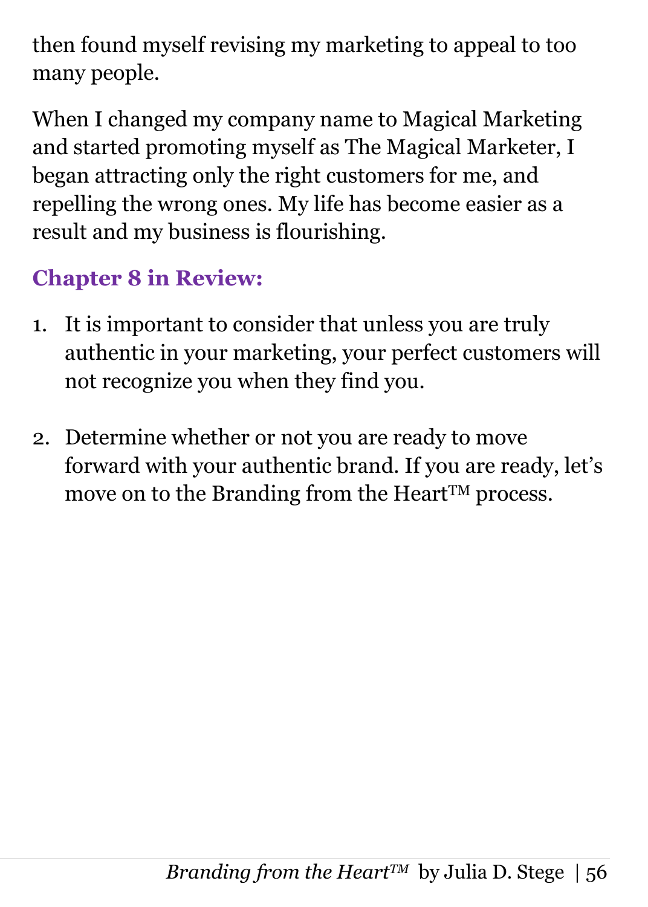then found myself revising my marketing to appeal to too many people.

When I changed my company name to Magical Marketing and started promoting myself as The Magical Marketer, I began attracting only the right customers for me, and repelling the wrong ones. My life has become easier as a result and my business is flourishing.

## Chapter 8 in Review:

1. It is important to consider that unless you are truly authentic in your marketing, your perfect customers will not recognize you when they find you.

2. Determine whether or not you are ready to move forward with your authentic brand. If you are ready, let's move on to the Branding from the Heart™ process.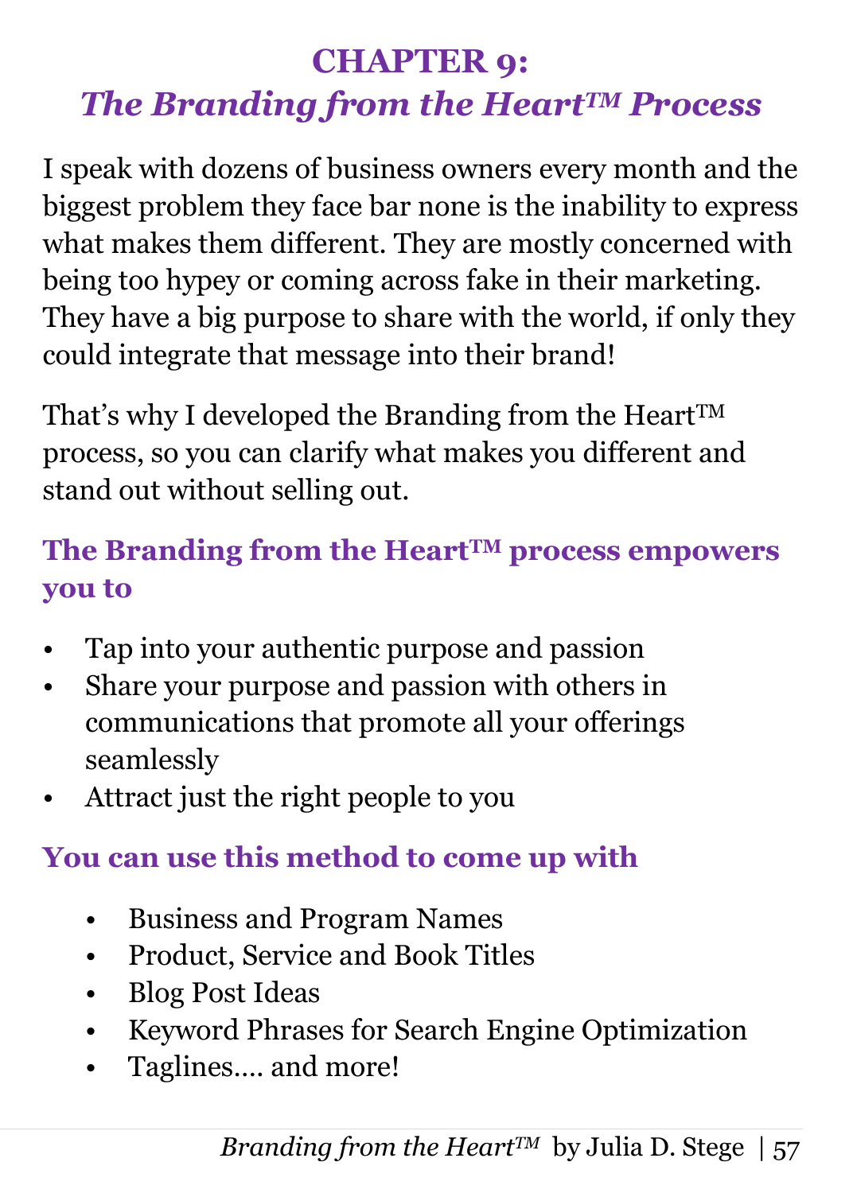# CHAPTER 9:
## *The Branding from the Heart™ Process*

I speak with dozens of business owners every month and the biggest problem they face bar none is the inability to express what makes them different. They are mostly concerned with being too hypey or coming across fake in their marketing. They have a big purpose to share with the world, if only they could integrate that message into their brand!

That's why I developed the Branding from the Heart™ process, so you can clarify what makes you different and stand out without selling out.

### The Branding from the Heart™ process empowers you to

- Tap into your authentic purpose and passion
- Share your purpose and passion with others in communications that promote all your offerings seamlessly
- Attract just the right people to you

### You can use this method to come up with

- Business and Program Names
- Product, Service and Book Titles
- Blog Post Ideas
- Keyword Phrases for Search Engine Optimization
- Taglines…. and more!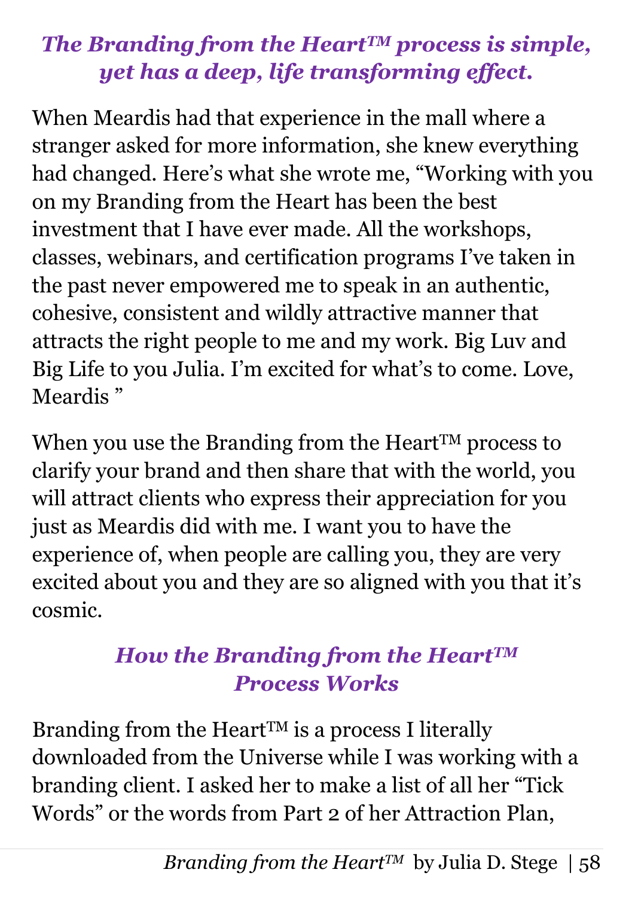### *The Branding from the Heart™ process is simple, yet has a deep, life transforming effect.*

When Meardis had that experience in the mall where a stranger asked for more information, she knew everything had changed. Here's what she wrote me, "Working with you on my Branding from the Heart has been the best investment that I have ever made. All the workshops, classes, webinars, and certification programs I've taken in the past never empowered me to speak in an authentic, cohesive, consistent and wildly attractive manner that attracts the right people to me and my work. Big Luv and Big Life to you Julia. I'm excited for what's to come. Love, Meardis "

When you use the Branding from the Heart™ process to clarify your brand and then share that with the world, you will attract clients who express their appreciation for you just as Meardis did with me. I want you to have the experience of, when people are calling you, they are very excited about you and they are so aligned with you that it's cosmic.

### *How the Branding from the Heart™ Process Works*

Branding from the Heart™ is a process I literally downloaded from the Universe while I was working with a branding client. I asked her to make a list of all her "Tick Words" or the words from Part 2 of her Attraction Plan,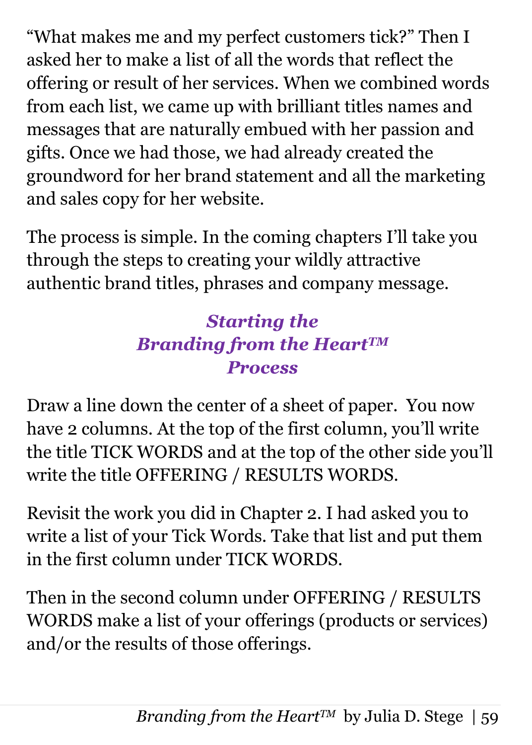"What makes me and my perfect customers tick?" Then I asked her to make a list of all the words that reflect the offering or result of her services. When we combined words from each list, we came up with brilliant titles names and messages that are naturally embued with her passion and gifts. Once we had those, we had already created the groundword for her brand statement and all the marketing and sales copy for her website.

The process is simple. In the coming chapters I'll take you through the steps to creating your wildly attractive authentic brand titles, phrases and company message.

### *Starting the Branding from the Heart™ Process*

Draw a line down the center of a sheet of paper. You now have 2 columns. At the top of the first column, you'll write the title TICK WORDS and at the top of the other side you'll write the title OFFERING / RESULTS WORDS.

Revisit the work you did in Chapter 2. I had asked you to write a list of your Tick Words. Take that list and put them in the first column under TICK WORDS.

Then in the second column under OFFERING / RESULTS WORDS make a list of your offerings (products or services) and/or the results of those offerings.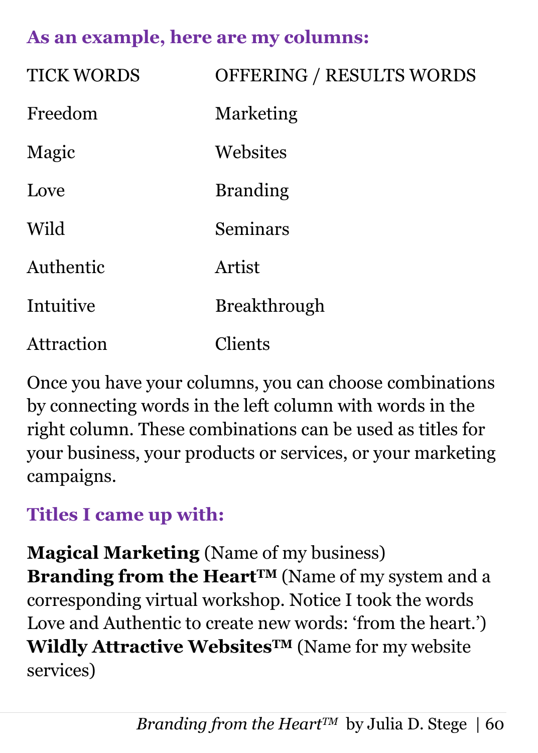### As an example, here are my columns:

| TICK WORDS | OFFERING / RESULTS WORDS |
| --- | --- |
| Freedom | Marketing |
| Magic | Websites |
| Love | Branding |
| Wild | Seminars |
| Authentic | Artist |
| Intuitive | Breakthrough |
| Attraction | Clients |

Once you have your columns, you can choose combinations by connecting words in the left column with words in the right column. These combinations can be used as titles for your business, your products or services, or your marketing campaigns.

### Titles I came up with:

**Magical Marketing** (Name of my business)
**Branding from the Heart™** (Name of my system and a corresponding virtual workshop. Notice I took the words Love and Authentic to create new words: 'from the heart.')
**Wildly Attractive Websites™** (Name for my website services)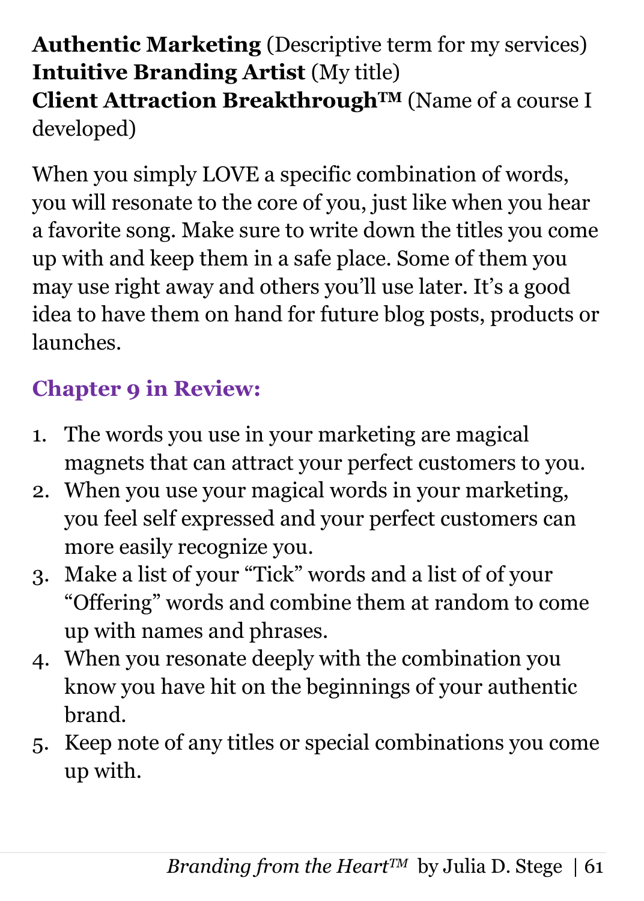**Authentic Marketing** (Descriptive term for my services)
**Intuitive Branding Artist** (My title)
**Client Attraction Breakthrough™** (Name of a course I developed)

When you simply LOVE a specific combination of words, you will resonate to the core of you, just like when you hear a favorite song. Make sure to write down the titles you come up with and keep them in a safe place. Some of them you may use right away and others you'll use later. It's a good idea to have them on hand for future blog posts, products or launches.

## Chapter 9 in Review:

1. The words you use in your marketing are magical magnets that can attract your perfect customers to you.
2. When you use your magical words in your marketing, you feel self expressed and your perfect customers can more easily recognize you.
3. Make a list of your "Tick" words and a list of of your "Offering" words and combine them at random to come up with names and phrases.
4. When you resonate deeply with the combination you know you have hit on the beginnings of your authentic brand.
5. Keep note of any titles or special combinations you come up with.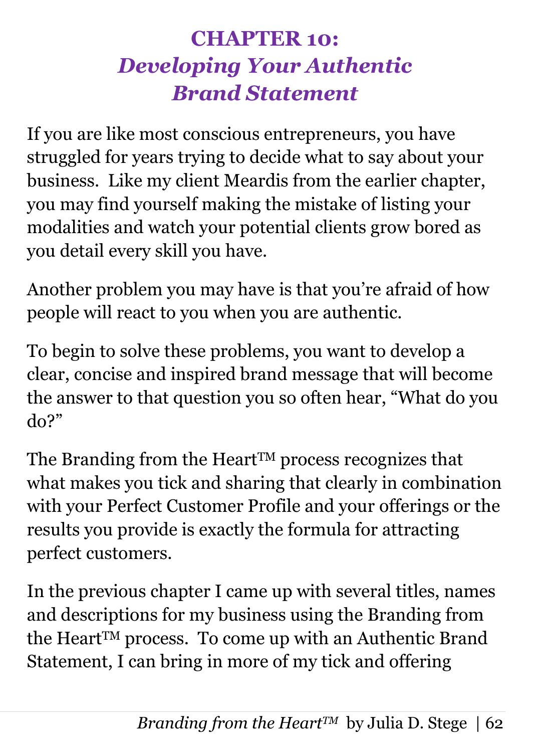# CHAPTER 10: *Developing Your Authentic Brand Statement*

If you are like most conscious entrepreneurs, you have struggled for years trying to decide what to say about your business. Like my client Meardis from the earlier chapter, you may find yourself making the mistake of listing your modalities and watch your potential clients grow bored as you detail every skill you have.

Another problem you may have is that you're afraid of how people will react to you when you are authentic.

To begin to solve these problems, you want to develop a clear, concise and inspired brand message that will become the answer to that question you so often hear, "What do you do?"

The Branding from the Heart™ process recognizes that what makes you tick and sharing that clearly in combination with your Perfect Customer Profile and your offerings or the results you provide is exactly the formula for attracting perfect customers.

In the previous chapter I came up with several titles, names and descriptions for my business using the Branding from the Heart™ process. To come up with an Authentic Brand Statement, I can bring in more of my tick and offering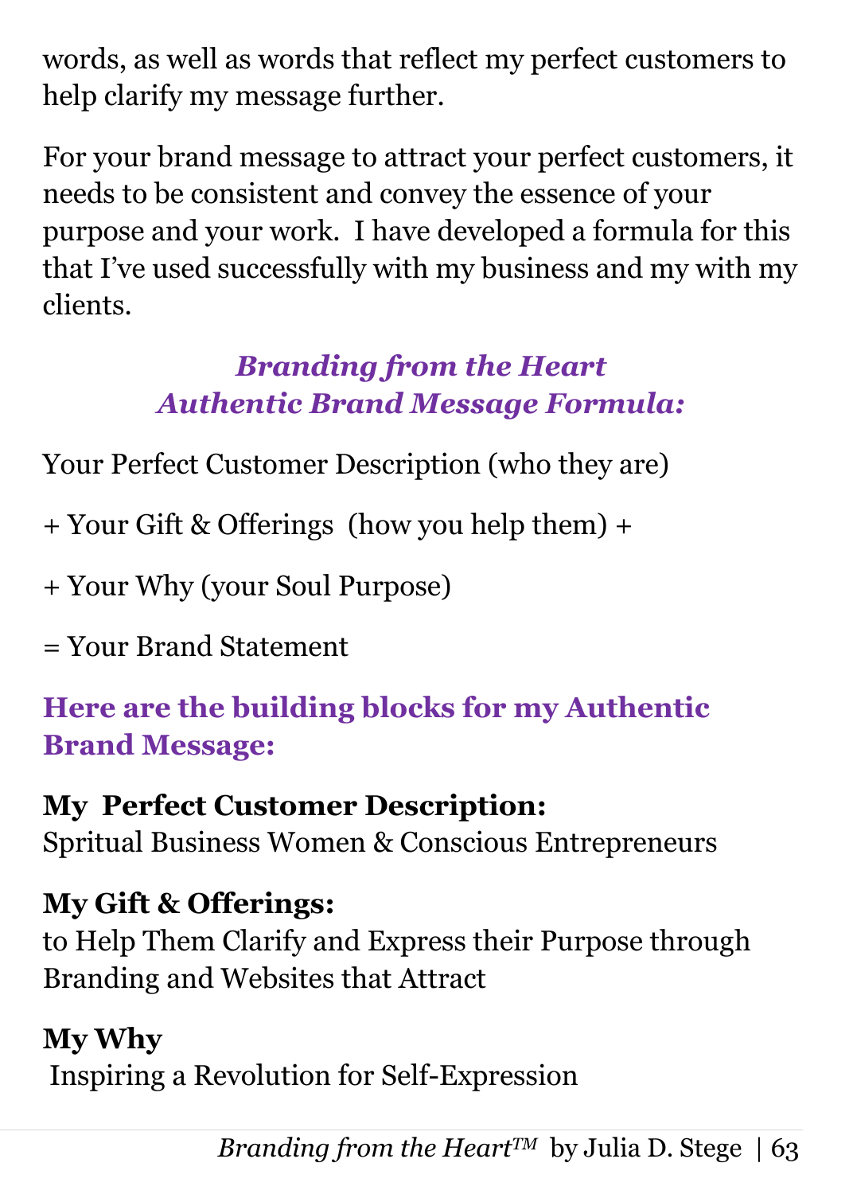words, as well as words that reflect my perfect customers to help clarify my message further.

For your brand message to attract your perfect customers, it needs to be consistent and convey the essence of your purpose and your work. I have developed a formula for this that I've used successfully with my business and my with my clients.

***Branding from the Heart***
***Authentic Brand Message Formula:***

Your Perfect Customer Description (who they are)

+ Your Gift & Offerings (how you help them) +

+ Your Why (your Soul Purpose)

= Your Brand Statement

## Here are the building blocks for my Authentic Brand Message:

**My Perfect Customer Description:**
Spritual Business Women & Conscious Entrepreneurs

**My Gift & Offerings:**
to Help Them Clarify and Express their Purpose through Branding and Websites that Attract

**My Why**
Inspiring a Revolution for Self-Expression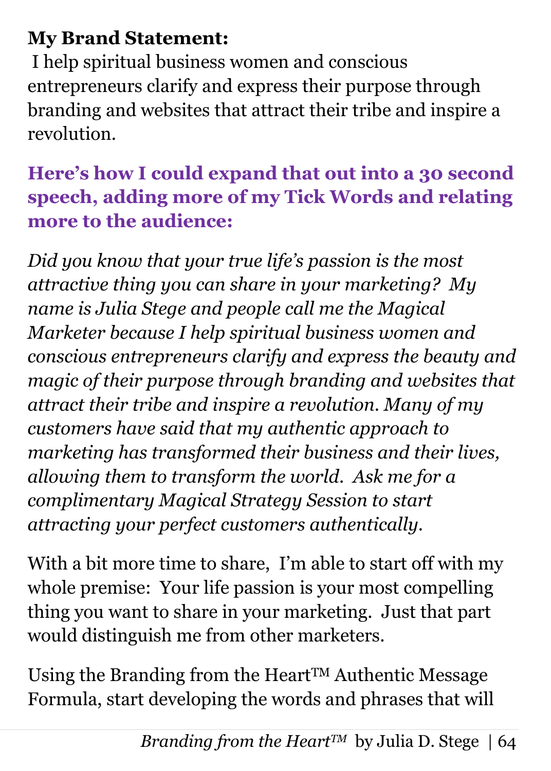**My Brand Statement:**
I help spiritual business women and conscious entrepreneurs clarify and express their purpose through branding and websites that attract their tribe and inspire a revolution.

**Here's how I could expand that out into a 30 second speech, adding more of my Tick Words and relating more to the audience:**

*Did you know that your true life's passion is the most attractive thing you can share in your marketing? My name is Julia Stege and people call me the Magical Marketer because I help spiritual business women and conscious entrepreneurs clarify and express the beauty and magic of their purpose through branding and websites that attract their tribe and inspire a revolution. Many of my customers have said that my authentic approach to marketing has transformed their business and their lives, allowing them to transform the world. Ask me for a complimentary Magical Strategy Session to start attracting your perfect customers authentically.*

With a bit more time to share, I'm able to start off with my whole premise: Your life passion is your most compelling thing you want to share in your marketing. Just that part would distinguish me from other marketers.

Using the Branding from the Heart™ Authentic Message Formula, start developing the words and phrases that will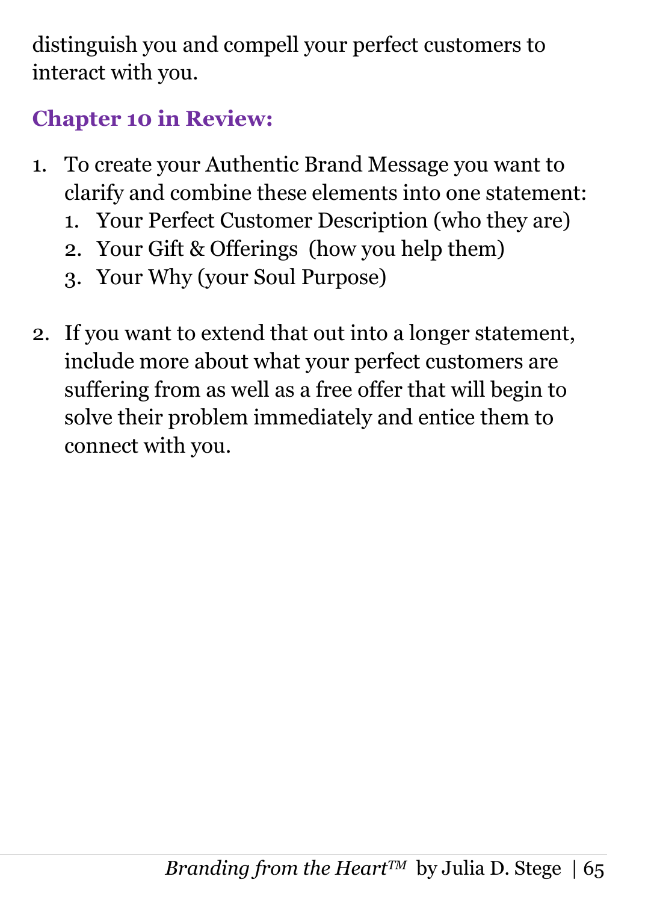distinguish you and compell your perfect customers to interact with you.

## Chapter 10 in Review:

1. To create your Authentic Brand Message you want to clarify and combine these elements into one statement:
   1. Your Perfect Customer Description (who they are)
   2. Your Gift & Offerings (how you help them)
   3. Your Why (your Soul Purpose)

2. If you want to extend that out into a longer statement, include more about what your perfect customers are suffering from as well as a free offer that will begin to solve their problem immediately and entice them to connect with you.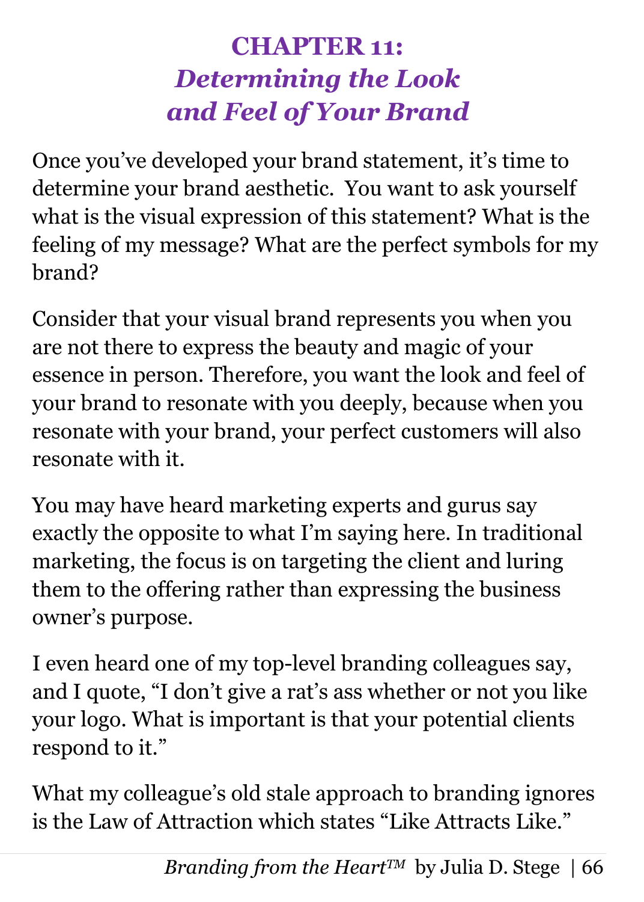# CHAPTER 11:
## *Determining the Look and Feel of Your Brand*

Once you've developed your brand statement, it's time to determine your brand aesthetic. You want to ask yourself what is the visual expression of this statement? What is the feeling of my message? What are the perfect symbols for my brand?

Consider that your visual brand represents you when you are not there to express the beauty and magic of your essence in person. Therefore, you want the look and feel of your brand to resonate with you deeply, because when you resonate with your brand, your perfect customers will also resonate with it.

You may have heard marketing experts and gurus say exactly the opposite to what I'm saying here. In traditional marketing, the focus is on targeting the client and luring them to the offering rather than expressing the business owner's purpose.

I even heard one of my top-level branding colleagues say, and I quote, "I don't give a rat's ass whether or not you like your logo. What is important is that your potential clients respond to it."

What my colleague's old stale approach to branding ignores is the Law of Attraction which states "Like Attracts Like."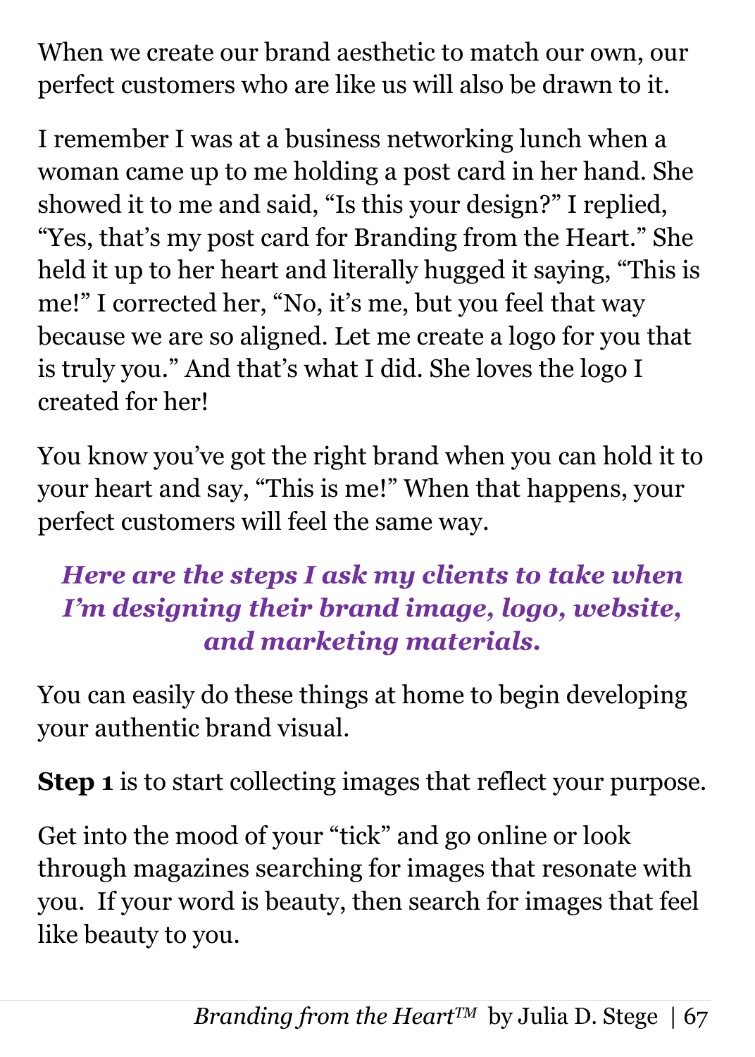When we create our brand aesthetic to match our own, our perfect customers who are like us will also be drawn to it.

I remember I was at a business networking lunch when a woman came up to me holding a post card in her hand. She showed it to me and said, “Is this your design?” I replied, “Yes, that’s my post card for Branding from the Heart.” She held it up to her heart and literally hugged it saying, “This is me!” I corrected her, “No, it’s me, but you feel that way because we are so aligned. Let me create a logo for you that is truly you.” And that’s what I did. She loves the logo I created for her!

You know you’ve got the right brand when you can hold it to your heart and say, “This is me!” When that happens, your perfect customers will feel the same way.

***Here are the steps I ask my clients to take when I’m designing their brand image, logo, website, and marketing materials.***

You can easily do these things at home to begin developing your authentic brand visual.

**Step 1** is to start collecting images that reflect your purpose.

Get into the mood of your “tick” and go online or look through magazines searching for images that resonate with you.  If your word is beauty, then search for images that feel like beauty to you.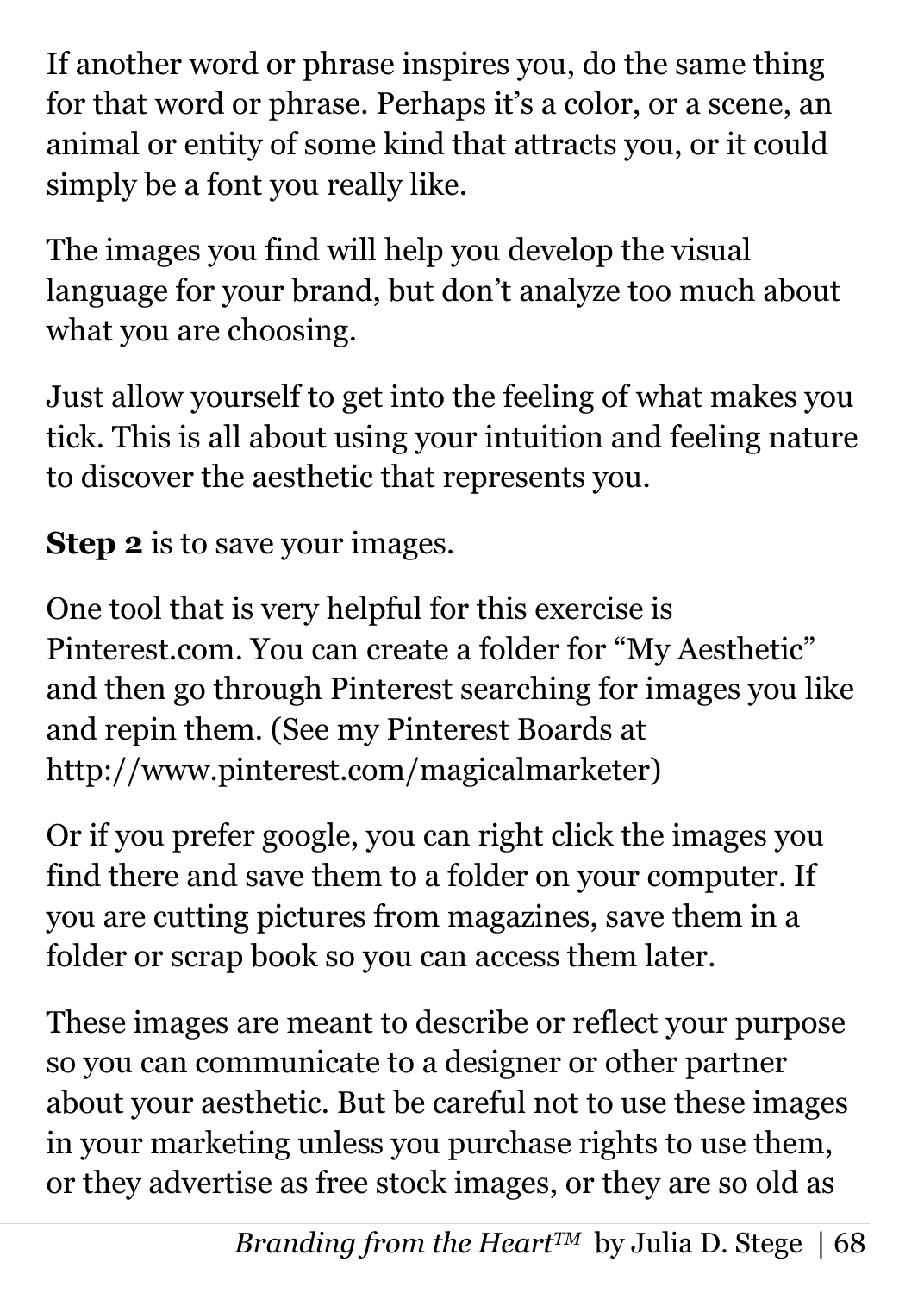If another word or phrase inspires you, do the same thing for that word or phrase. Perhaps it's a color, or a scene, an animal or entity of some kind that attracts you, or it could simply be a font you really like.

The images you find will help you develop the visual language for your brand, but don't analyze too much about what you are choosing.

Just allow yourself to get into the feeling of what makes you tick. This is all about using your intuition and feeling nature to discover the aesthetic that represents you.

**Step 2** is to save your images.

One tool that is very helpful for this exercise is Pinterest.com. You can create a folder for "My Aesthetic" and then go through Pinterest searching for images you like and repin them. (See my Pinterest Boards at http://www.pinterest.com/magicalmarketer)

Or if you prefer google, you can right click the images you find there and save them to a folder on your computer. If you are cutting pictures from magazines, save them in a folder or scrap book so you can access them later.

These images are meant to describe or reflect your purpose so you can communicate to a designer or other partner about your aesthetic. But be careful not to use these images in your marketing unless you purchase rights to use them, or they advertise as free stock images, or they are so old as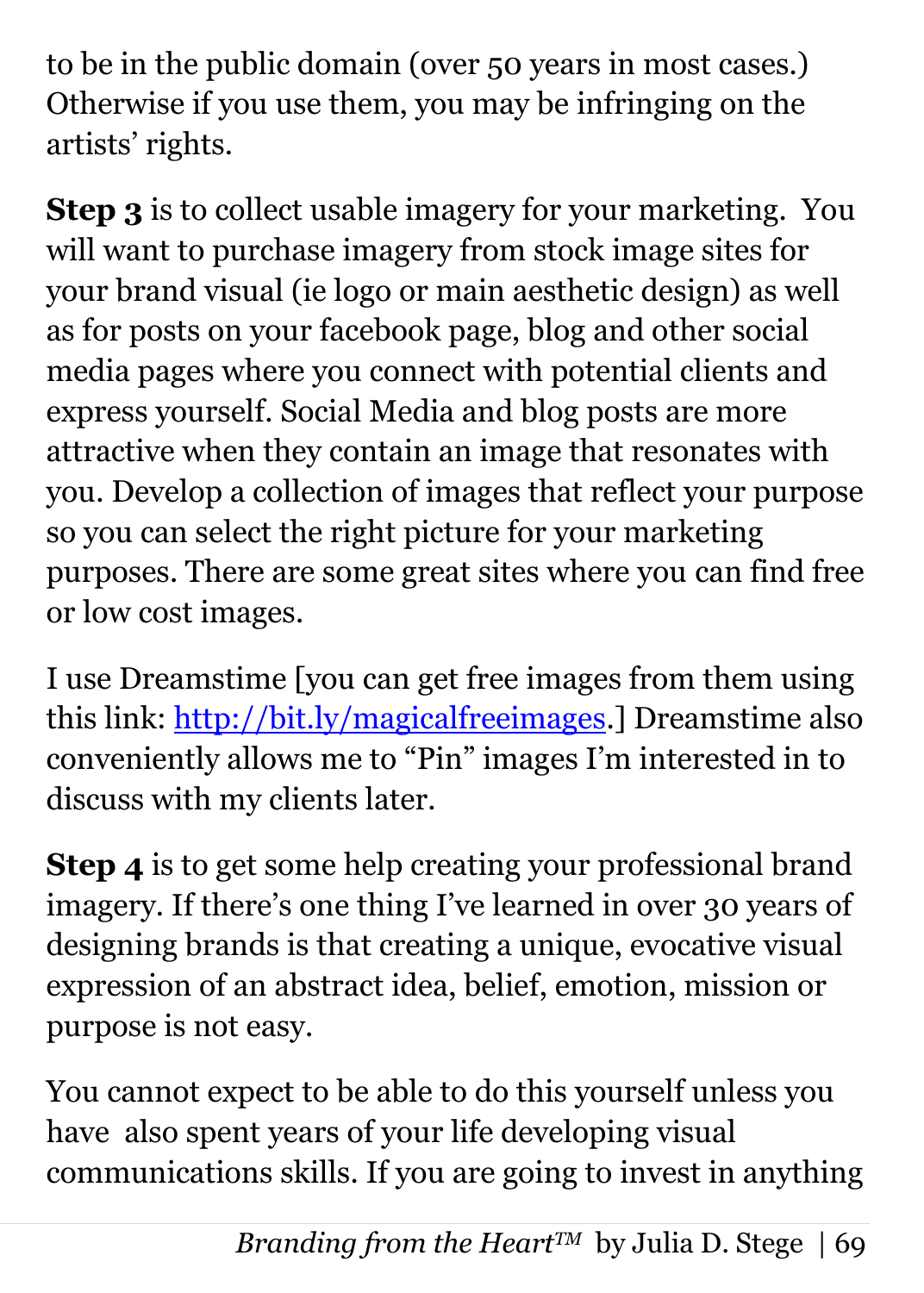to be in the public domain (over 50 years in most cases.) Otherwise if you use them, you may be infringing on the artists' rights.

**Step 3** is to collect usable imagery for your marketing. You will want to purchase imagery from stock image sites for your brand visual (ie logo or main aesthetic design) as well as for posts on your facebook page, blog and other social media pages where you connect with potential clients and express yourself. Social Media and blog posts are more attractive when they contain an image that resonates with you. Develop a collection of images that reflect your purpose so you can select the right picture for your marketing purposes. There are some great sites where you can find free or low cost images.

I use Dreamstime [you can get free images from them using this link: [http://bit.ly/magicalfreeimages](http://bit.ly/magicalfreeimages).] Dreamstime also conveniently allows me to "Pin" images I'm interested in to discuss with my clients later.

**Step 4** is to get some help creating your professional brand imagery. If there's one thing I've learned in over 30 years of designing brands is that creating a unique, evocative visual expression of an abstract idea, belief, emotion, mission or purpose is not easy.

You cannot expect to be able to do this yourself unless you have also spent years of your life developing visual communications skills. If you are going to invest in anything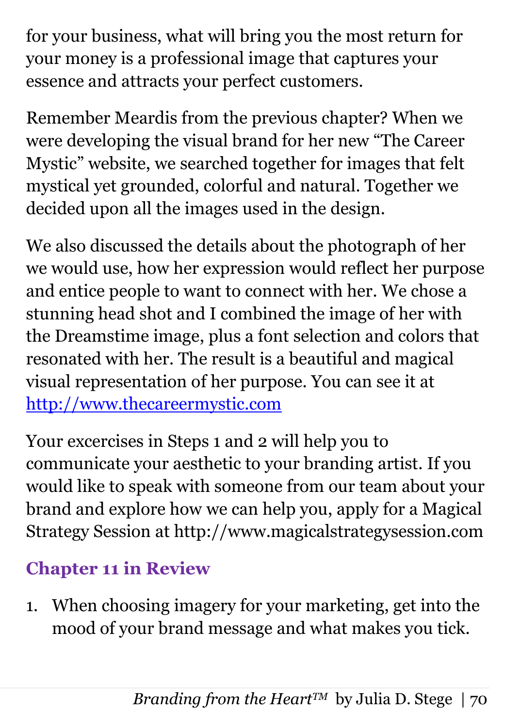for your business, what will bring you the most return for your money is a professional image that captures your essence and attracts your perfect customers.

Remember Meardis from the previous chapter? When we were developing the visual brand for her new "The Career Mystic" website, we searched together for images that felt mystical yet grounded, colorful and natural. Together we decided upon all the images used in the design.

We also discussed the details about the photograph of her we would use, how her expression would reflect her purpose and entice people to want to connect with her. We chose a stunning head shot and I combined the image of her with the Dreamstime image, plus a font selection and colors that resonated with her. The result is a beautiful and magical visual representation of her purpose. You can see it at [http://www.thecareermystic.com](http://www.thecareermystic.com)

Your excercises in Steps 1 and 2 will help you to communicate your aesthetic to your branding artist. If you would like to speak with someone from our team about your brand and explore how we can help you, apply for a Magical Strategy Session at http://www.magicalstrategysession.com

### Chapter 11 in Review

1. When choosing imagery for your marketing, get into the mood of your brand message and what makes you tick.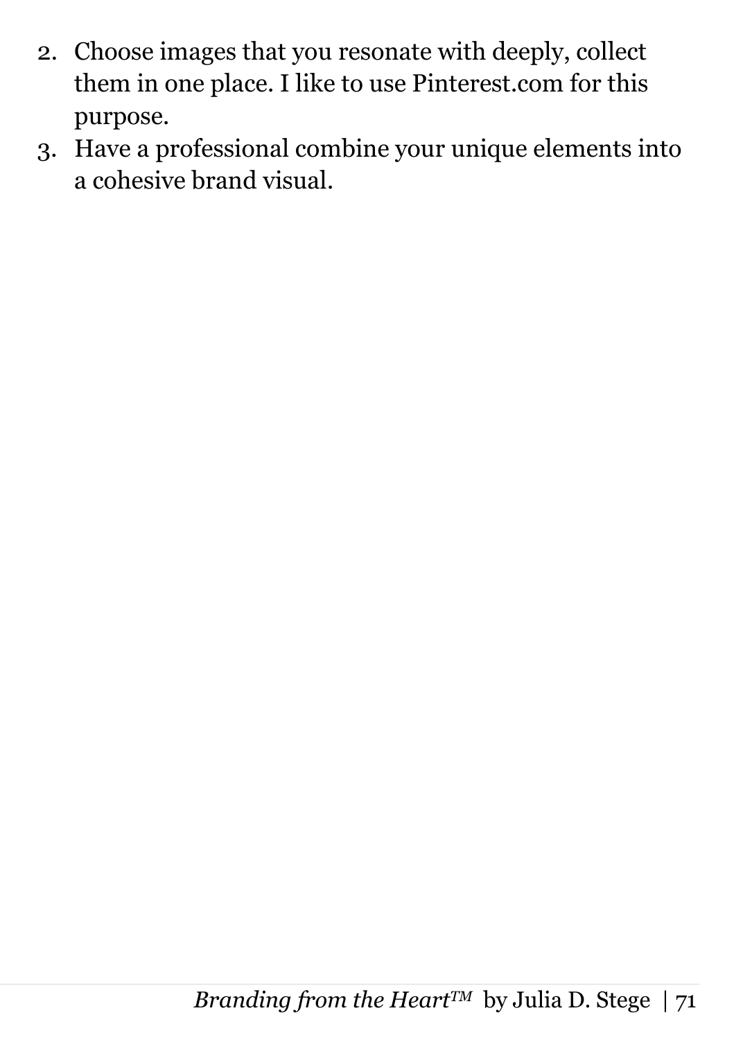2. Choose images that you resonate with deeply, collect them in one place. I like to use Pinterest.com for this purpose.
3. Have a professional combine your unique elements into a cohesive brand visual.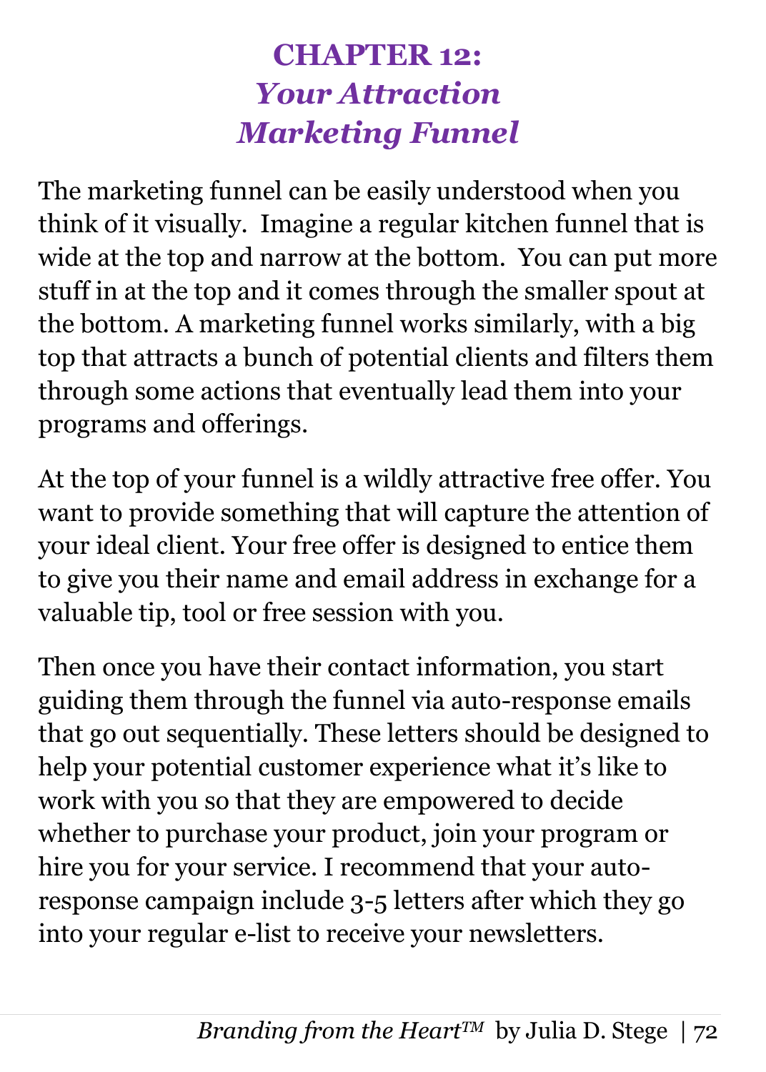# CHAPTER 12: *Your Attraction Marketing Funnel*

The marketing funnel can be easily understood when you think of it visually. Imagine a regular kitchen funnel that is wide at the top and narrow at the bottom. You can put more stuff in at the top and it comes through the smaller spout at the bottom. A marketing funnel works similarly, with a big top that attracts a bunch of potential clients and filters them through some actions that eventually lead them into your programs and offerings.

At the top of your funnel is a wildly attractive free offer. You want to provide something that will capture the attention of your ideal client. Your free offer is designed to entice them to give you their name and email address in exchange for a valuable tip, tool or free session with you.

Then once you have their contact information, you start guiding them through the funnel via auto-response emails that go out sequentially. These letters should be designed to help your potential customer experience what it's like to work with you so that they are empowered to decide whether to purchase your product, join your program or hire you for your service. I recommend that your auto-response campaign include 3-5 letters after which they go into your regular e-list to receive your newsletters.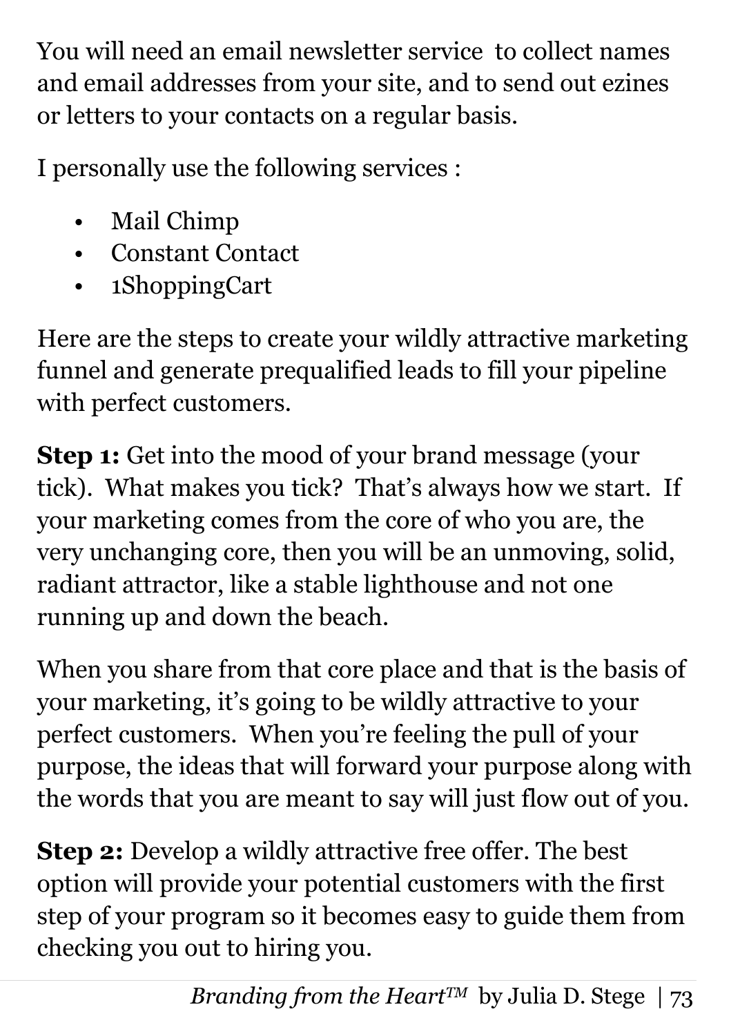You will need an email newsletter service to collect names and email addresses from your site, and to send out ezines or letters to your contacts on a regular basis.

I personally use the following services :

- Mail Chimp
- Constant Contact
- 1ShoppingCart

Here are the steps to create your wildly attractive marketing funnel and generate prequalified leads to fill your pipeline with perfect customers.

**Step 1:** Get into the mood of your brand message (your tick). What makes you tick? That's always how we start. If your marketing comes from the core of who you are, the very unchanging core, then you will be an unmoving, solid, radiant attractor, like a stable lighthouse and not one running up and down the beach.

When you share from that core place and that is the basis of your marketing, it's going to be wildly attractive to your perfect customers. When you're feeling the pull of your purpose, the ideas that will forward your purpose along with the words that you are meant to say will just flow out of you.

**Step 2:** Develop a wildly attractive free offer. The best option will provide your potential customers with the first step of your program so it becomes easy to guide them from checking you out to hiring you.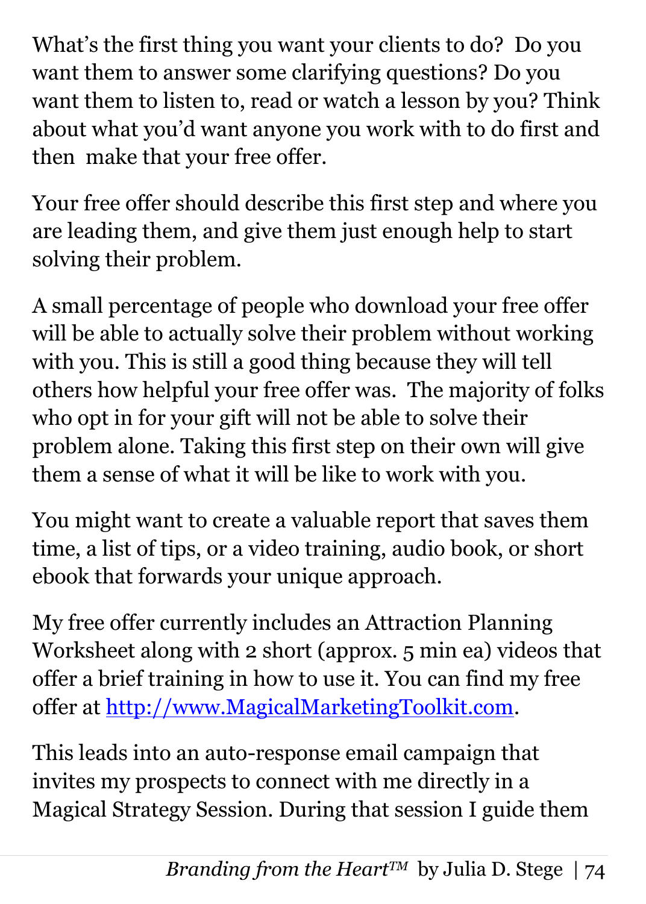What's the first thing you want your clients to do? Do you want them to answer some clarifying questions? Do you want them to listen to, read or watch a lesson by you? Think about what you'd want anyone you work with to do first and then make that your free offer.

Your free offer should describe this first step and where you are leading them, and give them just enough help to start solving their problem.

A small percentage of people who download your free offer will be able to actually solve their problem without working with you. This is still a good thing because they will tell others how helpful your free offer was. The majority of folks who opt in for your gift will not be able to solve their problem alone. Taking this first step on their own will give them a sense of what it will be like to work with you.

You might want to create a valuable report that saves them time, a list of tips, or a video training, audio book, or short ebook that forwards your unique approach.

My free offer currently includes an Attraction Planning Worksheet along with 2 short (approx. 5 min ea) videos that offer a brief training in how to use it. You can find my free offer at [http://www.MagicalMarketingToolkit.com](http://www.MagicalMarketingToolkit.com).

This leads into an auto-response email campaign that invites my prospects to connect with me directly in a Magical Strategy Session. During that session I guide them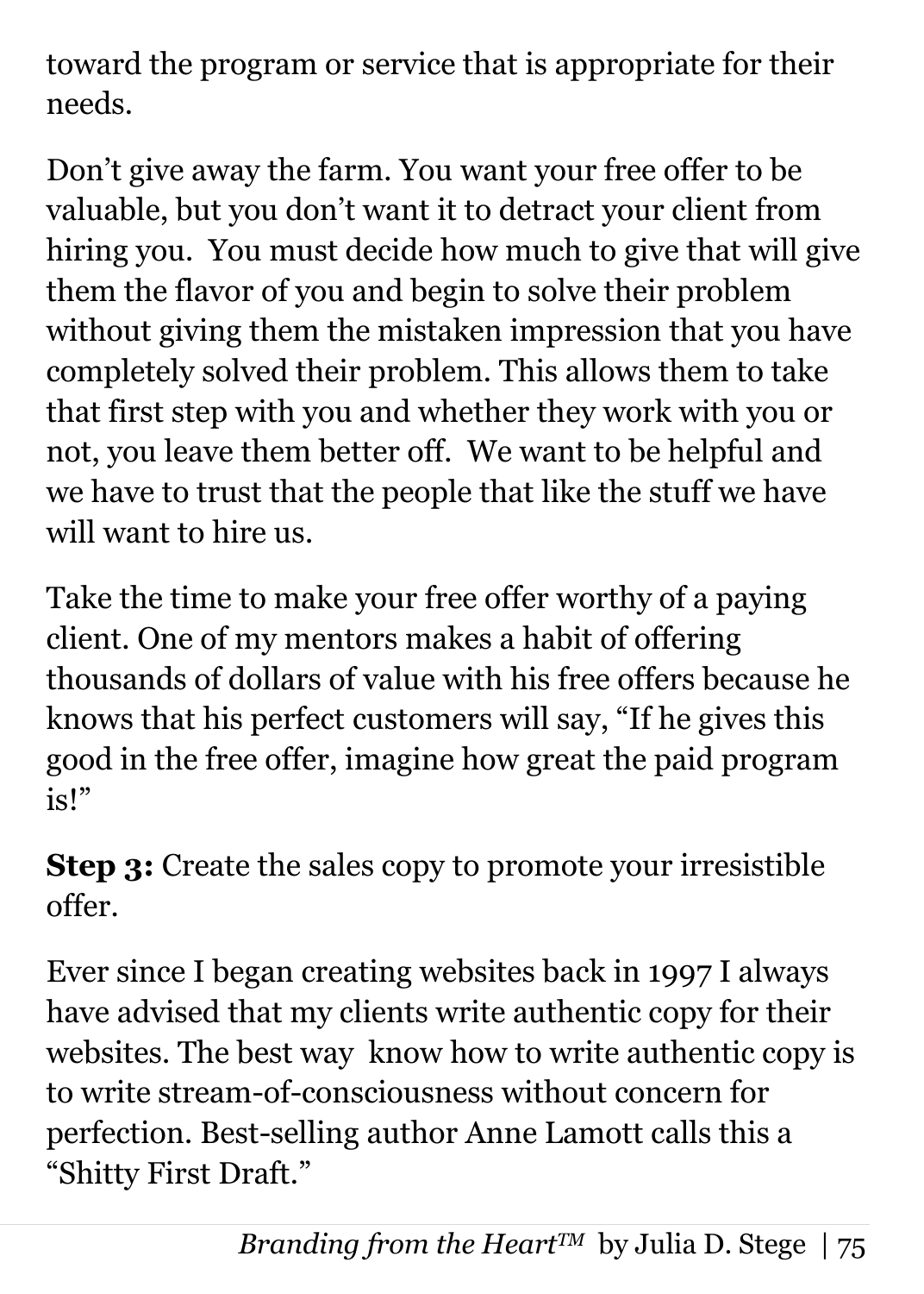toward the program or service that is appropriate for their needs.

Don't give away the farm. You want your free offer to be valuable, but you don't want it to detract your client from hiring you.  You must decide how much to give that will give them the flavor of you and begin to solve their problem without giving them the mistaken impression that you have completely solved their problem. This allows them to take that first step with you and whether they work with you or not, you leave them better off.  We want to be helpful and we have to trust that the people that like the stuff we have will want to hire us.

Take the time to make your free offer worthy of a paying client. One of my mentors makes a habit of offering thousands of dollars of value with his free offers because he knows that his perfect customers will say, "If he gives this good in the free offer, imagine how great the paid program is!"

**Step 3:** Create the sales copy to promote your irresistible offer.

Ever since I began creating websites back in 1997 I always have advised that my clients write authentic copy for their websites. The best way  know how to write authentic copy is to write stream-of-consciousness without concern for perfection. Best-selling author Anne Lamott calls this a "Shitty First Draft."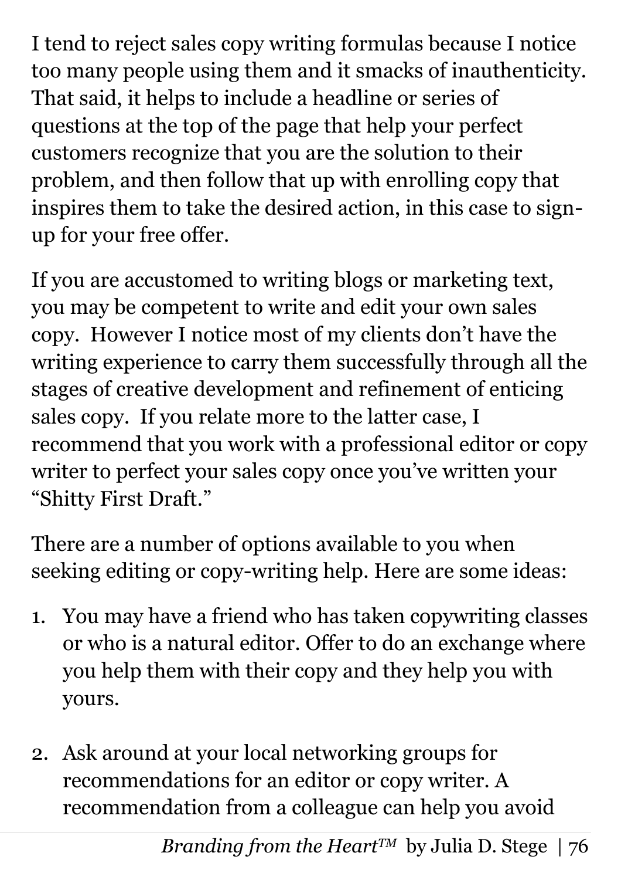I tend to reject sales copy writing formulas because I notice too many people using them and it smacks of inauthenticity. That said, it helps to include a headline or series of questions at the top of the page that help your perfect customers recognize that you are the solution to their problem, and then follow that up with enrolling copy that inspires them to take the desired action, in this case to sign-up for your free offer.

If you are accustomed to writing blogs or marketing text, you may be competent to write and edit your own sales copy. However I notice most of my clients don't have the writing experience to carry them successfully through all the stages of creative development and refinement of enticing sales copy. If you relate more to the latter case, I recommend that you work with a professional editor or copy writer to perfect your sales copy once you've written your "Shitty First Draft."

There are a number of options available to you when seeking editing or copy-writing help. Here are some ideas:

1. You may have a friend who has taken copywriting classes or who is a natural editor. Offer to do an exchange where you help them with their copy and they help you with yours.

2. Ask around at your local networking groups for recommendations for an editor or copy writer. A recommendation from a colleague can help you avoid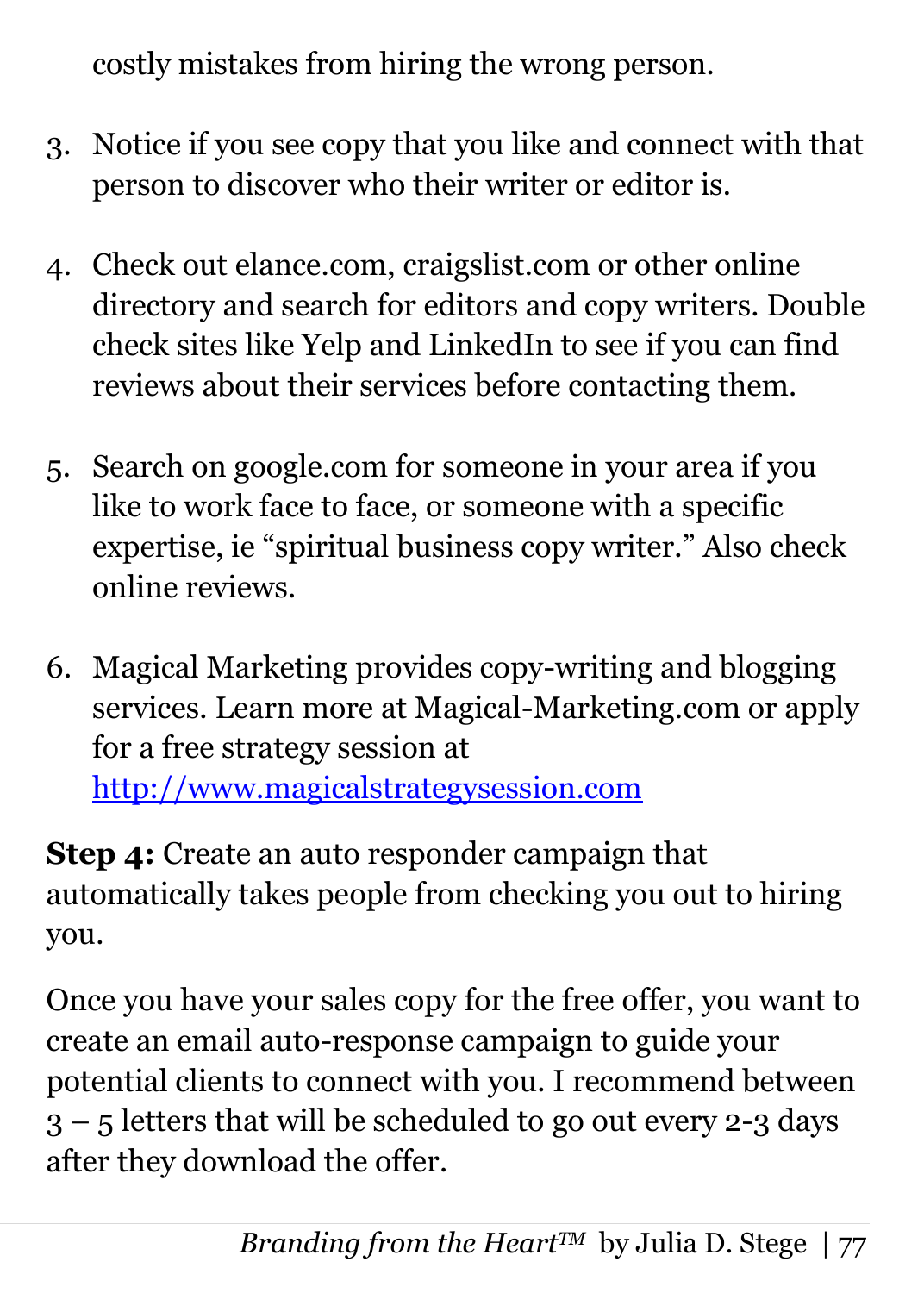costly mistakes from hiring the wrong person.

3. Notice if you see copy that you like and connect with that person to discover who their writer or editor is.

4. Check out elance.com, craigslist.com or other online directory and search for editors and copy writers. Double check sites like Yelp and LinkedIn to see if you can find reviews about their services before contacting them.

5. Search on google.com for someone in your area if you like to work face to face, or someone with a specific expertise, ie "spiritual business copy writer." Also check online reviews.

6. Magical Marketing provides copy-writing and blogging services. Learn more at Magical-Marketing.com or apply for a free strategy session at [http://www.magicalstrategysession.com](http://www.magicalstrategysession.com)

**Step 4:** Create an auto responder campaign that automatically takes people from checking you out to hiring you.

Once you have your sales copy for the free offer, you want to create an email auto-response campaign to guide your potential clients to connect with you. I recommend between 3 – 5 letters that will be scheduled to go out every 2-3 days after they download the offer.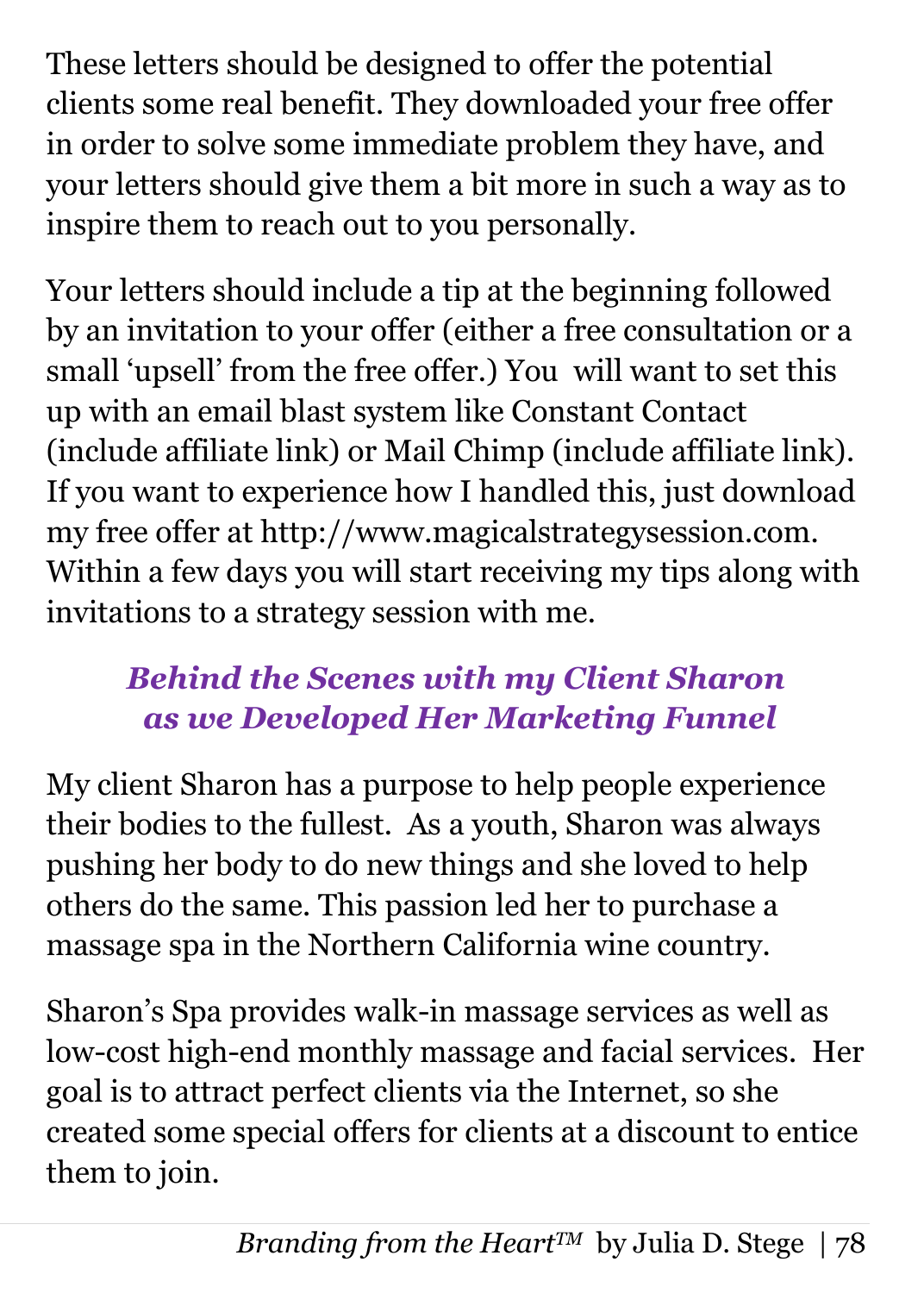These letters should be designed to offer the potential clients some real benefit. They downloaded your free offer in order to solve some immediate problem they have, and your letters should give them a bit more in such a way as to inspire them to reach out to you personally.

Your letters should include a tip at the beginning followed by an invitation to your offer (either a free consultation or a small 'upsell' from the free offer.) You will want to set this up with an email blast system like Constant Contact (include affiliate link) or Mail Chimp (include affiliate link). If you want to experience how I handled this, just download my free offer at http://www.magicalstrategysession.com. Within a few days you will start receiving my tips along with invitations to a strategy session with me.

### *Behind the Scenes with my Client Sharon as we Developed Her Marketing Funnel*

My client Sharon has a purpose to help people experience their bodies to the fullest. As a youth, Sharon was always pushing her body to do new things and she loved to help others do the same. This passion led her to purchase a massage spa in the Northern California wine country.

Sharon's Spa provides walk-in massage services as well as low-cost high-end monthly massage and facial services. Her goal is to attract perfect clients via the Internet, so she created some special offers for clients at a discount to entice them to join.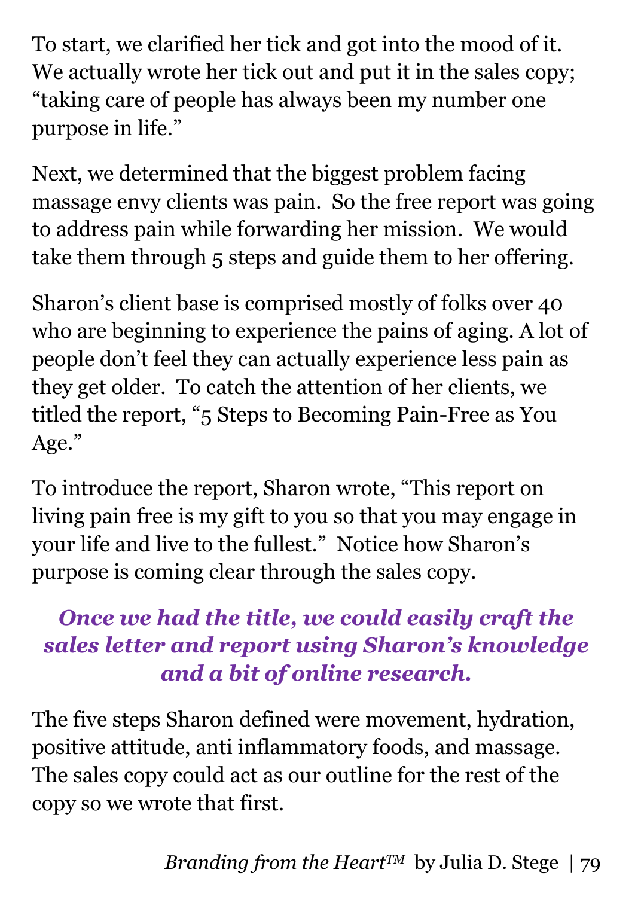To start, we clarified her tick and got into the mood of it. We actually wrote her tick out and put it in the sales copy; "taking care of people has always been my number one purpose in life."

Next, we determined that the biggest problem facing massage envy clients was pain. So the free report was going to address pain while forwarding her mission. We would take them through 5 steps and guide them to her offering.

Sharon's client base is comprised mostly of folks over 40 who are beginning to experience the pains of aging. A lot of people don't feel they can actually experience less pain as they get older. To catch the attention of her clients, we titled the report, "5 Steps to Becoming Pain-Free as You Age."

To introduce the report, Sharon wrote, "This report on living pain free is my gift to you so that you may engage in your life and live to the fullest." Notice how Sharon's purpose is coming clear through the sales copy.

***Once we had the title, we could easily craft the sales letter and report using Sharon's knowledge and a bit of online research.***

The five steps Sharon defined were movement, hydration, positive attitude, anti inflammatory foods, and massage. The sales copy could act as our outline for the rest of the copy so we wrote that first.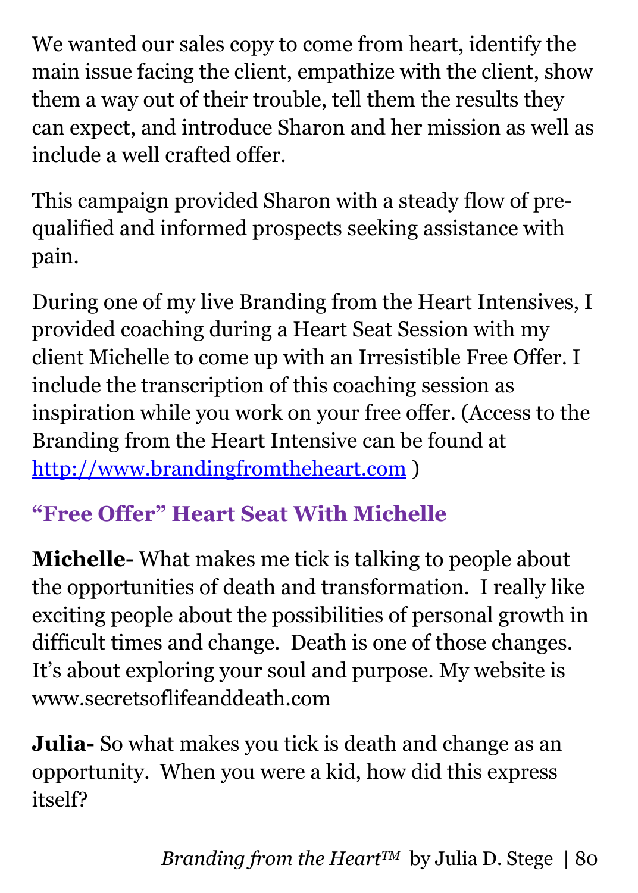We wanted our sales copy to come from heart, identify the main issue facing the client, empathize with the client, show them a way out of their trouble, tell them the results they can expect, and introduce Sharon and her mission as well as include a well crafted offer.

This campaign provided Sharon with a steady flow of pre-qualified and informed prospects seeking assistance with pain.

During one of my live Branding from the Heart Intensives, I provided coaching during a Heart Seat Session with my client Michelle to come up with an Irresistible Free Offer. I include the transcription of this coaching session as inspiration while you work on your free offer. (Access to the Branding from the Heart Intensive can be found at [http://www.brandingfromtheheart.com](http://www.brandingfromtheheart.com) )

### "Free Offer" Heart Seat With Michelle

**Michelle-** What makes me tick is talking to people about the opportunities of death and transformation. I really like exciting people about the possibilities of personal growth in difficult times and change. Death is one of those changes. It's about exploring your soul and purpose. My website is www.secretsoflifeanddeath.com

**Julia-** So what makes you tick is death and change as an opportunity. When you were a kid, how did this express itself?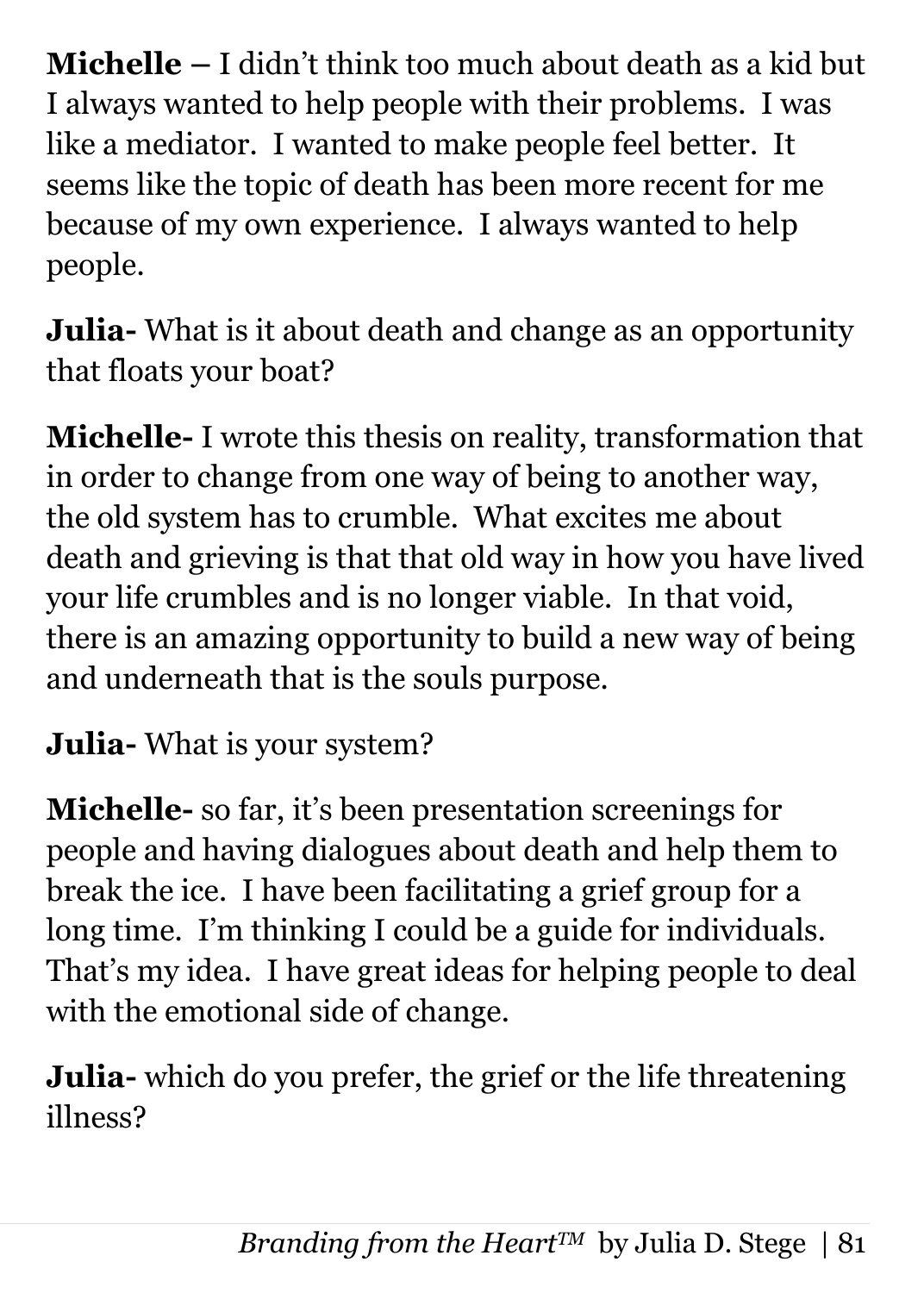**Michelle –** I didn't think too much about death as a kid but I always wanted to help people with their problems. I was like a mediator. I wanted to make people feel better. It seems like the topic of death has been more recent for me because of my own experience. I always wanted to help people.

**Julia-** What is it about death and change as an opportunity that floats your boat?

**Michelle-** I wrote this thesis on reality, transformation that in order to change from one way of being to another way, the old system has to crumble. What excites me about death and grieving is that that old way in how you have lived your life crumbles and is no longer viable. In that void, there is an amazing opportunity to build a new way of being and underneath that is the souls purpose.

**Julia-** What is your system?

**Michelle-** so far, it's been presentation screenings for people and having dialogues about death and help them to break the ice. I have been facilitating a grief group for a long time. I'm thinking I could be a guide for individuals. That's my idea. I have great ideas for helping people to deal with the emotional side of change.

**Julia-** which do you prefer, the grief or the life threatening illness?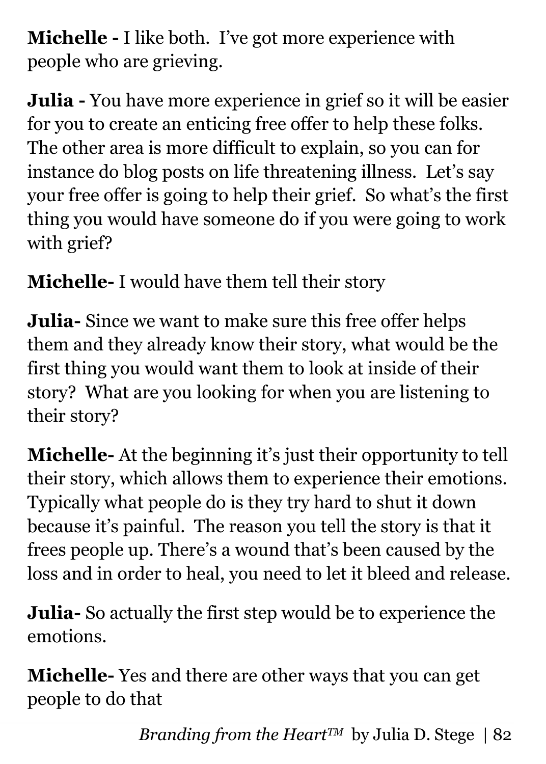**Michelle -** I like both. I've got more experience with people who are grieving.

**Julia -** You have more experience in grief so it will be easier for you to create an enticing free offer to help these folks. The other area is more difficult to explain, so you can for instance do blog posts on life threatening illness. Let's say your free offer is going to help their grief. So what's the first thing you would have someone do if you were going to work with grief?

**Michelle-** I would have them tell their story

**Julia-** Since we want to make sure this free offer helps them and they already know their story, what would be the first thing you would want them to look at inside of their story? What are you looking for when you are listening to their story?

**Michelle-** At the beginning it's just their opportunity to tell their story, which allows them to experience their emotions. Typically what people do is they try hard to shut it down because it's painful. The reason you tell the story is that it frees people up. There's a wound that's been caused by the loss and in order to heal, you need to let it bleed and release.

**Julia-** So actually the first step would be to experience the emotions.

**Michelle-** Yes and there are other ways that you can get people to do that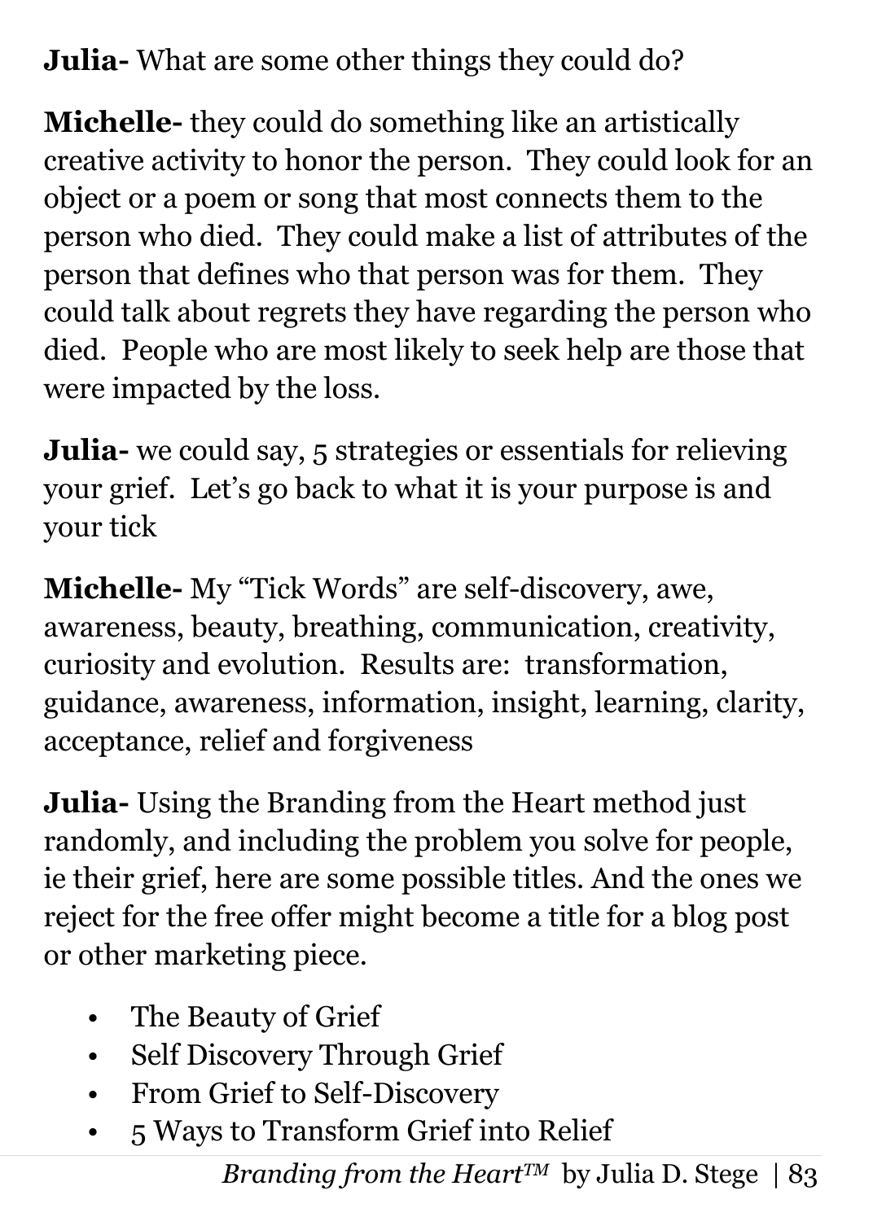**Julia-** What are some other things they could do?

**Michelle-** they could do something like an artistically creative activity to honor the person. They could look for an object or a poem or song that most connects them to the person who died. They could make a list of attributes of the person that defines who that person was for them. They could talk about regrets they have regarding the person who died. People who are most likely to seek help are those that were impacted by the loss.

**Julia-** we could say, 5 strategies or essentials for relieving your grief. Let's go back to what it is your purpose is and your tick

**Michelle-** My "Tick Words" are self-discovery, awe, awareness, beauty, breathing, communication, creativity, curiosity and evolution. Results are: transformation, guidance, awareness, information, insight, learning, clarity, acceptance, relief and forgiveness

**Julia-** Using the Branding from the Heart method just randomly, and including the problem you solve for people, ie their grief, here are some possible titles. And the ones we reject for the free offer might become a title for a blog post or other marketing piece.

- The Beauty of Grief
- Self Discovery Through Grief
- From Grief to Self-Discovery
- 5 Ways to Transform Grief into Relief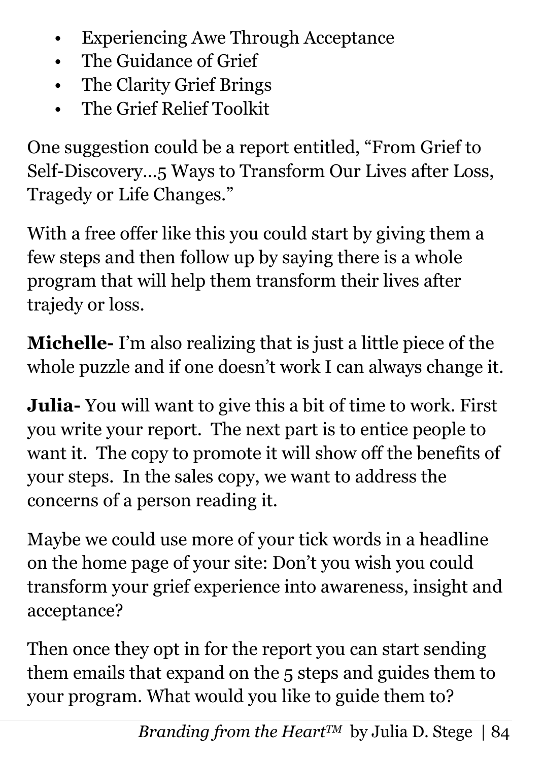- Experiencing Awe Through Acceptance
- The Guidance of Grief
- The Clarity Grief Brings
- The Grief Relief Toolkit

One suggestion could be a report entitled, "From Grief to Self-Discovery…5 Ways to Transform Our Lives after Loss, Tragedy or Life Changes."

With a free offer like this you could start by giving them a few steps and then follow up by saying there is a whole program that will help them transform their lives after trajedy or loss.

**Michelle-** I'm also realizing that is just a little piece of the whole puzzle and if one doesn't work I can always change it.

**Julia-** You will want to give this a bit of time to work. First you write your report. The next part is to entice people to want it. The copy to promote it will show off the benefits of your steps. In the sales copy, we want to address the concerns of a person reading it.

Maybe we could use more of your tick words in a headline on the home page of your site: Don't you wish you could transform your grief experience into awareness, insight and acceptance?

Then once they opt in for the report you can start sending them emails that expand on the 5 steps and guides them to your program. What would you like to guide them to?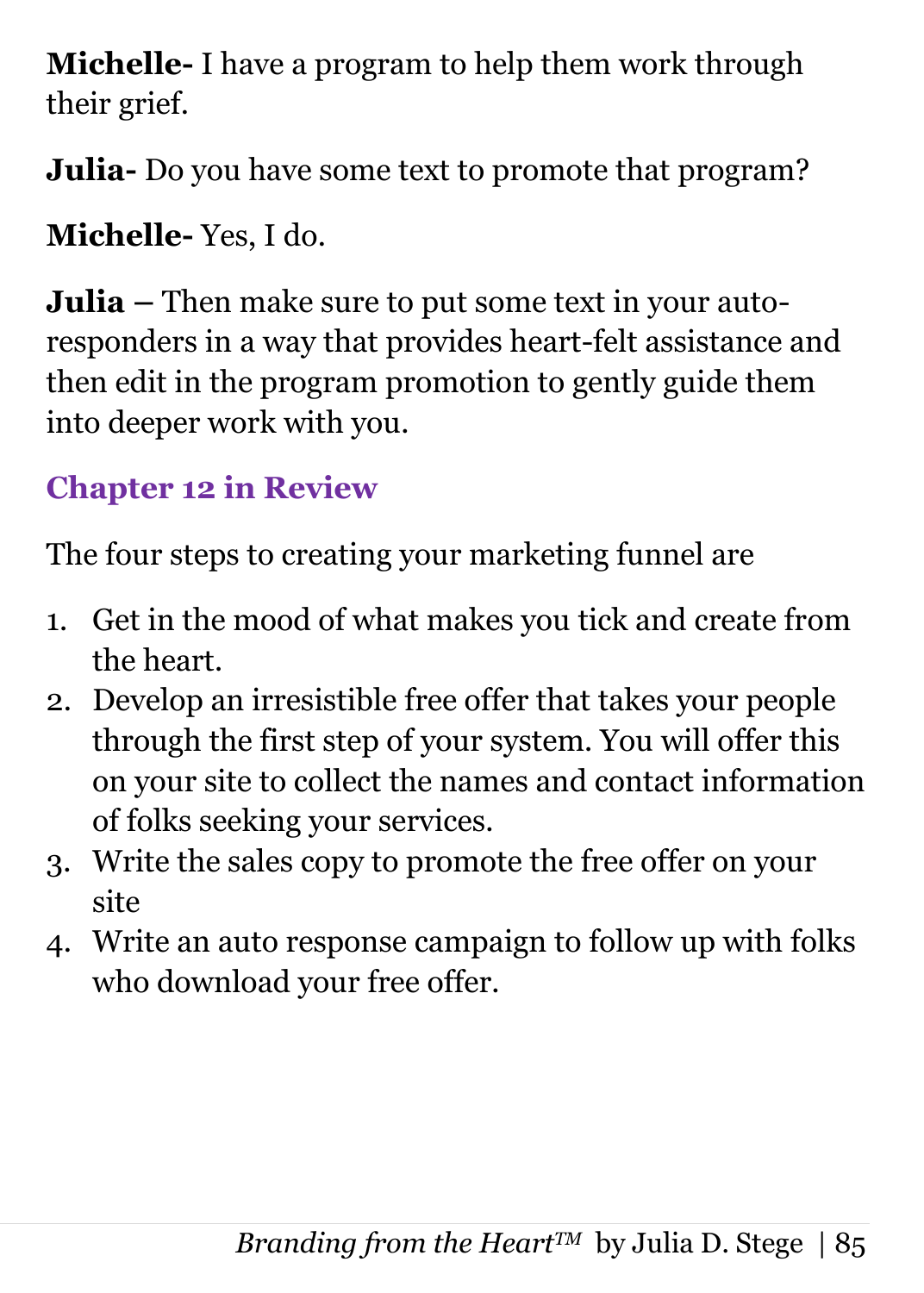**Michelle-** I have a program to help them work through their grief.

**Julia-** Do you have some text to promote that program?

**Michelle-** Yes, I do.

**Julia –** Then make sure to put some text in your auto-responders in a way that provides heart-felt assistance and then edit in the program promotion to gently guide them into deeper work with you.

## Chapter 12 in Review

The four steps to creating your marketing funnel are

1. Get in the mood of what makes you tick and create from the heart.
2. Develop an irresistible free offer that takes your people through the first step of your system. You will offer this on your site to collect the names and contact information of folks seeking your services.
3. Write the sales copy to promote the free offer on your site
4. Write an auto response campaign to follow up with folks who download your free offer.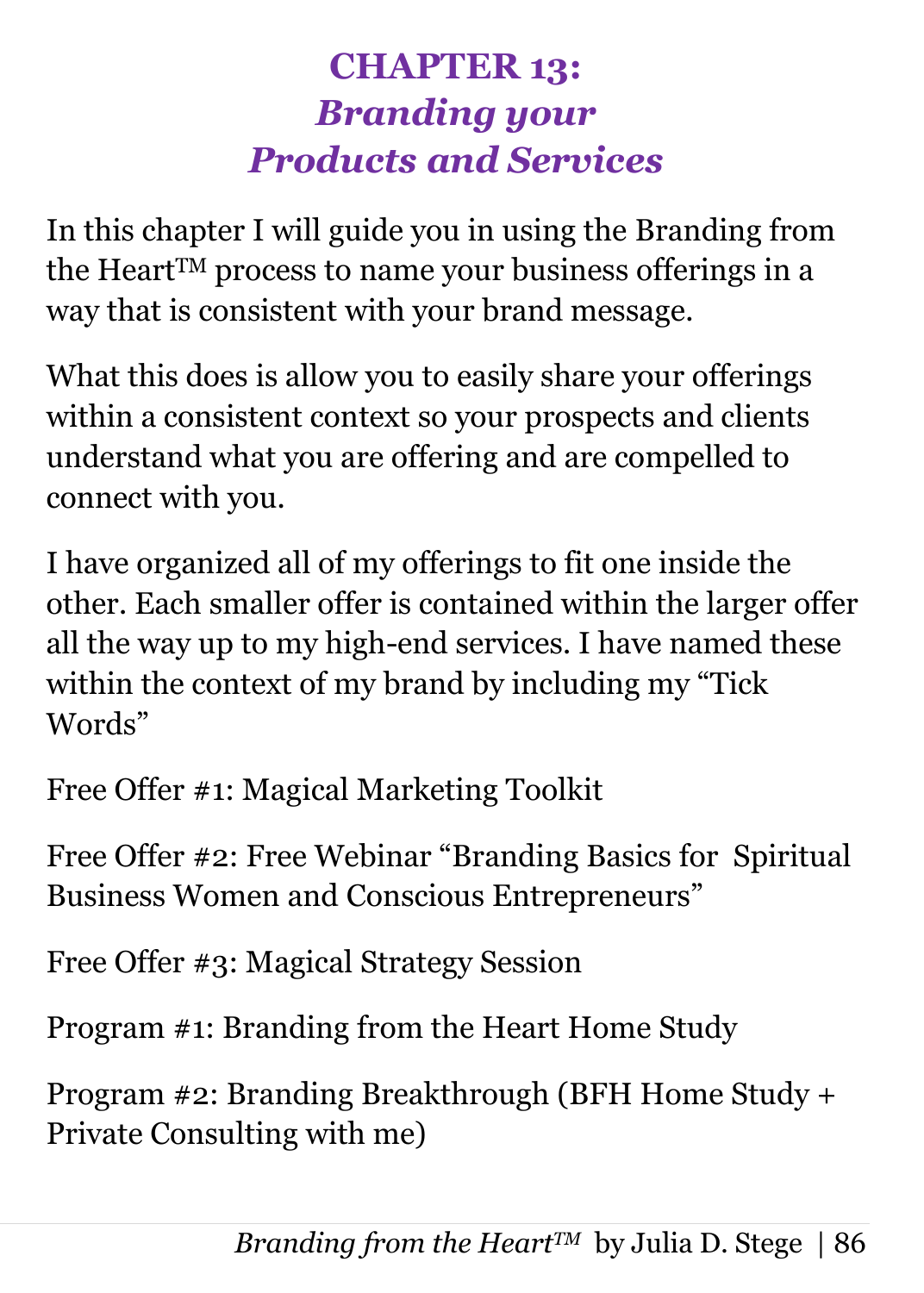# CHAPTER 13:
## *Branding your Products and Services*

In this chapter I will guide you in using the Branding from the Heart™ process to name your business offerings in a way that is consistent with your brand message.

What this does is allow you to easily share your offerings within a consistent context so your prospects and clients understand what you are offering and are compelled to connect with you.

I have organized all of my offerings to fit one inside the other. Each smaller offer is contained within the larger offer all the way up to my high-end services. I have named these within the context of my brand by including my "Tick Words"

Free Offer #1: Magical Marketing Toolkit

Free Offer #2: Free Webinar "Branding Basics for Spiritual Business Women and Conscious Entrepreneurs"

Free Offer #3: Magical Strategy Session

Program #1: Branding from the Heart Home Study

Program #2: Branding Breakthrough (BFH Home Study + Private Consulting with me)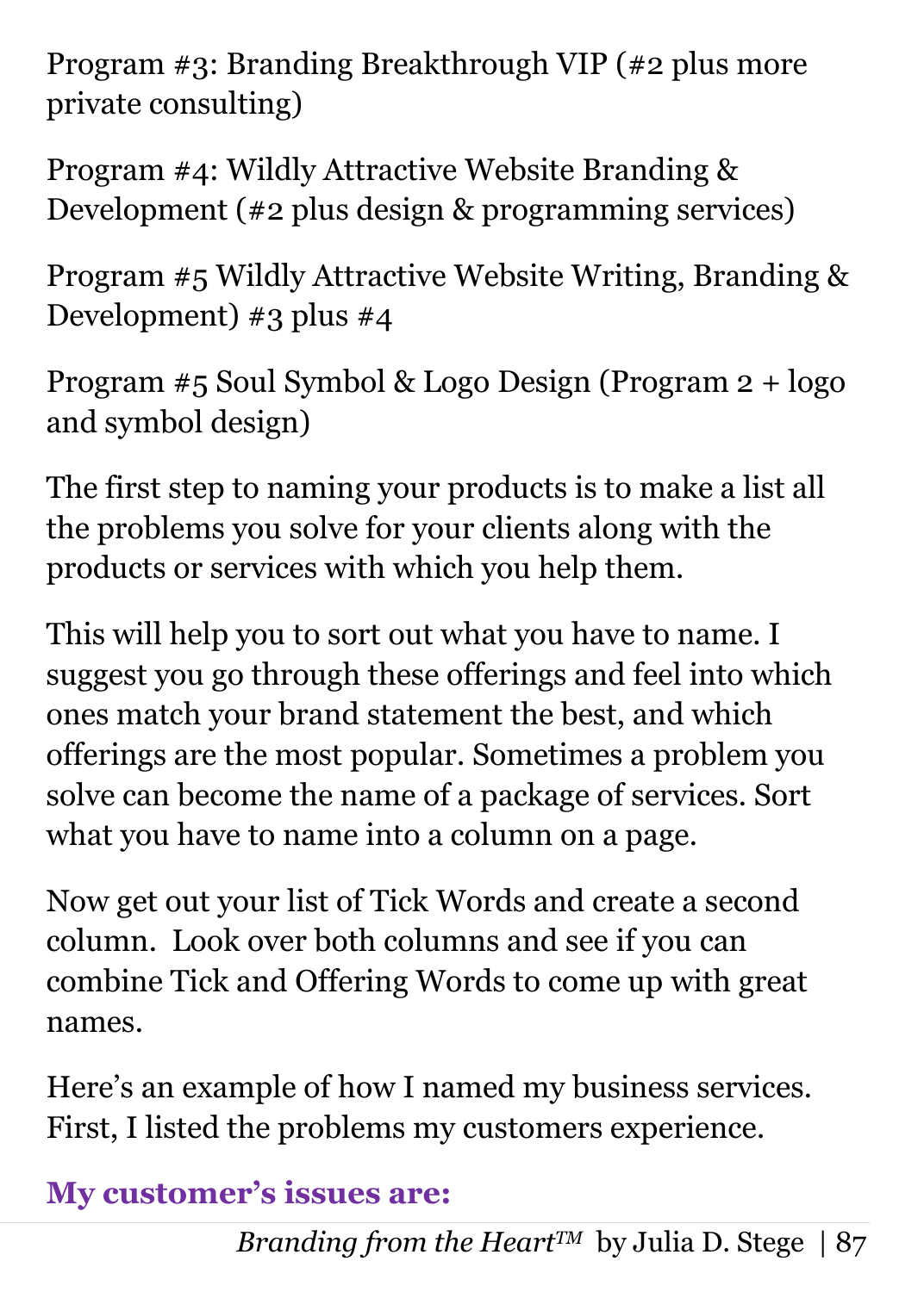Program #3: Branding Breakthrough VIP (#2 plus more private consulting)

Program #4: Wildly Attractive Website Branding & Development (#2 plus design & programming services)

Program #5 Wildly Attractive Website Writing, Branding & Development) #3 plus #4

Program #5 Soul Symbol & Logo Design (Program 2 + logo and symbol design)

The first step to naming your products is to make a list all the problems you solve for your clients along with the products or services with which you help them.

This will help you to sort out what you have to name. I suggest you go through these offerings and feel into which ones match your brand statement the best, and which offerings are the most popular. Sometimes a problem you solve can become the name of a package of services. Sort what you have to name into a column on a page.

Now get out your list of Tick Words and create a second column. Look over both columns and see if you can combine Tick and Offering Words to come up with great names.

Here's an example of how I named my business services. First, I listed the problems my customers experience.

### My customer's issues are: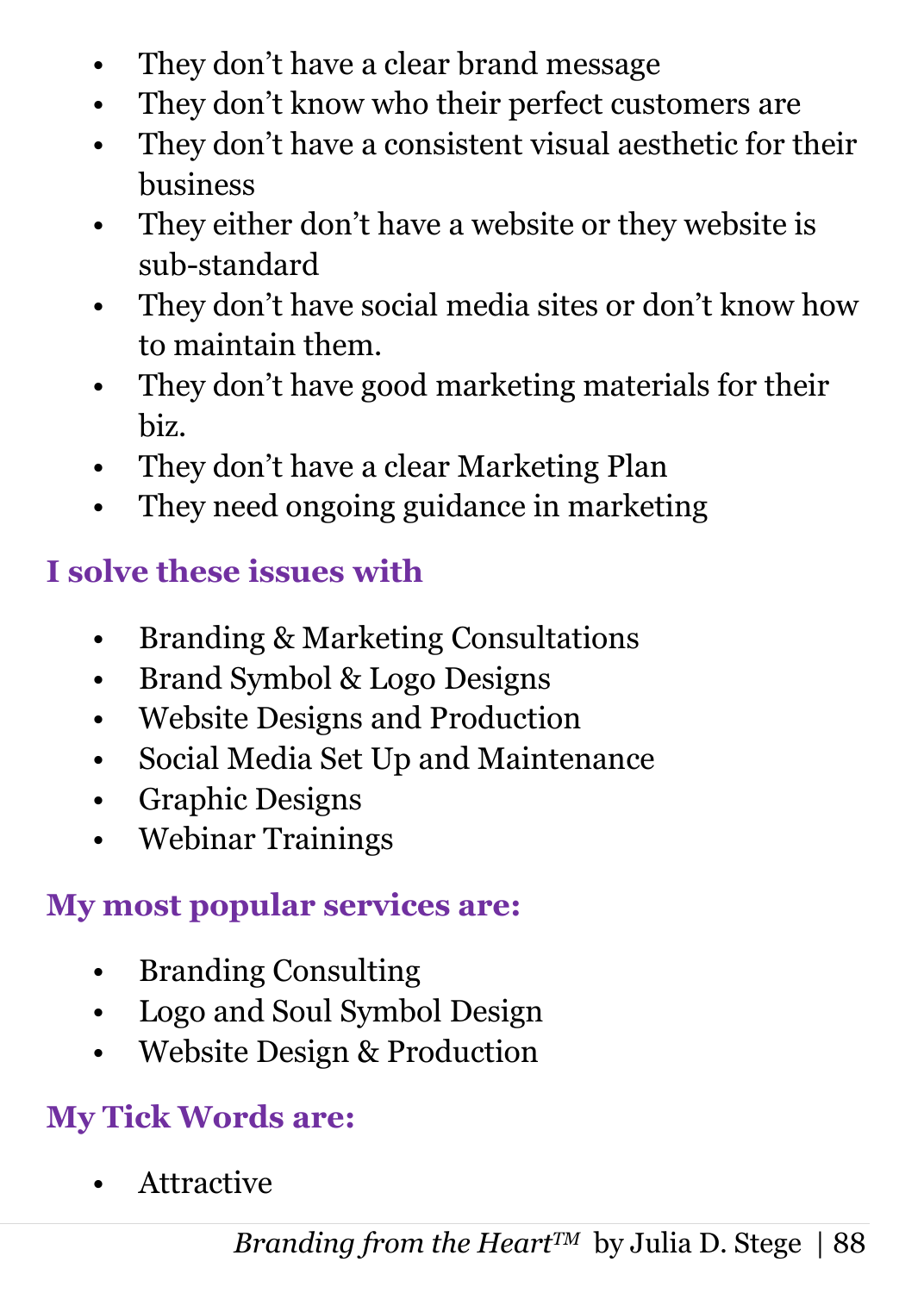- They don't have a clear brand message
- They don't know who their perfect customers are
- They don't have a consistent visual aesthetic for their business
- They either don't have a website or they website is sub-standard
- They don't have social media sites or don't know how to maintain them.
- They don't have good marketing materials for their biz.
- They don't have a clear Marketing Plan
- They need ongoing guidance in marketing

### I solve these issues with

- Branding & Marketing Consultations
- Brand Symbol & Logo Designs
- Website Designs and Production
- Social Media Set Up and Maintenance
- Graphic Designs
- Webinar Trainings

### My most popular services are:

- Branding Consulting
- Logo and Soul Symbol Design
- Website Design & Production

### My Tick Words are:

- Attractive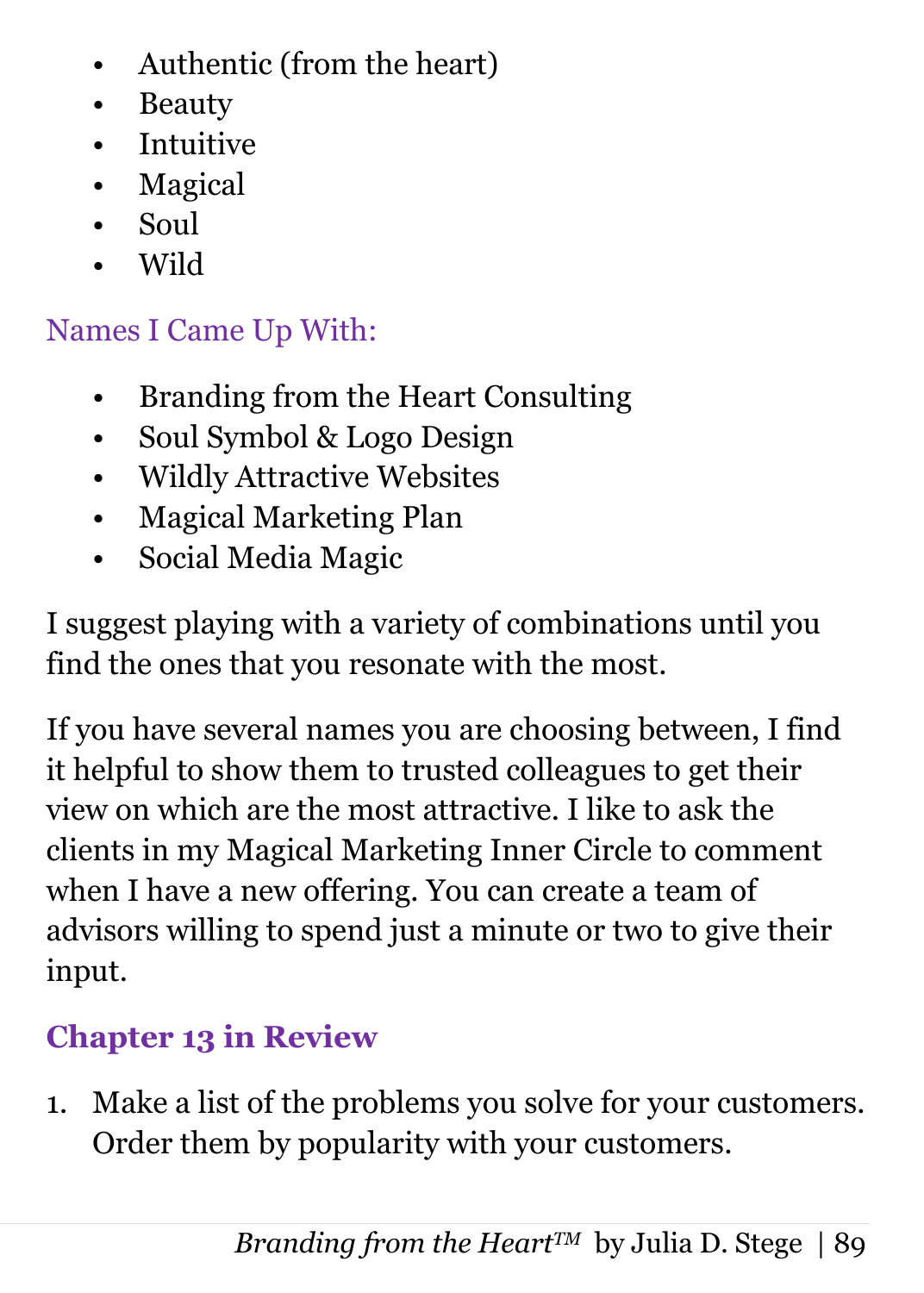- Authentic (from the heart)
- Beauty
- Intuitive
- Magical
- Soul
- Wild

### Names I Came Up With:

- Branding from the Heart Consulting
- Soul Symbol & Logo Design
- Wildly Attractive Websites
- Magical Marketing Plan
- Social Media Magic

I suggest playing with a variety of combinations until you find the ones that you resonate with the most.

If you have several names you are choosing between, I find it helpful to show them to trusted colleagues to get their view on which are the most attractive. I like to ask the clients in my Magical Marketing Inner Circle to comment when I have a new offering. You can create a team of advisors willing to spend just a minute or two to give their input.

## Chapter 13 in Review

1. Make a list of the problems you solve for your customers. Order them by popularity with your customers.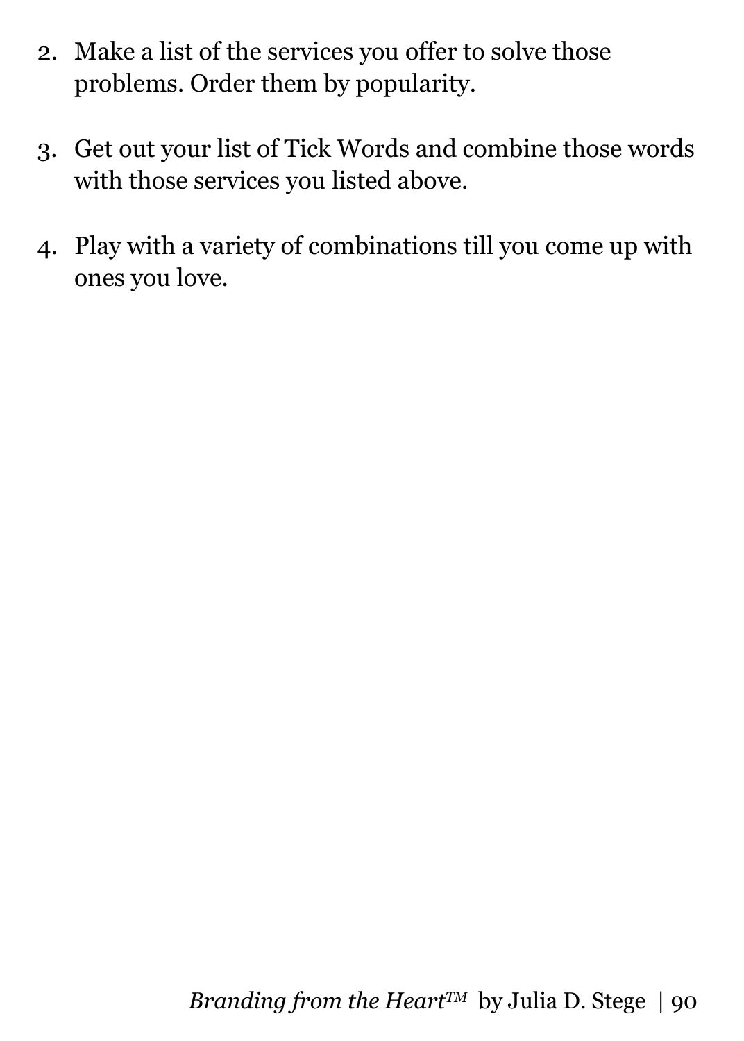2. Make a list of the services you offer to solve those problems. Order them by popularity.

3. Get out your list of Tick Words and combine those words with those services you listed above.

4. Play with a variety of combinations till you come up with ones you love.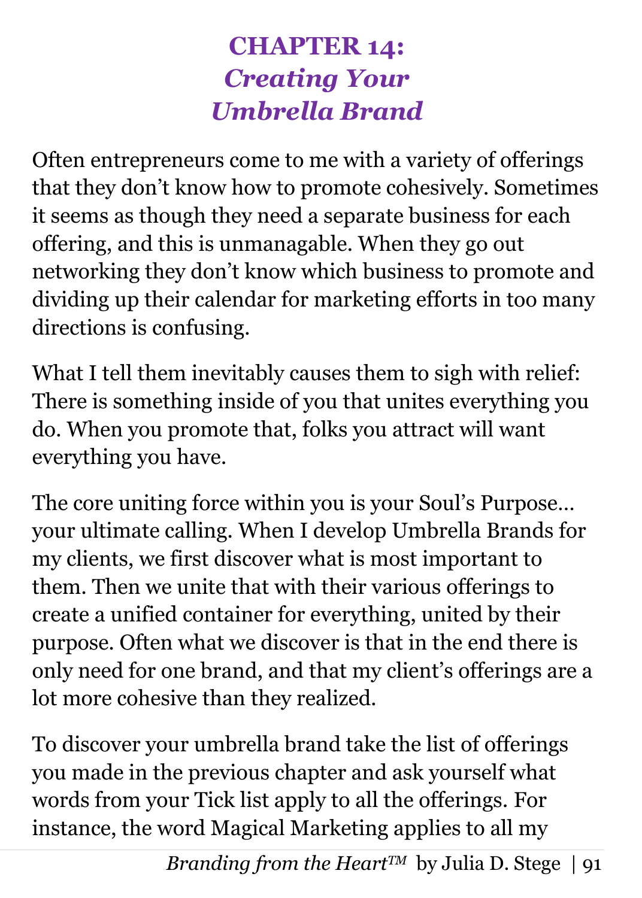# CHAPTER 14: *Creating Your Umbrella Brand*

Often entrepreneurs come to me with a variety of offerings that they don't know how to promote cohesively. Sometimes it seems as though they need a separate business for each offering, and this is unmanagable. When they go out networking they don't know which business to promote and dividing up their calendar for marketing efforts in too many directions is confusing.

What I tell them inevitably causes them to sigh with relief: There is something inside of you that unites everything you do. When you promote that, folks you attract will want everything you have.

The core uniting force within you is your Soul's Purpose… your ultimate calling. When I develop Umbrella Brands for my clients, we first discover what is most important to them. Then we unite that with their various offerings to create a unified container for everything, united by their purpose. Often what we discover is that in the end there is only need for one brand, and that my client's offerings are a lot more cohesive than they realized.

To discover your umbrella brand take the list of offerings you made in the previous chapter and ask yourself what words from your Tick list apply to all the offerings. For instance, the word Magical Marketing applies to all my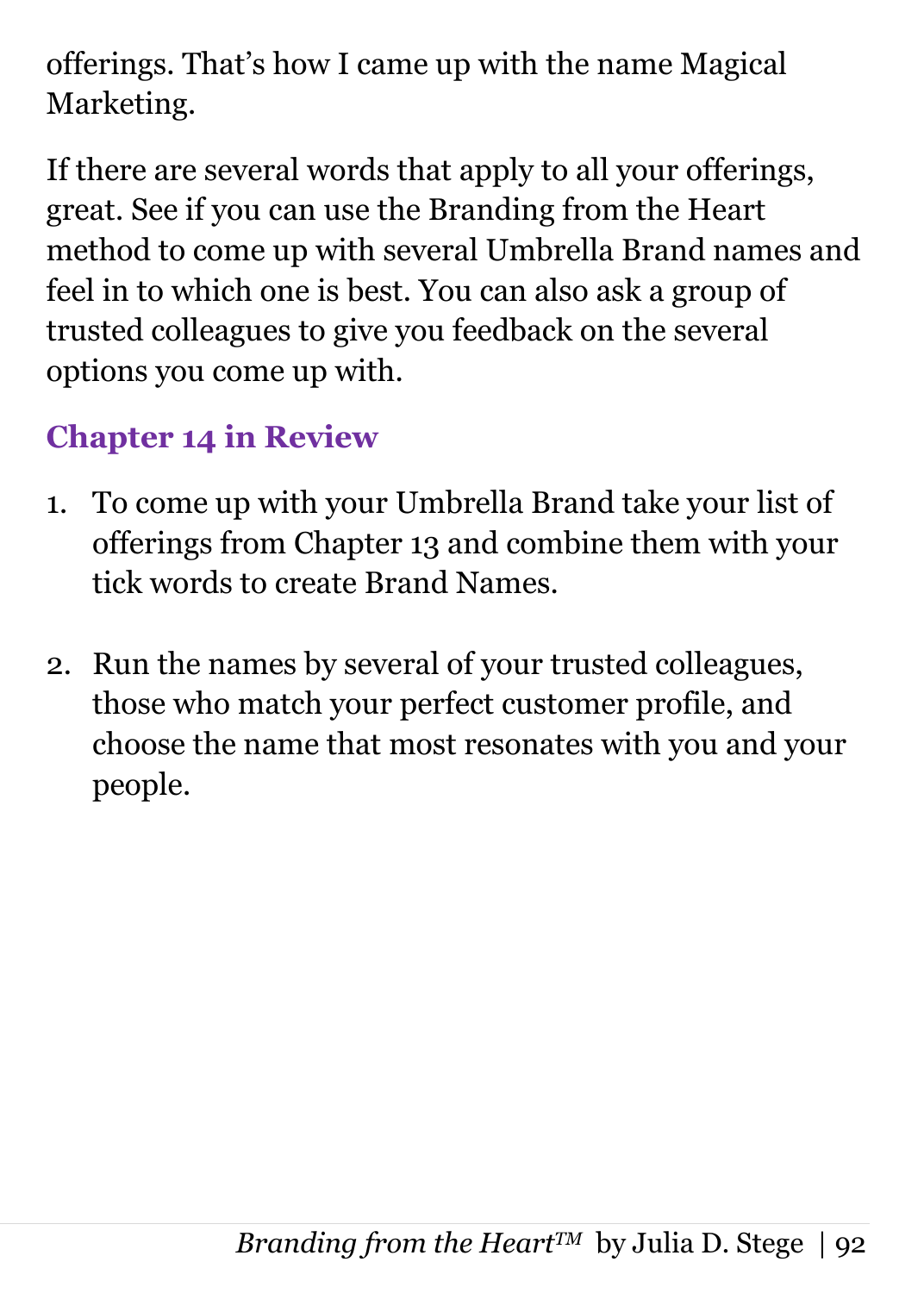offerings. That's how I came up with the name Magical Marketing.

If there are several words that apply to all your offerings, great. See if you can use the Branding from the Heart method to come up with several Umbrella Brand names and feel in to which one is best. You can also ask a group of trusted colleagues to give you feedback on the several options you come up with.

## Chapter 14 in Review

1. To come up with your Umbrella Brand take your list of offerings from Chapter 13 and combine them with your tick words to create Brand Names.

2. Run the names by several of your trusted colleagues, those who match your perfect customer profile, and choose the name that most resonates with you and your people.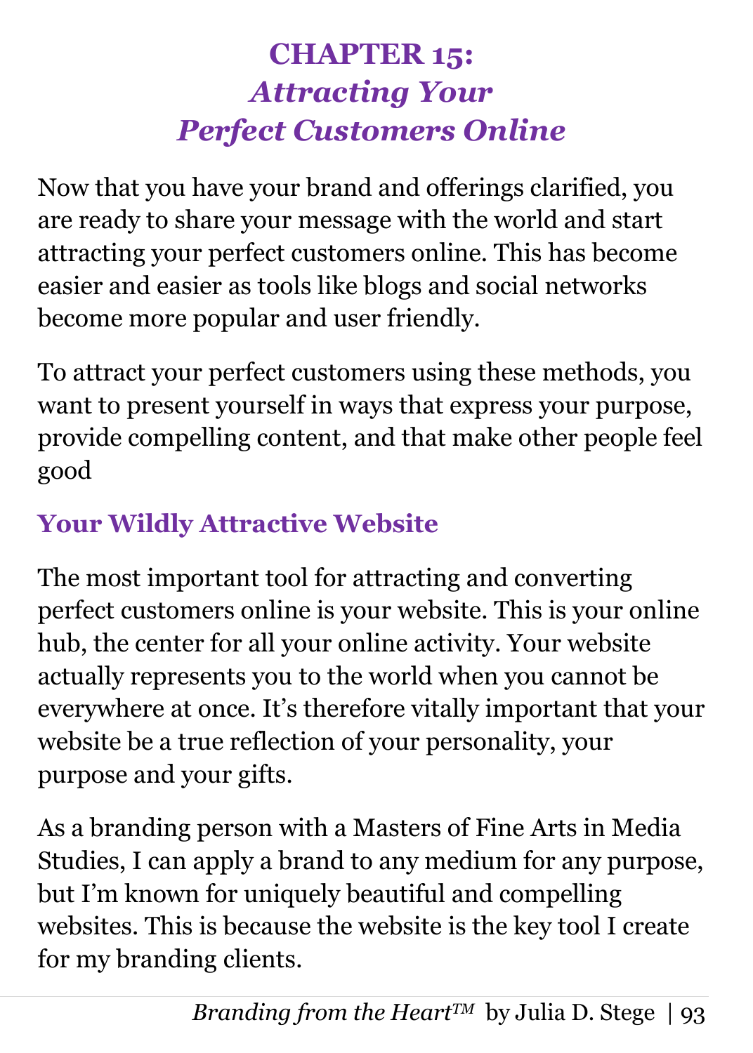# CHAPTER 15: *Attracting Your Perfect Customers Online*

Now that you have your brand and offerings clarified, you are ready to share your message with the world and start attracting your perfect customers online. This has become easier and easier as tools like blogs and social networks become more popular and user friendly.

To attract your perfect customers using these methods, you want to present yourself in ways that express your purpose, provide compelling content, and that make other people feel good

## Your Wildly Attractive Website

The most important tool for attracting and converting perfect customers online is your website. This is your online hub, the center for all your online activity. Your website actually represents you to the world when you cannot be everywhere at once. It's therefore vitally important that your website be a true reflection of your personality, your purpose and your gifts.

As a branding person with a Masters of Fine Arts in Media Studies, I can apply a brand to any medium for any purpose, but I'm known for uniquely beautiful and compelling websites. This is because the website is the key tool I create for my branding clients.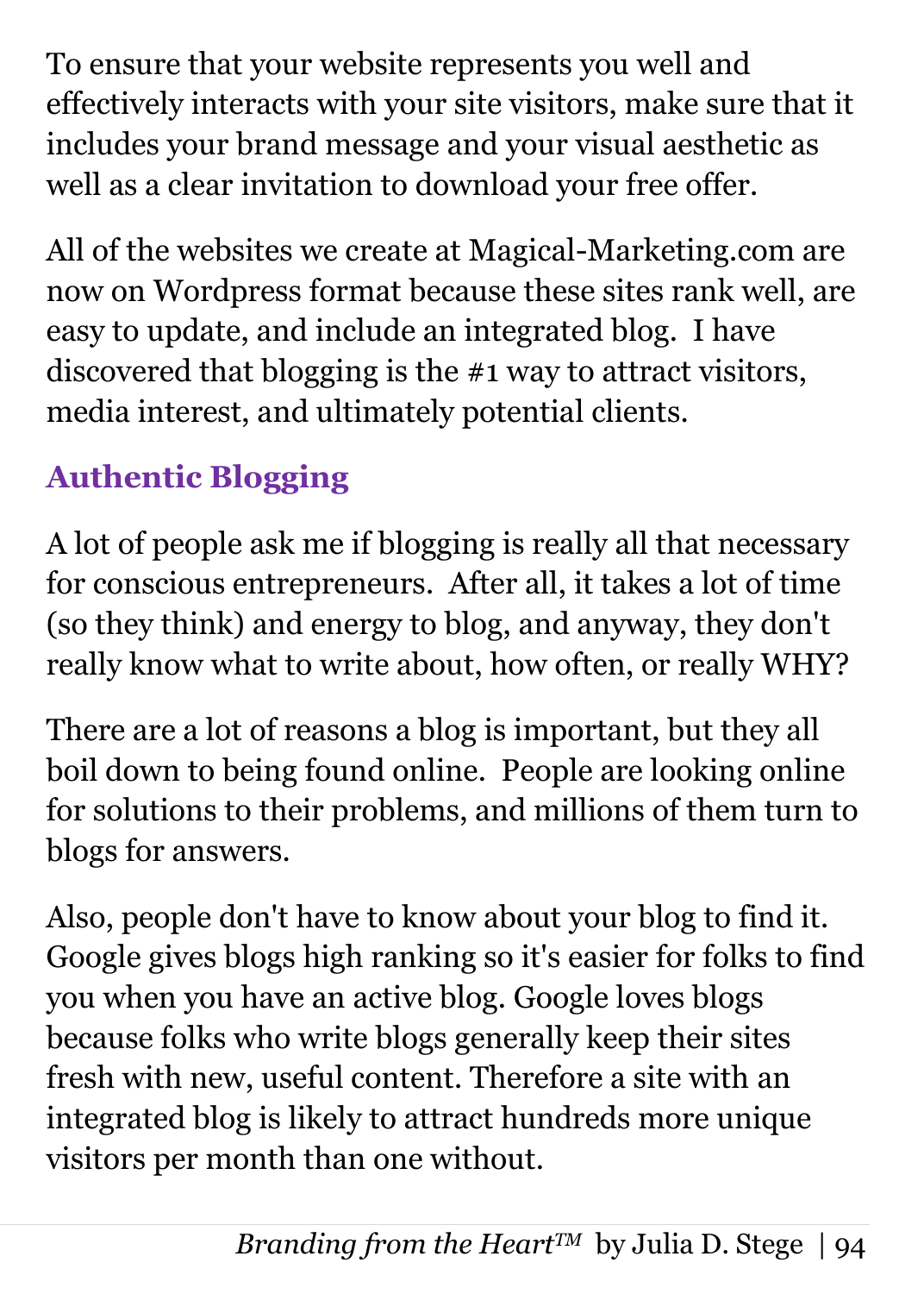To ensure that your website represents you well and effectively interacts with your site visitors, make sure that it includes your brand message and your visual aesthetic as well as a clear invitation to download your free offer.

All of the websites we create at Magical-Marketing.com are now on Wordpress format because these sites rank well, are easy to update, and include an integrated blog. I have discovered that blogging is the #1 way to attract visitors, media interest, and ultimately potential clients.

### Authentic Blogging

A lot of people ask me if blogging is really all that necessary for conscious entrepreneurs. After all, it takes a lot of time (so they think) and energy to blog, and anyway, they don't really know what to write about, how often, or really WHY?

There are a lot of reasons a blog is important, but they all boil down to being found online. People are looking online for solutions to their problems, and millions of them turn to blogs for answers.

Also, people don't have to know about your blog to find it. Google gives blogs high ranking so it's easier for folks to find you when you have an active blog. Google loves blogs because folks who write blogs generally keep their sites fresh with new, useful content. Therefore a site with an integrated blog is likely to attract hundreds more unique visitors per month than one without.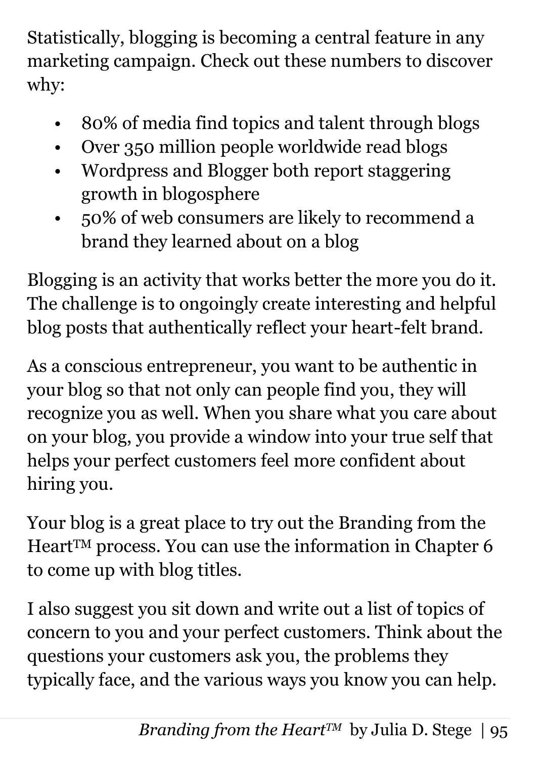Statistically, blogging is becoming a central feature in any marketing campaign. Check out these numbers to discover why:

- 80% of media find topics and talent through blogs
- Over 350 million people worldwide read blogs
- Wordpress and Blogger both report staggering growth in blogosphere
- 50% of web consumers are likely to recommend a brand they learned about on a blog

Blogging is an activity that works better the more you do it. The challenge is to ongoingly create interesting and helpful blog posts that authentically reflect your heart-felt brand.

As a conscious entrepreneur, you want to be authentic in your blog so that not only can people find you, they will recognize you as well. When you share what you care about on your blog, you provide a window into your true self that helps your perfect customers feel more confident about hiring you.

Your blog is a great place to try out the Branding from the Heart™ process. You can use the information in Chapter 6 to come up with blog titles.

I also suggest you sit down and write out a list of topics of concern to you and your perfect customers. Think about the questions your customers ask you, the problems they typically face, and the various ways you know you can help.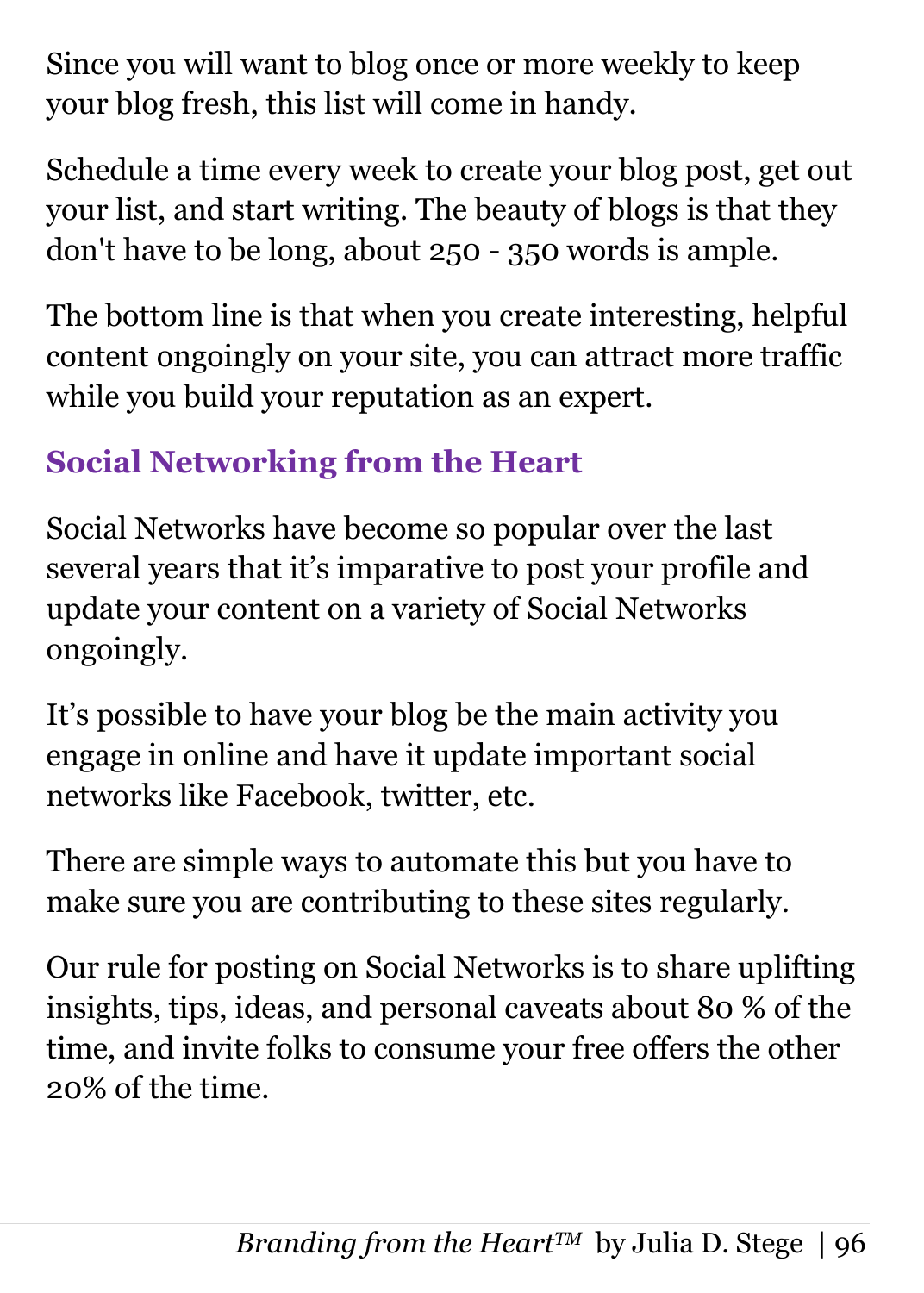Since you will want to blog once or more weekly to keep your blog fresh, this list will come in handy.

Schedule a time every week to create your blog post, get out your list, and start writing. The beauty of blogs is that they don't have to be long, about 250 - 350 words is ample.

The bottom line is that when you create interesting, helpful content ongoingly on your site, you can attract more traffic while you build your reputation as an expert.

## Social Networking from the Heart

Social Networks have become so popular over the last several years that it's imparative to post your profile and update your content on a variety of Social Networks ongoingly.

It's possible to have your blog be the main activity you engage in online and have it update important social networks like Facebook, twitter, etc.

There are simple ways to automate this but you have to make sure you are contributing to these sites regularly.

Our rule for posting on Social Networks is to share uplifting insights, tips, ideas, and personal caveats about 80 % of the time, and invite folks to consume your free offers the other 20% of the time.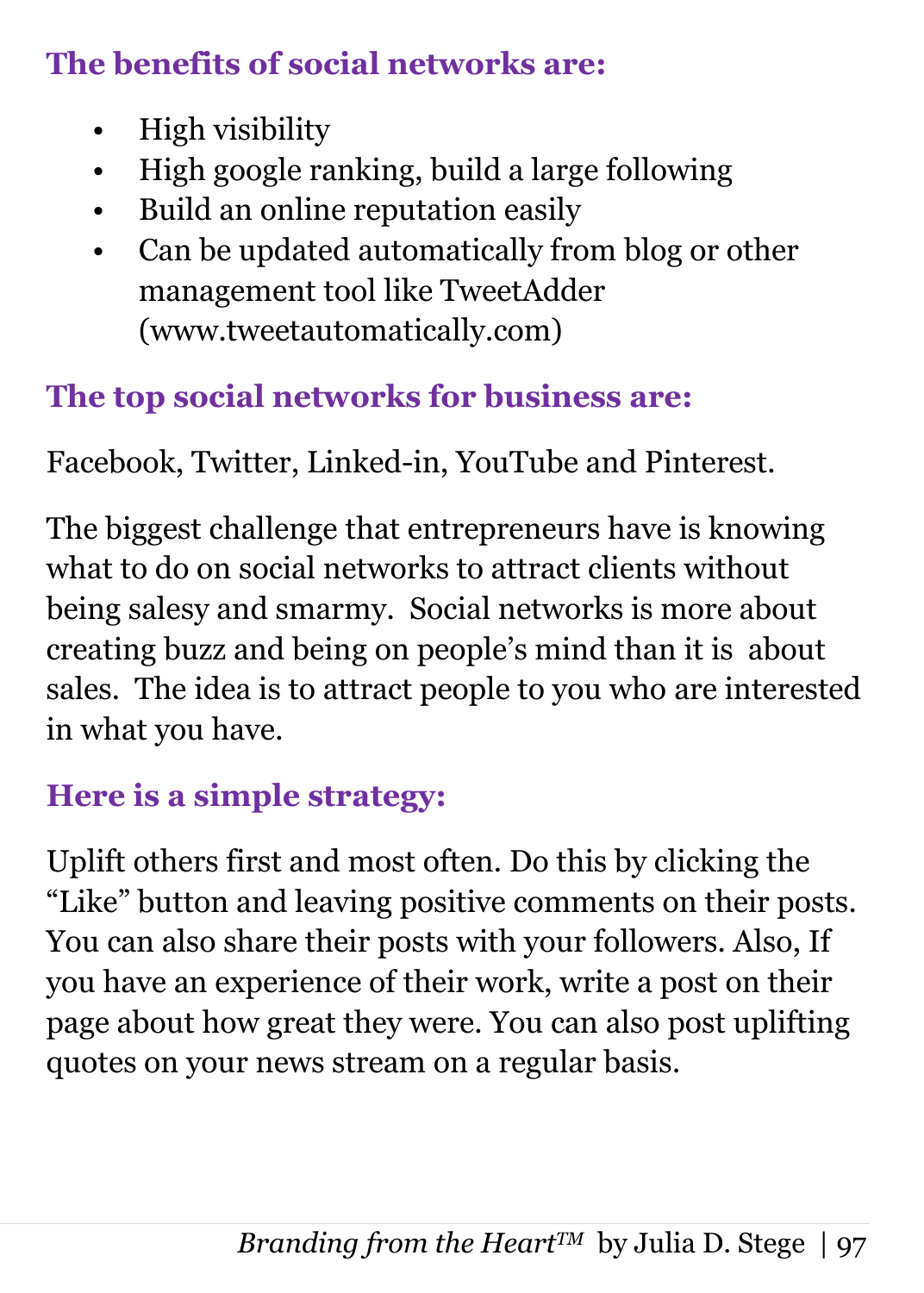### The benefits of social networks are:

- High visibility
- High google ranking, build a large following
- Build an online reputation easily
- Can be updated automatically from blog or other management tool like TweetAdder (www.tweetautomatically.com)

### The top social networks for business are:

Facebook, Twitter, Linked-in, YouTube and Pinterest.

The biggest challenge that entrepreneurs have is knowing what to do on social networks to attract clients without being salesy and smarmy. Social networks is more about creating buzz and being on people's mind than it is about sales. The idea is to attract people to you who are interested in what you have.

### Here is a simple strategy:

Uplift others first and most often. Do this by clicking the "Like" button and leaving positive comments on their posts. You can also share their posts with your followers. Also, If you have an experience of their work, write a post on their page about how great they were. You can also post uplifting quotes on your news stream on a regular basis.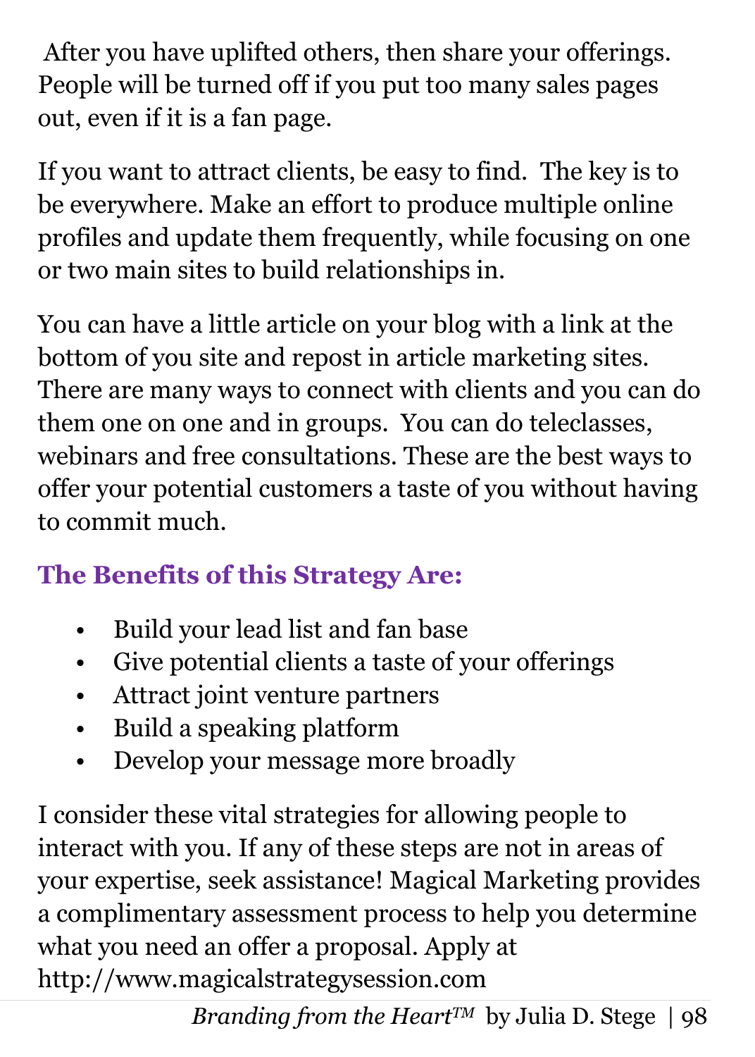After you have uplifted others, then share your offerings. People will be turned off if you put too many sales pages out, even if it is a fan page.

If you want to attract clients, be easy to find. The key is to be everywhere. Make an effort to produce multiple online profiles and update them frequently, while focusing on one or two main sites to build relationships in.

You can have a little article on your blog with a link at the bottom of you site and repost in article marketing sites. There are many ways to connect with clients and you can do them one on one and in groups. You can do teleclasses, webinars and free consultations. These are the best ways to offer your potential customers a taste of you without having to commit much.

### The Benefits of this Strategy Are:

- Build your lead list and fan base
- Give potential clients a taste of your offerings
- Attract joint venture partners
- Build a speaking platform
- Develop your message more broadly

I consider these vital strategies for allowing people to interact with you. If any of these steps are not in areas of your expertise, seek assistance! Magical Marketing provides a complimentary assessment process to help you determine what you need an offer a proposal. Apply at http://www.magicalstrategysession.com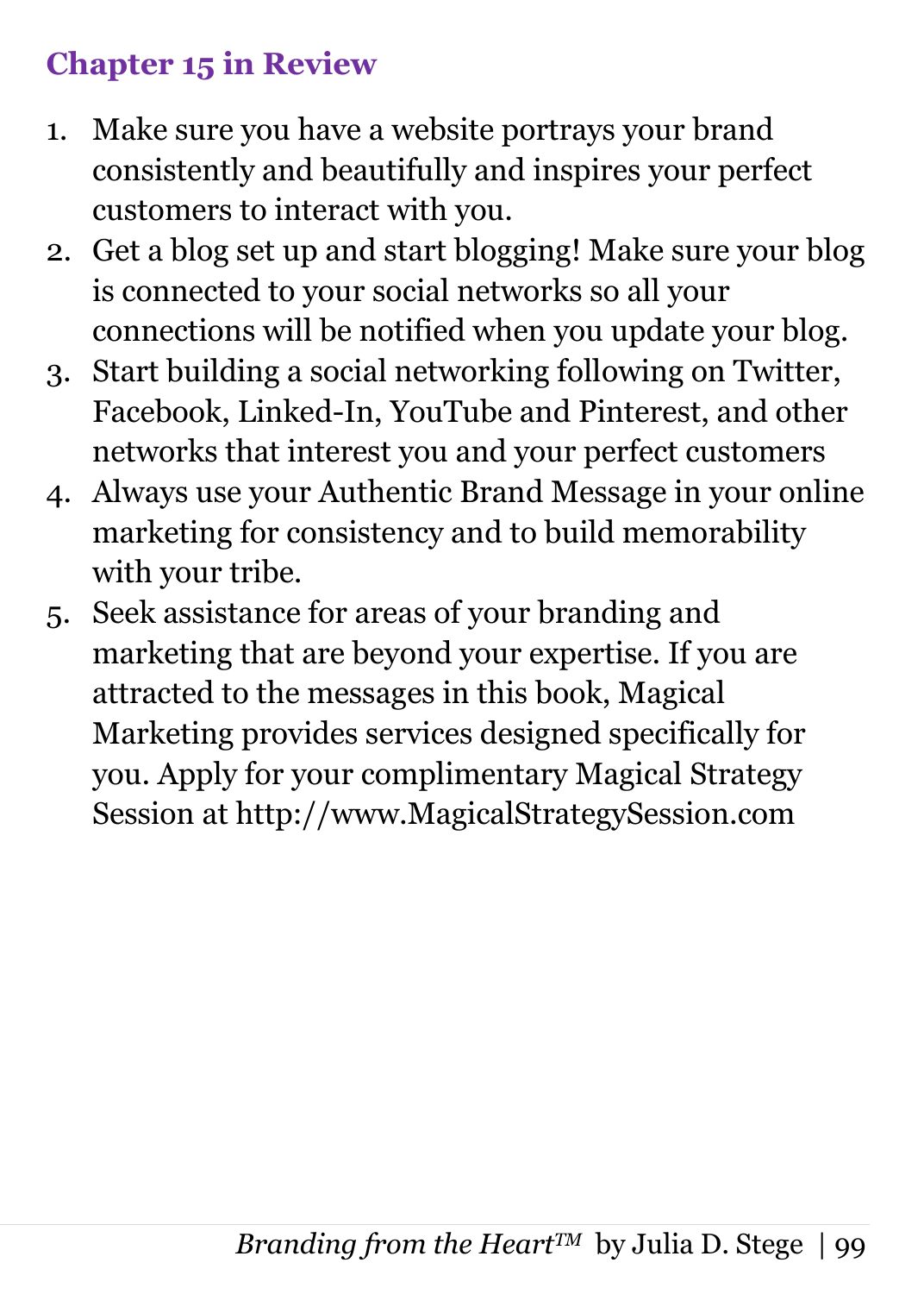## Chapter 15 in Review

1. Make sure you have a website portrays your brand consistently and beautifully and inspires your perfect customers to interact with you.
2. Get a blog set up and start blogging! Make sure your blog is connected to your social networks so all your connections will be notified when you update your blog.
3. Start building a social networking following on Twitter, Facebook, Linked-In, YouTube and Pinterest, and other networks that interest you and your perfect customers
4. Always use your Authentic Brand Message in your online marketing for consistency and to build memorability with your tribe.
5. Seek assistance for areas of your branding and marketing that are beyond your expertise. If you are attracted to the messages in this book, Magical Marketing provides services designed specifically for you. Apply for your complimentary Magical Strategy Session at http://www.MagicalStrategySession.com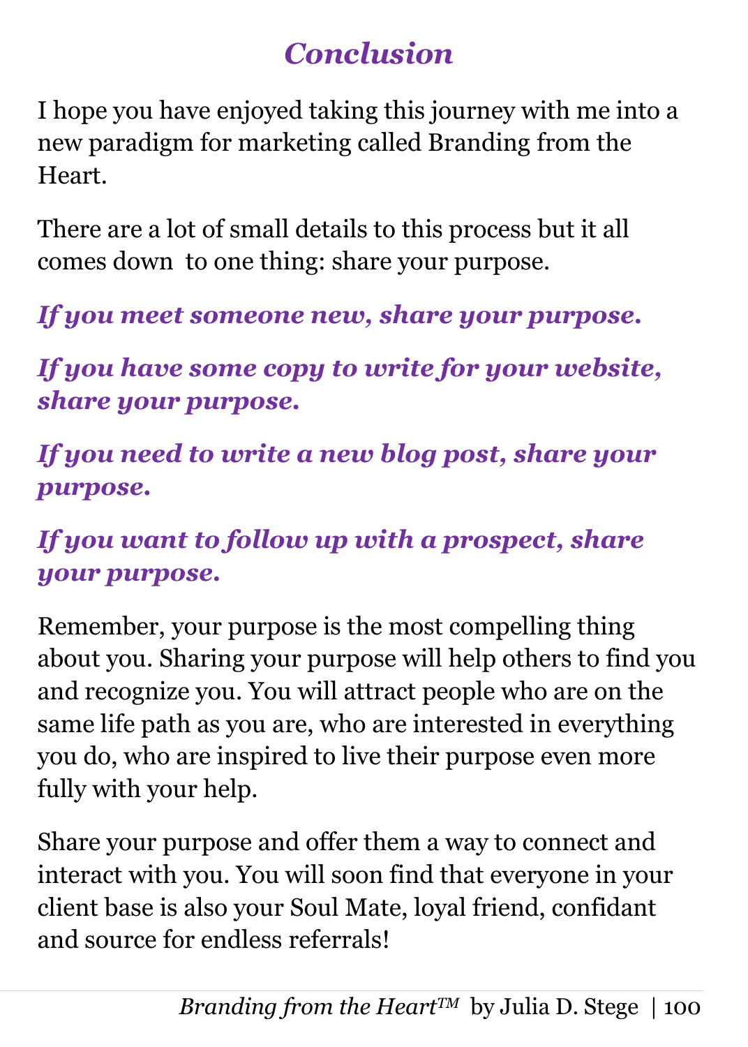# *Conclusion*

I hope you have enjoyed taking this journey with me into a new paradigm for marketing called Branding from the Heart.

There are a lot of small details to this process but it all comes down to one thing: share your purpose.

***If you meet someone new, share your purpose.***

***If you have some copy to write for your website, share your purpose.***

***If you need to write a new blog post, share your purpose.***

***If you want to follow up with a prospect, share your purpose.***

Remember, your purpose is the most compelling thing about you. Sharing your purpose will help others to find you and recognize you. You will attract people who are on the same life path as you are, who are interested in everything you do, who are inspired to live their purpose even more fully with your help.

Share your purpose and offer them a way to connect and interact with you. You will soon find that everyone in your client base is also your Soul Mate, loyal friend, confidant and source for endless referrals!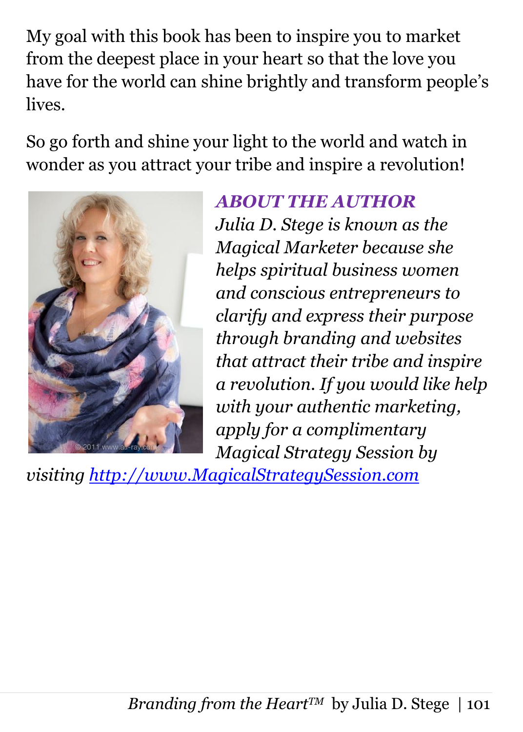My goal with this book has been to inspire you to market from the deepest place in your heart so that the love you have for the world can shine brightly and transform people's lives.

So go forth and shine your light to the world and watch in wonder as you attract your tribe and inspire a revolution!

## *ABOUT THE AUTHOR*

*Julia D. Stege is known as the Magical Marketer because she helps spiritual business women and conscious entrepreneurs to clarify and express their purpose through branding and websites that attract their tribe and inspire a revolution. If you would like help with your authentic marketing, apply for a complimentary Magical Strategy Session by visiting [http://www.MagicalStrategySession.com](http://www.MagicalStrategySession.com)*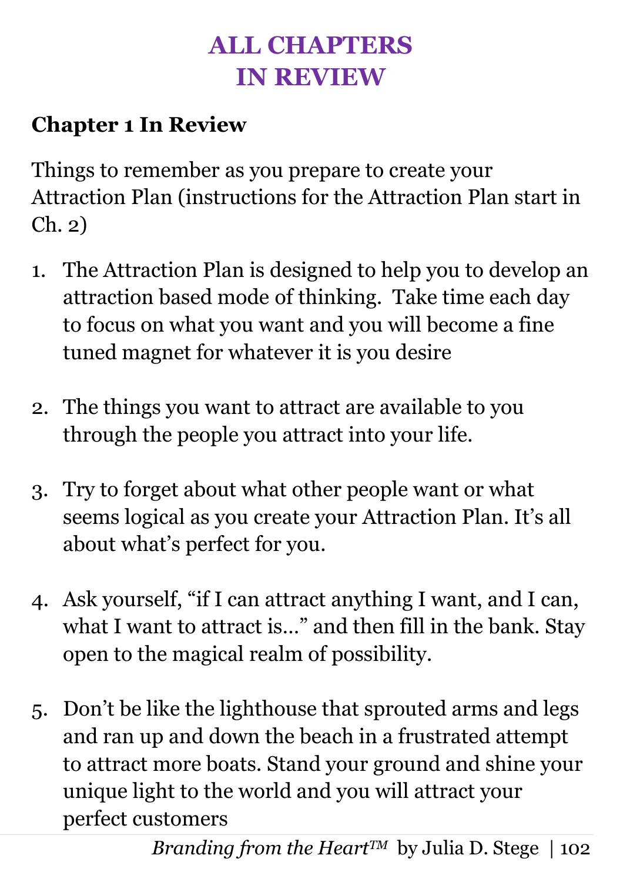# ALL CHAPTERS IN REVIEW

## Chapter 1 In Review

Things to remember as you prepare to create your Attraction Plan (instructions for the Attraction Plan start in Ch. 2)

1. The Attraction Plan is designed to help you to develop an attraction based mode of thinking. Take time each day to focus on what you want and you will become a fine tuned magnet for whatever it is you desire

2. The things you want to attract are available to you through the people you attract into your life.

3. Try to forget about what other people want or what seems logical as you create your Attraction Plan. It's all about what's perfect for you.

4. Ask yourself, "if I can attract anything I want, and I can, what I want to attract is…" and then fill in the bank. Stay open to the magical realm of possibility.

5. Don't be like the lighthouse that sprouted arms and legs and ran up and down the beach in a frustrated attempt to attract more boats. Stand your ground and shine your unique light to the world and you will attract your perfect customers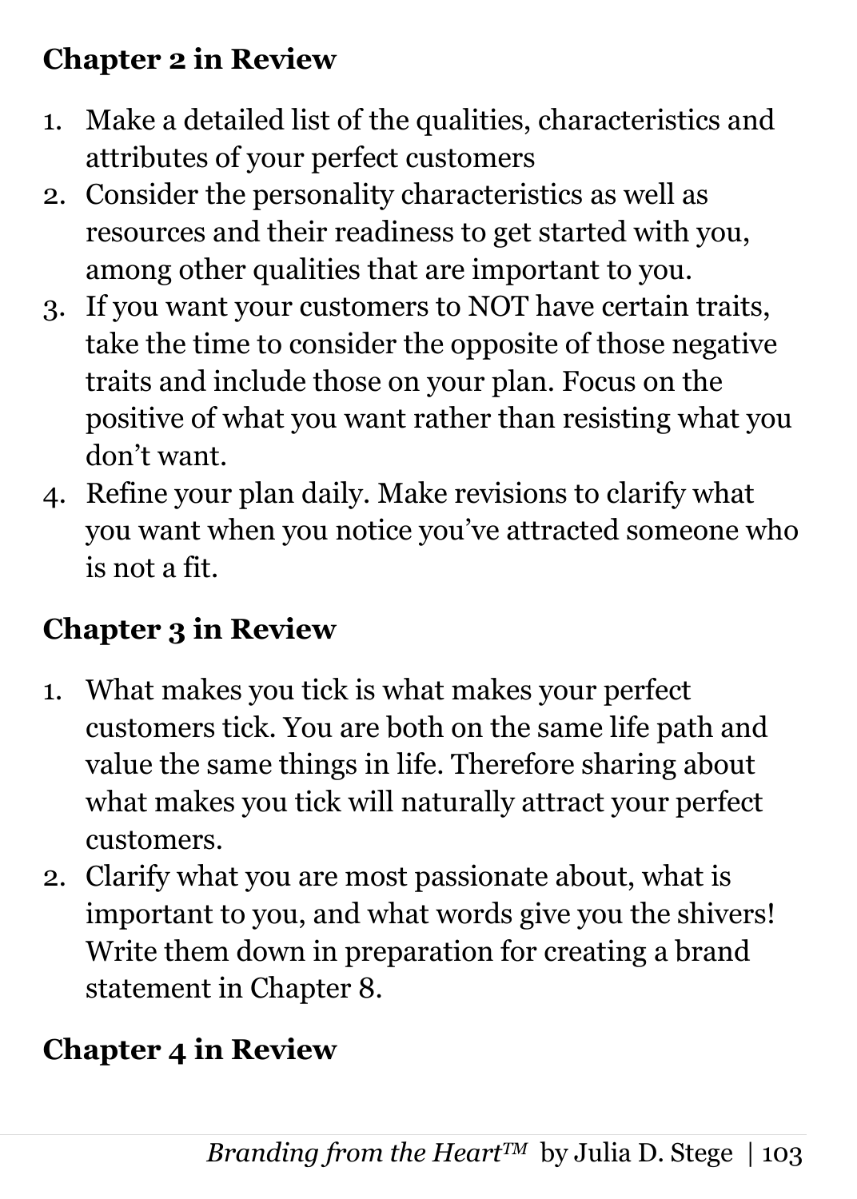## Chapter 2 in Review

1. Make a detailed list of the qualities, characteristics and attributes of your perfect customers
2. Consider the personality characteristics as well as resources and their readiness to get started with you, among other qualities that are important to you.
3. If you want your customers to NOT have certain traits, take the time to consider the opposite of those negative traits and include those on your plan. Focus on the positive of what you want rather than resisting what you don't want.
4. Refine your plan daily. Make revisions to clarify what you want when you notice you've attracted someone who is not a fit.

## Chapter 3 in Review

1. What makes you tick is what makes your perfect customers tick. You are both on the same life path and value the same things in life. Therefore sharing about what makes you tick will naturally attract your perfect customers.
2. Clarify what you are most passionate about, what is important to you, and what words give you the shivers! Write them down in preparation for creating a brand statement in Chapter 8.

## Chapter 4 in Review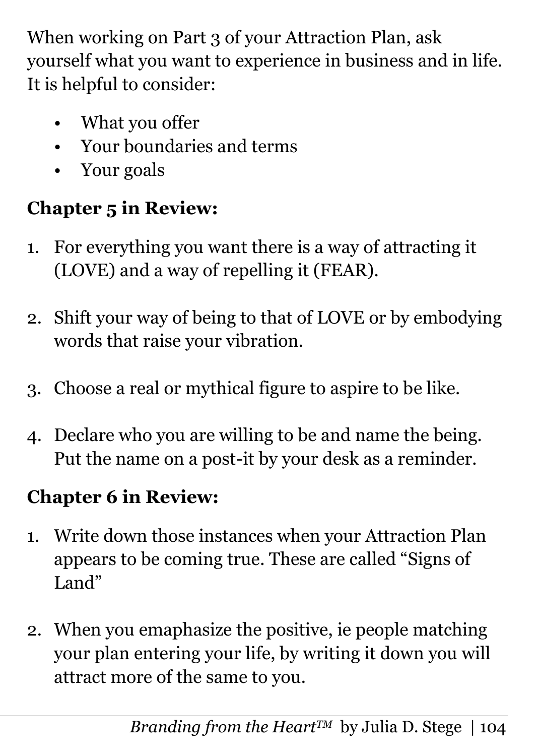When working on Part 3 of your Attraction Plan, ask yourself what you want to experience in business and in life. It is helpful to consider:

- What you offer
- Your boundaries and terms
- Your goals

**Chapter 5 in Review:**

1. For everything you want there is a way of attracting it (LOVE) and a way of repelling it (FEAR).

2. Shift your way of being to that of LOVE or by embodying words that raise your vibration.

3. Choose a real or mythical figure to aspire to be like.

4. Declare who you are willing to be and name the being. Put the name on a post-it by your desk as a reminder.

**Chapter 6 in Review:**

1. Write down those instances when your Attraction Plan appears to be coming true. These are called "Signs of Land"

2. When you emaphasize the positive, ie people matching your plan entering your life, by writing it down you will attract more of the same to you.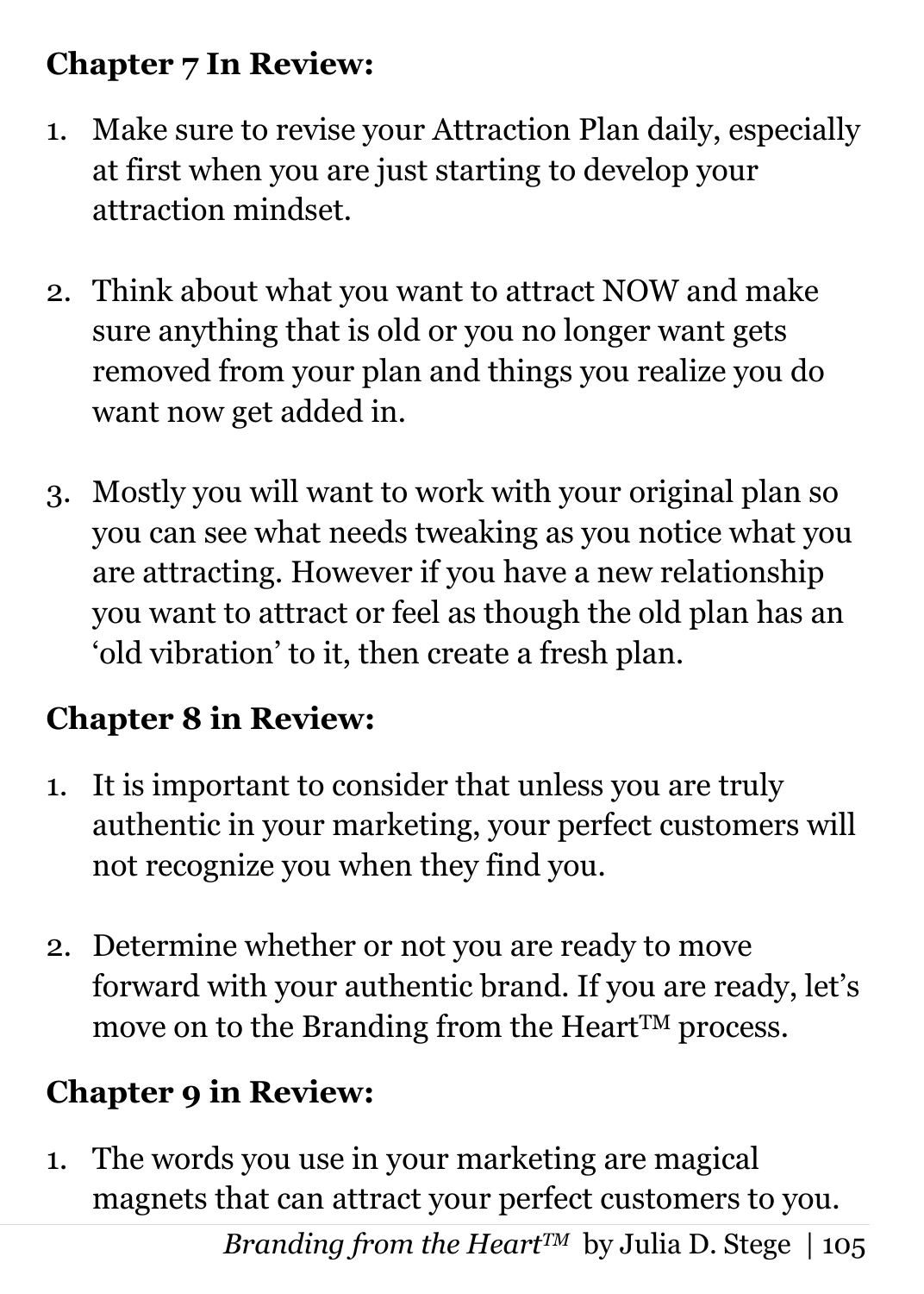**Chapter 7 In Review:**

1. Make sure to revise your Attraction Plan daily, especially at first when you are just starting to develop your attraction mindset.

2. Think about what you want to attract NOW and make sure anything that is old or you no longer want gets removed from your plan and things you realize you do want now get added in.

3. Mostly you will want to work with your original plan so you can see what needs tweaking as you notice what you are attracting. However if you have a new relationship you want to attract or feel as though the old plan has an 'old vibration' to it, then create a fresh plan.

**Chapter 8 in Review:**

1. It is important to consider that unless you are truly authentic in your marketing, your perfect customers will not recognize you when they find you.

2. Determine whether or not you are ready to move forward with your authentic brand. If you are ready, let's move on to the Branding from the Heart™ process.

**Chapter 9 in Review:**

1. The words you use in your marketing are magical magnets that can attract your perfect customers to you.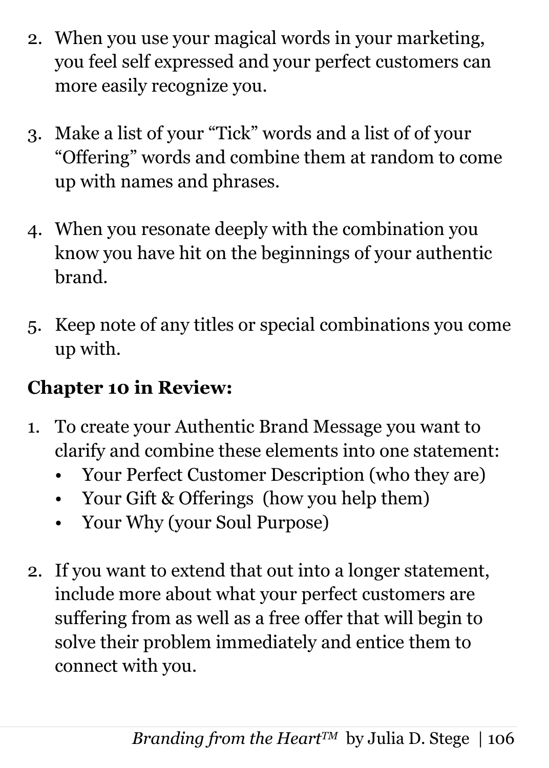2. When you use your magical words in your marketing, you feel self expressed and your perfect customers can more easily recognize you.

3. Make a list of your "Tick" words and a list of of your "Offering" words and combine them at random to come up with names and phrases.

4. When you resonate deeply with the combination you know you have hit on the beginnings of your authentic brand.

5. Keep note of any titles or special combinations you come up with.

**Chapter 10 in Review:**

1. To create your Authentic Brand Message you want to clarify and combine these elements into one statement:
   - Your Perfect Customer Description (who they are)
   - Your Gift & Offerings (how you help them)
   - Your Why (your Soul Purpose)

2. If you want to extend that out into a longer statement, include more about what your perfect customers are suffering from as well as a free offer that will begin to solve their problem immediately and entice them to connect with you.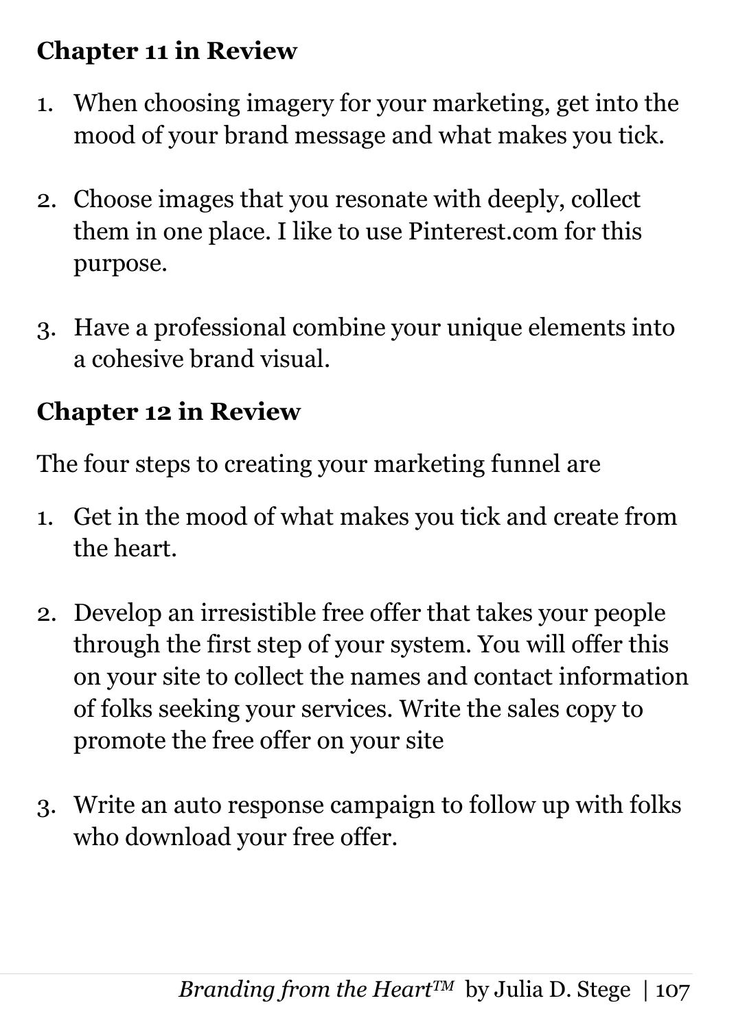### Chapter 11 in Review

1. When choosing imagery for your marketing, get into the mood of your brand message and what makes you tick.

2. Choose images that you resonate with deeply, collect them in one place. I like to use Pinterest.com for this purpose.

3. Have a professional combine your unique elements into a cohesive brand visual.

### Chapter 12 in Review

The four steps to creating your marketing funnel are

1. Get in the mood of what makes you tick and create from the heart.

2. Develop an irresistible free offer that takes your people through the first step of your system. You will offer this on your site to collect the names and contact information of folks seeking your services. Write the sales copy to promote the free offer on your site

3. Write an auto response campaign to follow up with folks who download your free offer.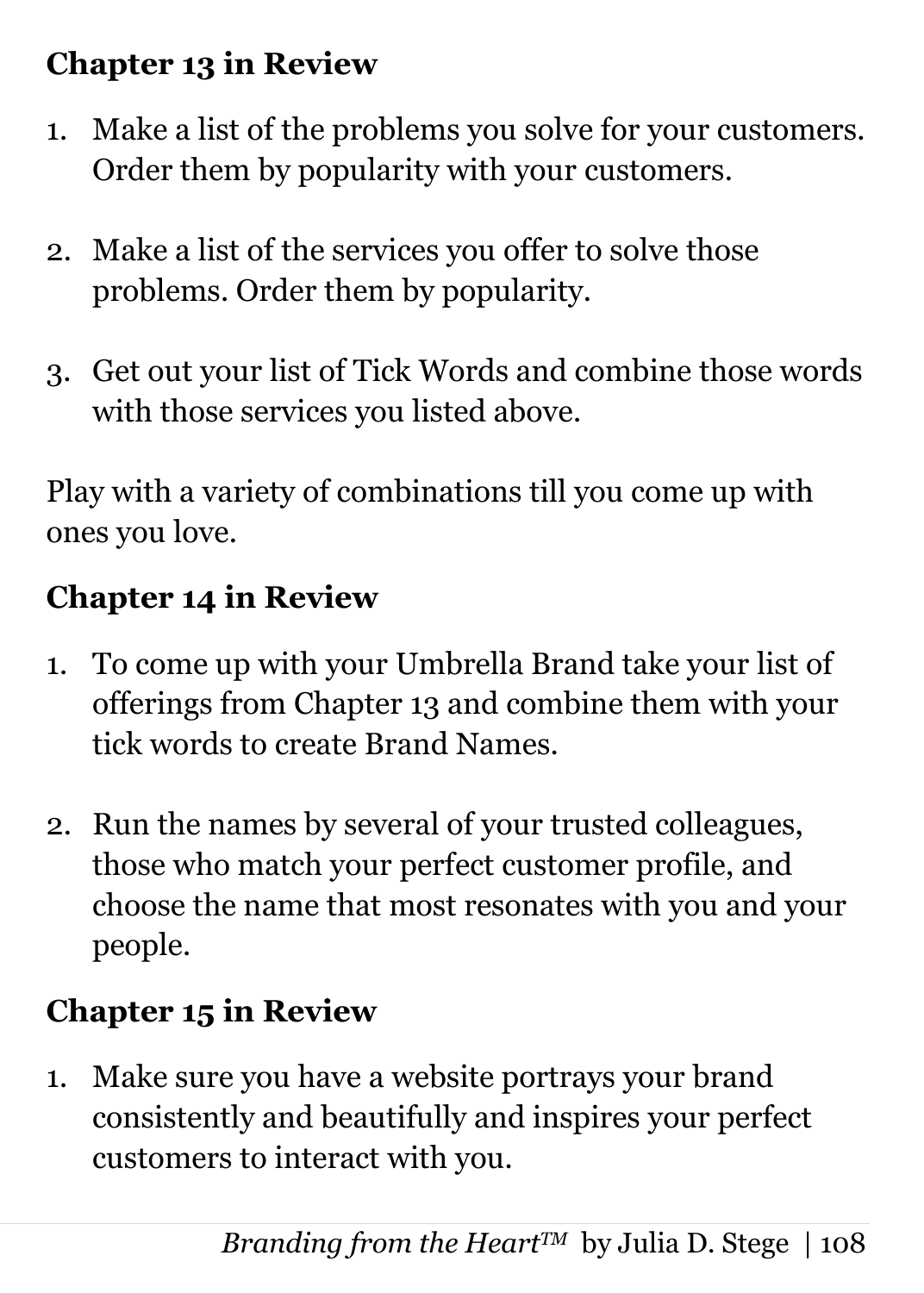### Chapter 13 in Review

1. Make a list of the problems you solve for your customers. Order them by popularity with your customers.

2. Make a list of the services you offer to solve those problems. Order them by popularity.

3. Get out your list of Tick Words and combine those words with those services you listed above.

Play with a variety of combinations till you come up with ones you love.

### Chapter 14 in Review

1. To come up with your Umbrella Brand take your list of offerings from Chapter 13 and combine them with your tick words to create Brand Names.

2. Run the names by several of your trusted colleagues, those who match your perfect customer profile, and choose the name that most resonates with you and your people.

### Chapter 15 in Review

1. Make sure you have a website portrays your brand consistently and beautifully and inspires your perfect customers to interact with you.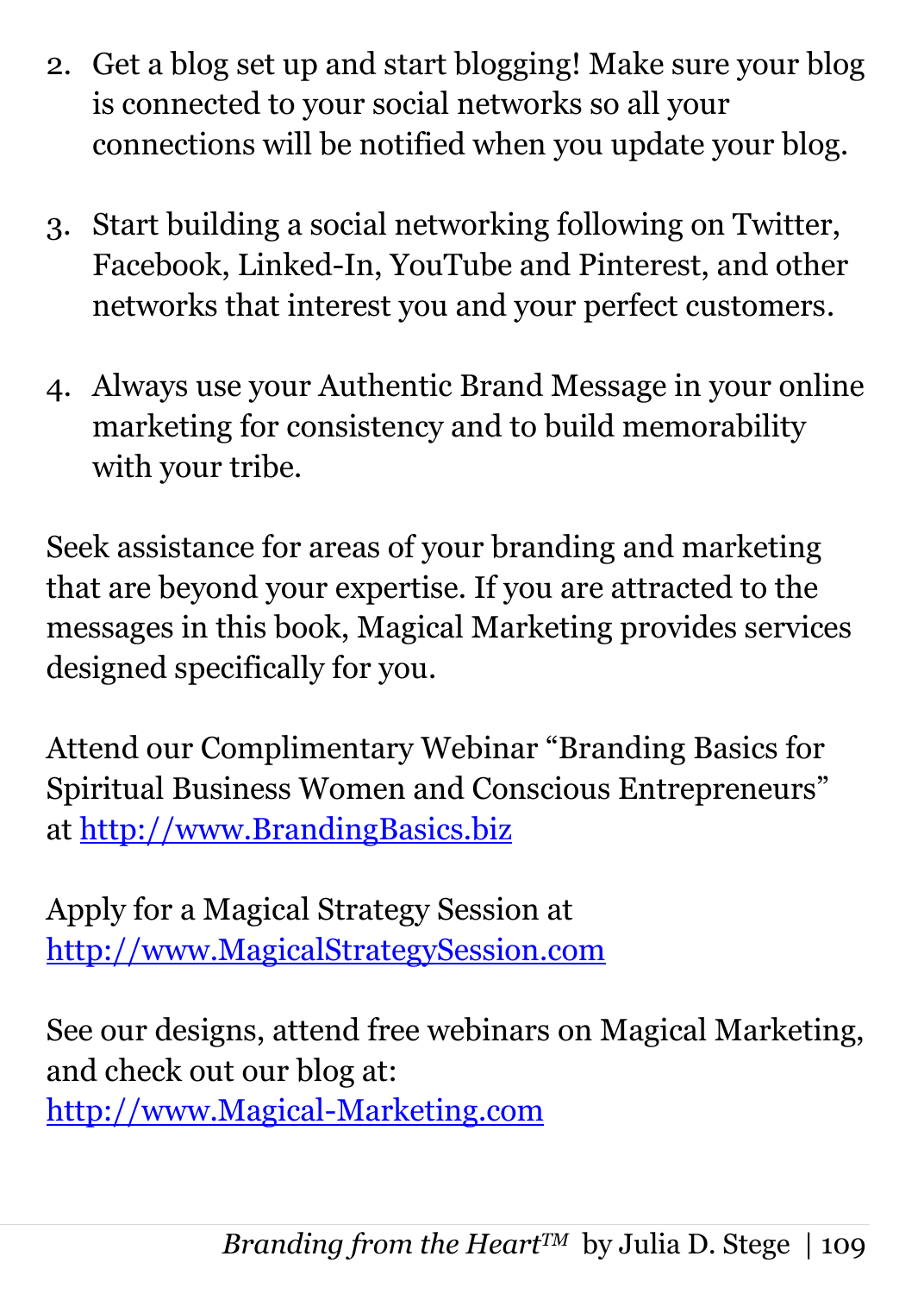2. Get a blog set up and start blogging! Make sure your blog is connected to your social networks so all your connections will be notified when you update your blog.

3. Start building a social networking following on Twitter, Facebook, Linked-In, YouTube and Pinterest, and other networks that interest you and your perfect customers.

4. Always use your Authentic Brand Message in your online marketing for consistency and to build memorability with your tribe.

Seek assistance for areas of your branding and marketing that are beyond your expertise. If you are attracted to the messages in this book, Magical Marketing provides services designed specifically for you.

Attend our Complimentary Webinar "Branding Basics for Spiritual Business Women and Conscious Entrepreneurs" at http://www.BrandingBasics.biz

Apply for a Magical Strategy Session at http://www.MagicalStrategySession.com

See our designs, attend free webinars on Magical Marketing, and check out our blog at: http://www.Magical-Marketing.com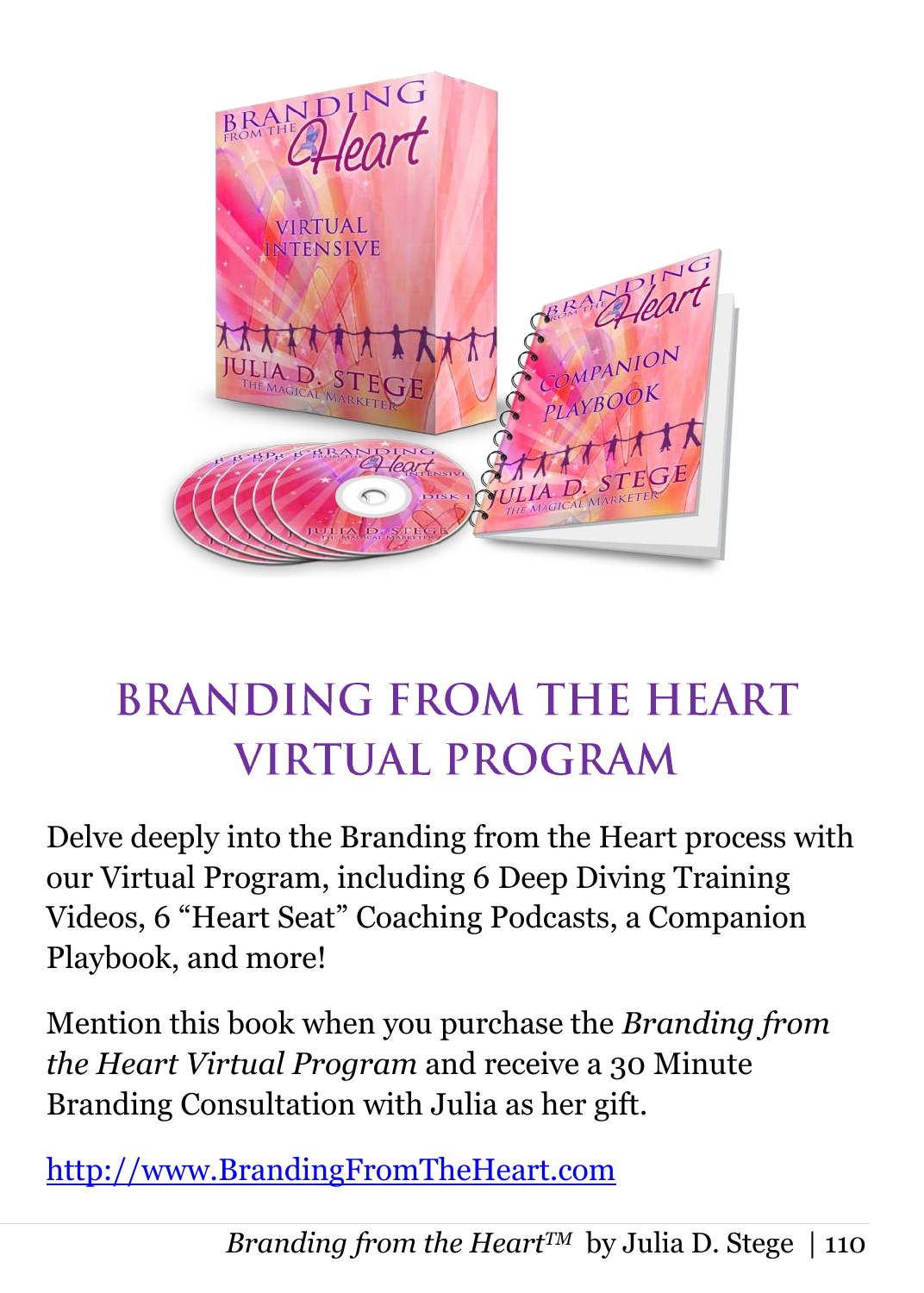# BRANDING FROM THE HEART VIRTUAL PROGRAM

Delve deeply into the Branding from the Heart process with our Virtual Program, including 6 Deep Diving Training Videos, 6 "Heart Seat" Coaching Podcasts, a Companion Playbook, and more!

Mention this book when you purchase the *Branding from the Heart Virtual Program* and receive a 30 Minute Branding Consultation with Julia as her gift.

http://www.BrandingFromTheHeart.com